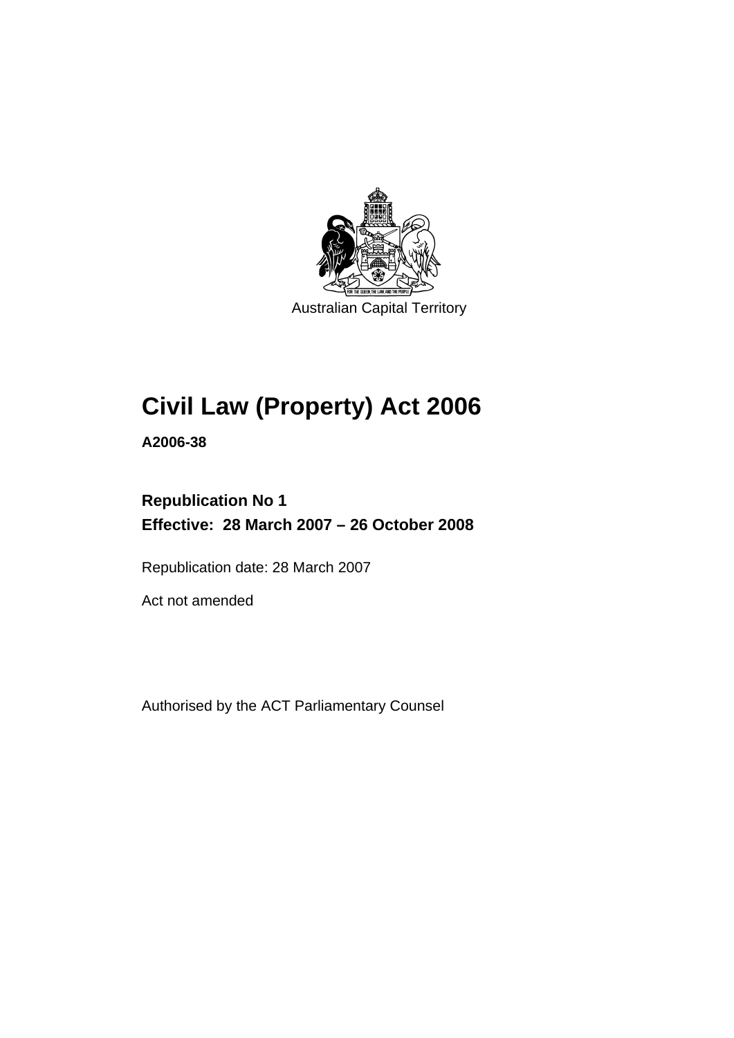Australian Capital Territory

# Civil Law (Property) Act 2006

**A2006-38**

**Republication No 1**
**Effective: 28 March 2007 – 26 October 2008**

Republication date: 28 March 2007

Act not amended

Authorised by the ACT Parliamentary Counsel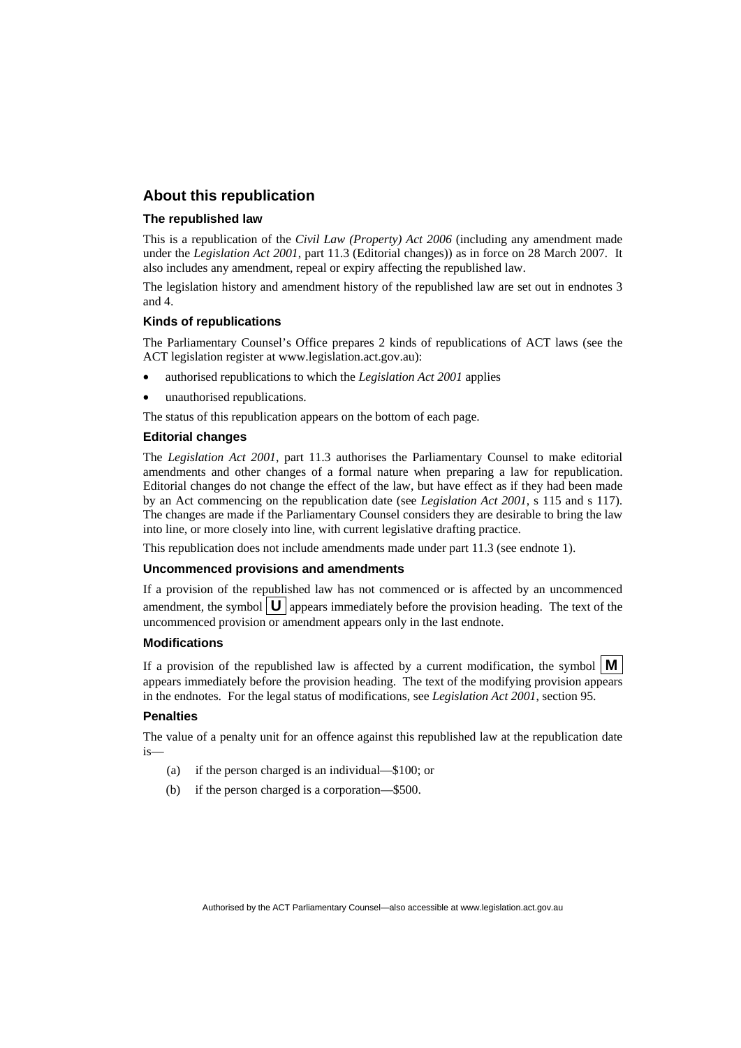## About this republication

### The republished law

This is a republication of the *Civil Law (Property) Act 2006* (including any amendment made under the *Legislation Act 2001*, part 11.3 (Editorial changes)) as in force on 28 March 2007. It also includes any amendment, repeal or expiry affecting the republished law.

The legislation history and amendment history of the republished law are set out in endnotes 3 and 4.

### Kinds of republications

The Parliamentary Counsel's Office prepares 2 kinds of republications of ACT laws (see the ACT legislation register at www.legislation.act.gov.au):

- authorised republications to which the *Legislation Act 2001* applies
- unauthorised republications.

The status of this republication appears on the bottom of each page.

### Editorial changes

The *Legislation Act 2001*, part 11.3 authorises the Parliamentary Counsel to make editorial amendments and other changes of a formal nature when preparing a law for republication. Editorial changes do not change the effect of the law, but have effect as if they had been made by an Act commencing on the republication date (see *Legislation Act 2001*, s 115 and s 117). The changes are made if the Parliamentary Counsel considers they are desirable to bring the law into line, or more closely into line, with current legislative drafting practice.

This republication does not include amendments made under part 11.3 (see endnote 1).

### Uncommenced provisions and amendments

If a provision of the republished law has not commenced or is affected by an uncommenced amendment, the symbol **U** appears immediately before the provision heading. The text of the uncommenced provision or amendment appears only in the last endnote.

### Modifications

If a provision of the republished law is affected by a current modification, the symbol **M** appears immediately before the provision heading. The text of the modifying provision appears in the endnotes. For the legal status of modifications, see *Legislation Act 2001*, section 95.

### Penalties

The value of a penalty unit for an offence against this republished law at the republication date is—

(a) if the person charged is an individual—$100; or

(b) if the person charged is a corporation—$500.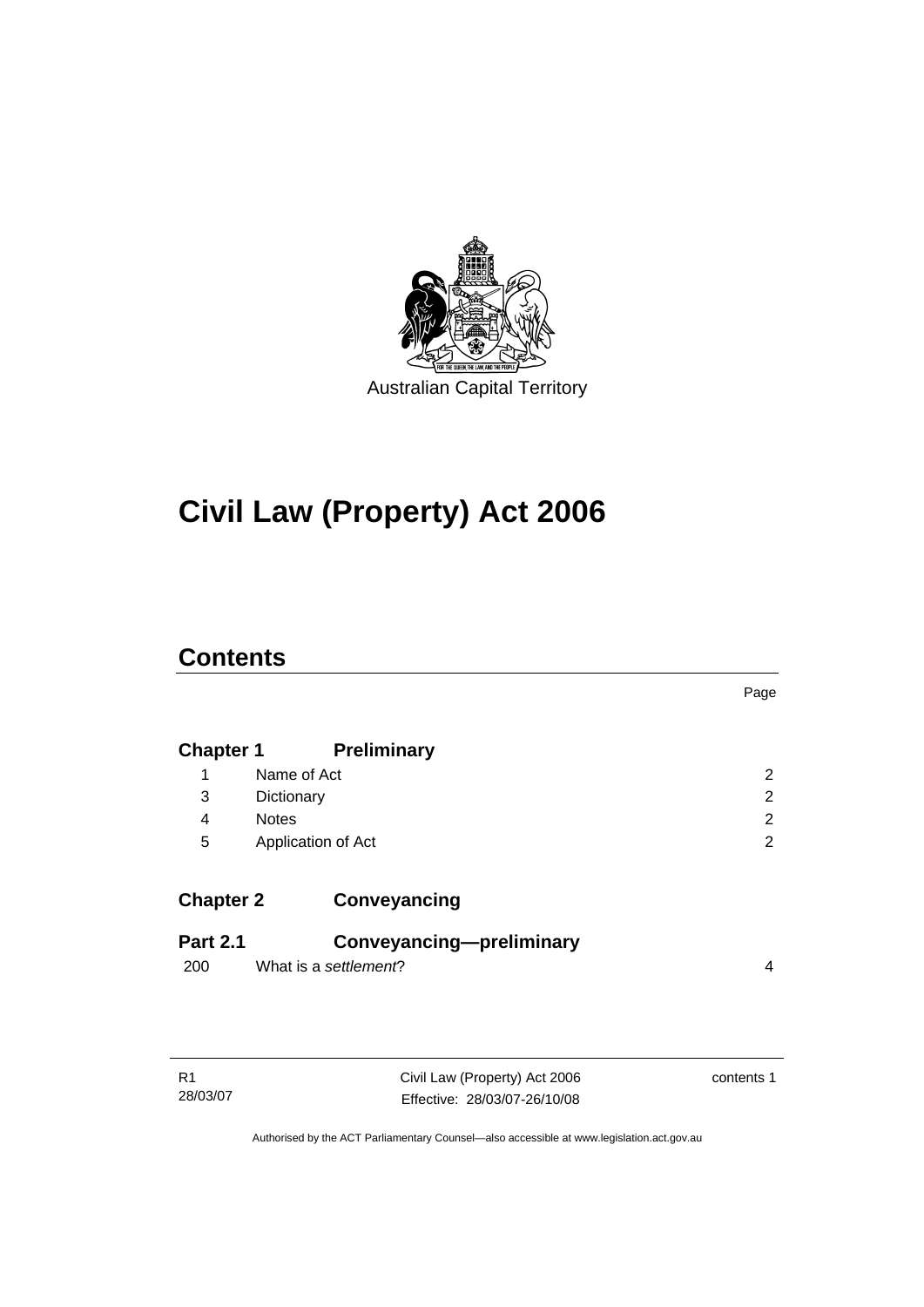Australian Capital Territory

# Civil Law (Property) Act 2006

## Contents

| | | Page |
|---|---|---|
| **Chapter 1** | **Preliminary** | |
| 1 | Name of Act | 2 |
| 3 | Dictionary | 2 |
| 4 | Notes | 2 |
| 5 | Application of Act | 2 |
| **Chapter 2** | **Conveyancing** | |
| **Part 2.1** | **Conveyancing—preliminary** | |
| 200 | What is a *settlement*? | 4 |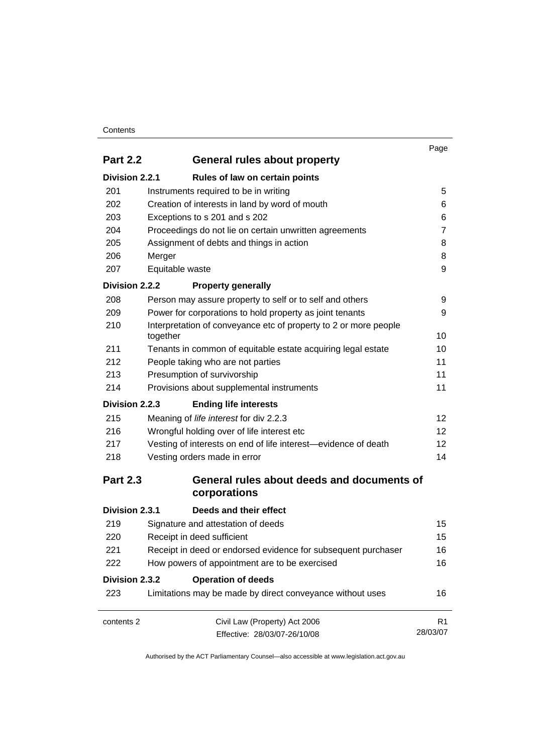| | | Page |
|---|---|---|
| **Part 2.2** | **General rules about property** | |
| **Division 2.2.1** | **Rules of law on certain points** | |
| 201 | Instruments required to be in writing | 5 |
| 202 | Creation of interests in land by word of mouth | 6 |
| 203 | Exceptions to s 201 and s 202 | 6 |
| 204 | Proceedings do not lie on certain unwritten agreements | 7 |
| 205 | Assignment of debts and things in action | 8 |
| 206 | Merger | 8 |
| 207 | Equitable waste | 9 |
| **Division 2.2.2** | **Property generally** | |
| 208 | Person may assure property to self or to self and others | 9 |
| 209 | Power for corporations to hold property as joint tenants | 9 |
| 210 | Interpretation of conveyance etc of property to 2 or more people together | 10 |
| 211 | Tenants in common of equitable estate acquiring legal estate | 10 |
| 212 | People taking who are not parties | 11 |
| 213 | Presumption of survivorship | 11 |
| 214 | Provisions about supplemental instruments | 11 |
| **Division 2.2.3** | **Ending life interests** | |
| 215 | Meaning of *life interest* for div 2.2.3 | 12 |
| 216 | Wrongful holding over of life interest etc | 12 |
| 217 | Vesting of interests on end of life interest—evidence of death | 12 |
| 218 | Vesting orders made in error | 14 |
| **Part 2.3** | **General rules about deeds and documents of corporations** | |
| **Division 2.3.1** | **Deeds and their effect** | |
| 219 | Signature and attestation of deeds | 15 |
| 220 | Receipt in deed sufficient | 15 |
| 221 | Receipt in deed or endorsed evidence for subsequent purchaser | 16 |
| 222 | How powers of appointment are to be exercised | 16 |
| **Division 2.3.2** | **Operation of deeds** | |
| 223 | Limitations may be made by direct conveyance without uses | 16 |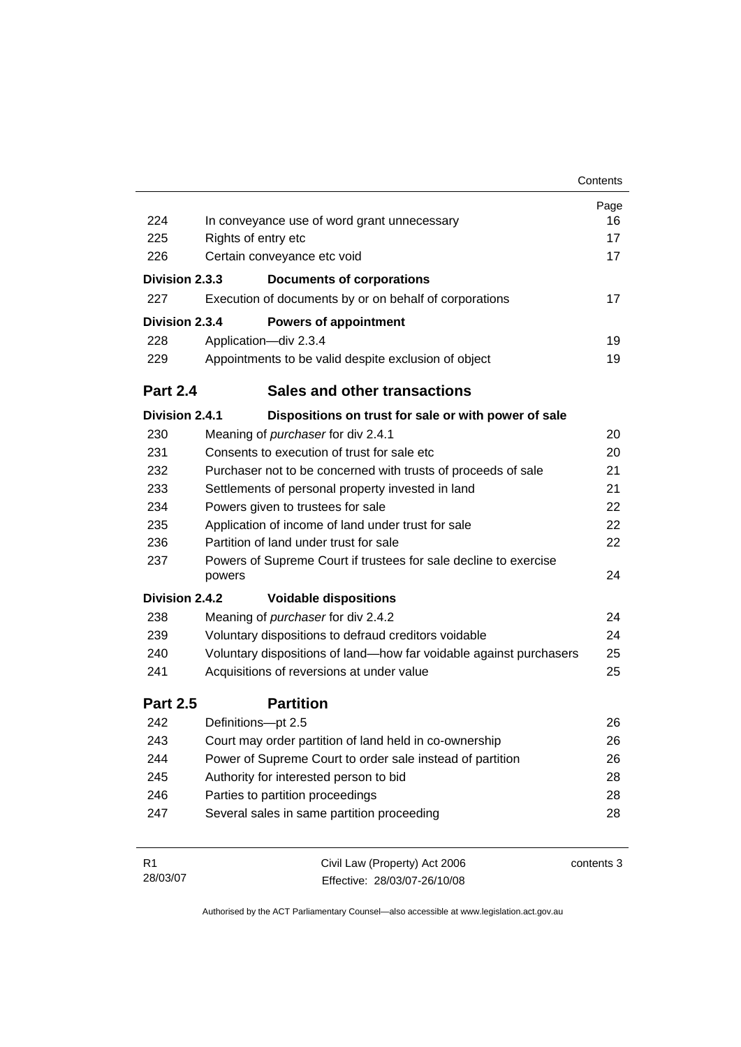| | | Page |
|---|---|---|
| 224 | In conveyance use of word grant unnecessary | 16 |
| 225 | Rights of entry etc | 17 |
| 226 | Certain conveyance etc void | 17 |
| **Division 2.3.3** | **Documents of corporations** | |
| 227 | Execution of documents by or on behalf of corporations | 17 |
| **Division 2.3.4** | **Powers of appointment** | |
| 228 | Application—div 2.3.4 | 19 |
| 229 | Appointments to be valid despite exclusion of object | 19 |
| **Part 2.4** | **Sales and other transactions** | |
| **Division 2.4.1** | **Dispositions on trust for sale or with power of sale** | |
| 230 | Meaning of *purchaser* for div 2.4.1 | 20 |
| 231 | Consents to execution of trust for sale etc | 20 |
| 232 | Purchaser not to be concerned with trusts of proceeds of sale | 21 |
| 233 | Settlements of personal property invested in land | 21 |
| 234 | Powers given to trustees for sale | 22 |
| 235 | Application of income of land under trust for sale | 22 |
| 236 | Partition of land under trust for sale | 22 |
| 237 | Powers of Supreme Court if trustees for sale decline to exercise powers | 24 |
| **Division 2.4.2** | **Voidable dispositions** | |
| 238 | Meaning of *purchaser* for div 2.4.2 | 24 |
| 239 | Voluntary dispositions to defraud creditors voidable | 24 |
| 240 | Voluntary dispositions of land—how far voidable against purchasers | 25 |
| 241 | Acquisitions of reversions at under value | 25 |
| **Part 2.5** | **Partition** | |
| 242 | Definitions—pt 2.5 | 26 |
| 243 | Court may order partition of land held in co-ownership | 26 |
| 244 | Power of Supreme Court to order sale instead of partition | 26 |
| 245 | Authority for interested person to bid | 28 |
| 246 | Parties to partition proceedings | 28 |
| 247 | Several sales in same partition proceeding | 28 |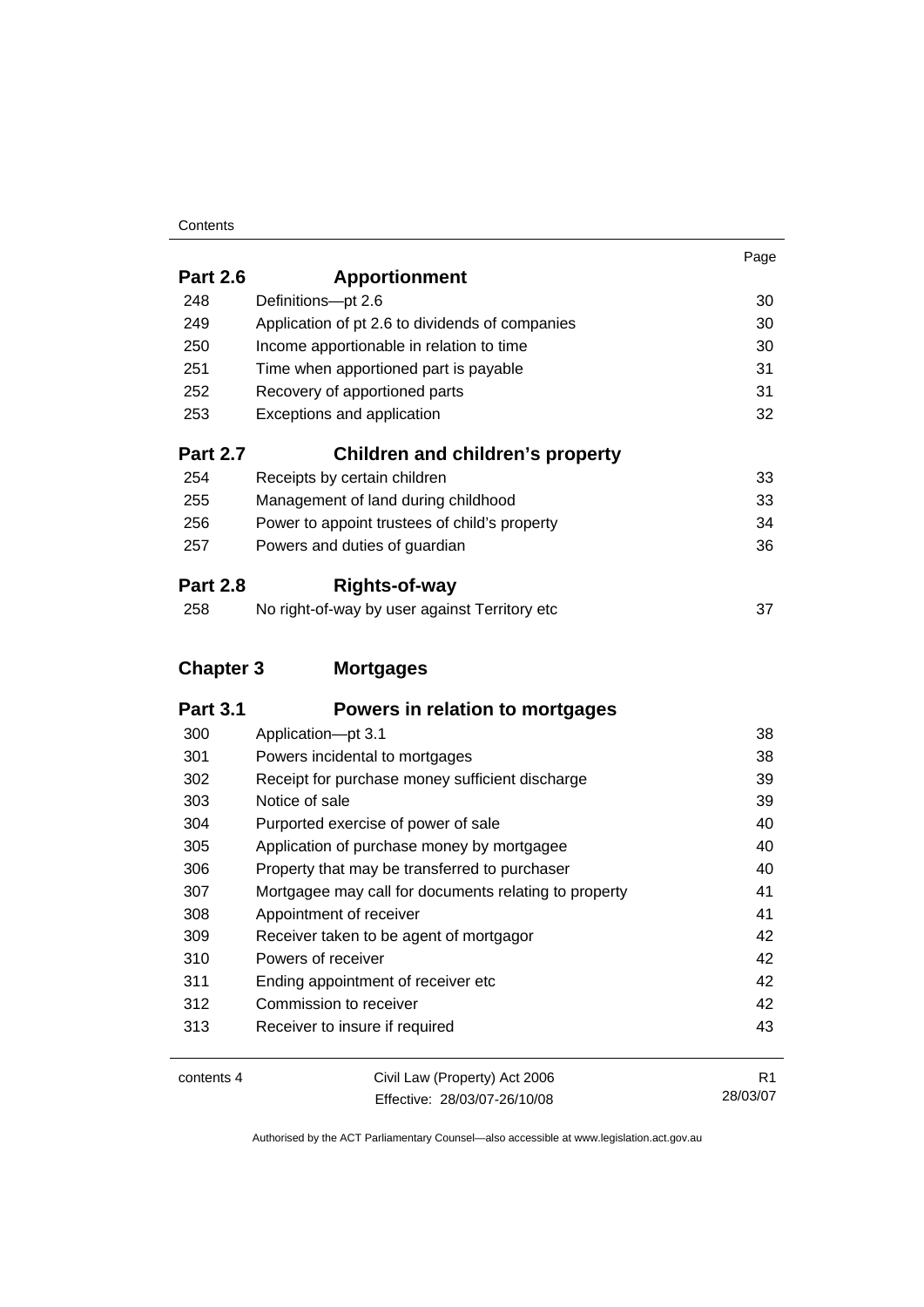| | | Page |
|---|---|---|
| **Part 2.6** | **Apportionment** | |
| 248 | Definitions—pt 2.6 | 30 |
| 249 | Application of pt 2.6 to dividends of companies | 30 |
| 250 | Income apportionable in relation to time | 30 |
| 251 | Time when apportioned part is payable | 31 |
| 252 | Recovery of apportioned parts | 31 |
| 253 | Exceptions and application | 32 |
| **Part 2.7** | **Children and children's property** | |
| 254 | Receipts by certain children | 33 |
| 255 | Management of land during childhood | 33 |
| 256 | Power to appoint trustees of child's property | 34 |
| 257 | Powers and duties of guardian | 36 |
| **Part 2.8** | **Rights-of-way** | |
| 258 | No right-of-way by user against Territory etc | 37 |
| **Chapter 3** | **Mortgages** | |
| **Part 3.1** | **Powers in relation to mortgages** | |
| 300 | Application—pt 3.1 | 38 |
| 301 | Powers incidental to mortgages | 38 |
| 302 | Receipt for purchase money sufficient discharge | 39 |
| 303 | Notice of sale | 39 |
| 304 | Purported exercise of power of sale | 40 |
| 305 | Application of purchase money by mortgagee | 40 |
| 306 | Property that may be transferred to purchaser | 40 |
| 307 | Mortgagee may call for documents relating to property | 41 |
| 308 | Appointment of receiver | 41 |
| 309 | Receiver taken to be agent of mortgagor | 42 |
| 310 | Powers of receiver | 42 |
| 311 | Ending appointment of receiver etc | 42 |
| 312 | Commission to receiver | 42 |
| 313 | Receiver to insure if required | 43 |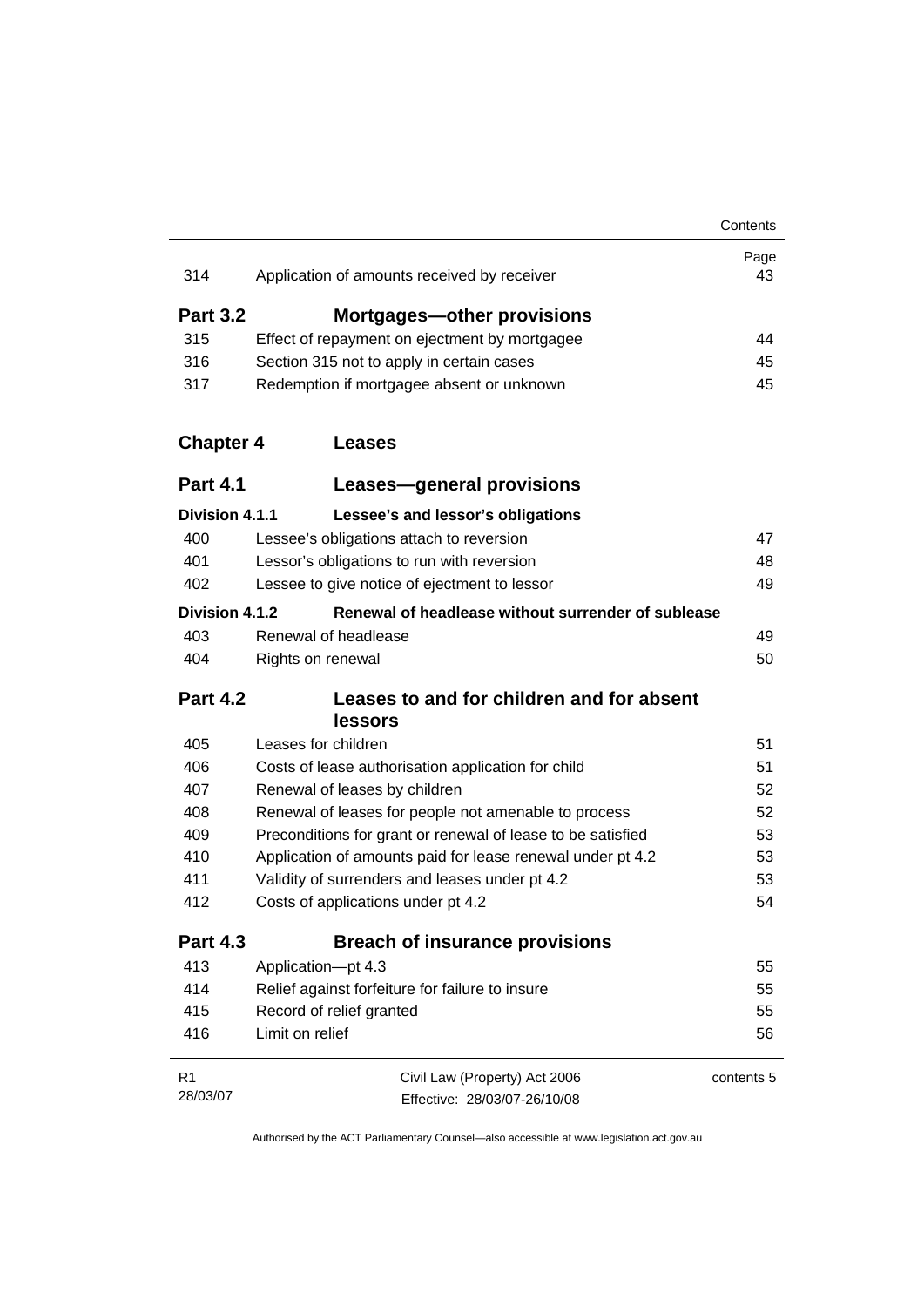| | | Page |
|---|---|---|
| 314 | Application of amounts received by receiver | 43 |
| **Part 3.2** | **Mortgages—other provisions** | |
| 315 | Effect of repayment on ejectment by mortgagee | 44 |
| 316 | Section 315 not to apply in certain cases | 45 |
| 317 | Redemption if mortgagee absent or unknown | 45 |
| **Chapter 4** | **Leases** | |
| **Part 4.1** | **Leases—general provisions** | |
| **Division 4.1.1** | **Lessee's and lessor's obligations** | |
| 400 | Lessee's obligations attach to reversion | 47 |
| 401 | Lessor's obligations to run with reversion | 48 |
| 402 | Lessee to give notice of ejectment to lessor | 49 |
| **Division 4.1.2** | **Renewal of headlease without surrender of sublease** | |
| 403 | Renewal of headlease | 49 |
| 404 | Rights on renewal | 50 |
| **Part 4.2** | **Leases to and for children and for absent lessors** | |
| 405 | Leases for children | 51 |
| 406 | Costs of lease authorisation application for child | 51 |
| 407 | Renewal of leases by children | 52 |
| 408 | Renewal of leases for people not amenable to process | 52 |
| 409 | Preconditions for grant or renewal of lease to be satisfied | 53 |
| 410 | Application of amounts paid for lease renewal under pt 4.2 | 53 |
| 411 | Validity of surrenders and leases under pt 4.2 | 53 |
| 412 | Costs of applications under pt 4.2 | 54 |
| **Part 4.3** | **Breach of insurance provisions** | |
| 413 | Application—pt 4.3 | 55 |
| 414 | Relief against forfeiture for failure to insure | 55 |
| 415 | Record of relief granted | 55 |
| 416 | Limit on relief | 56 |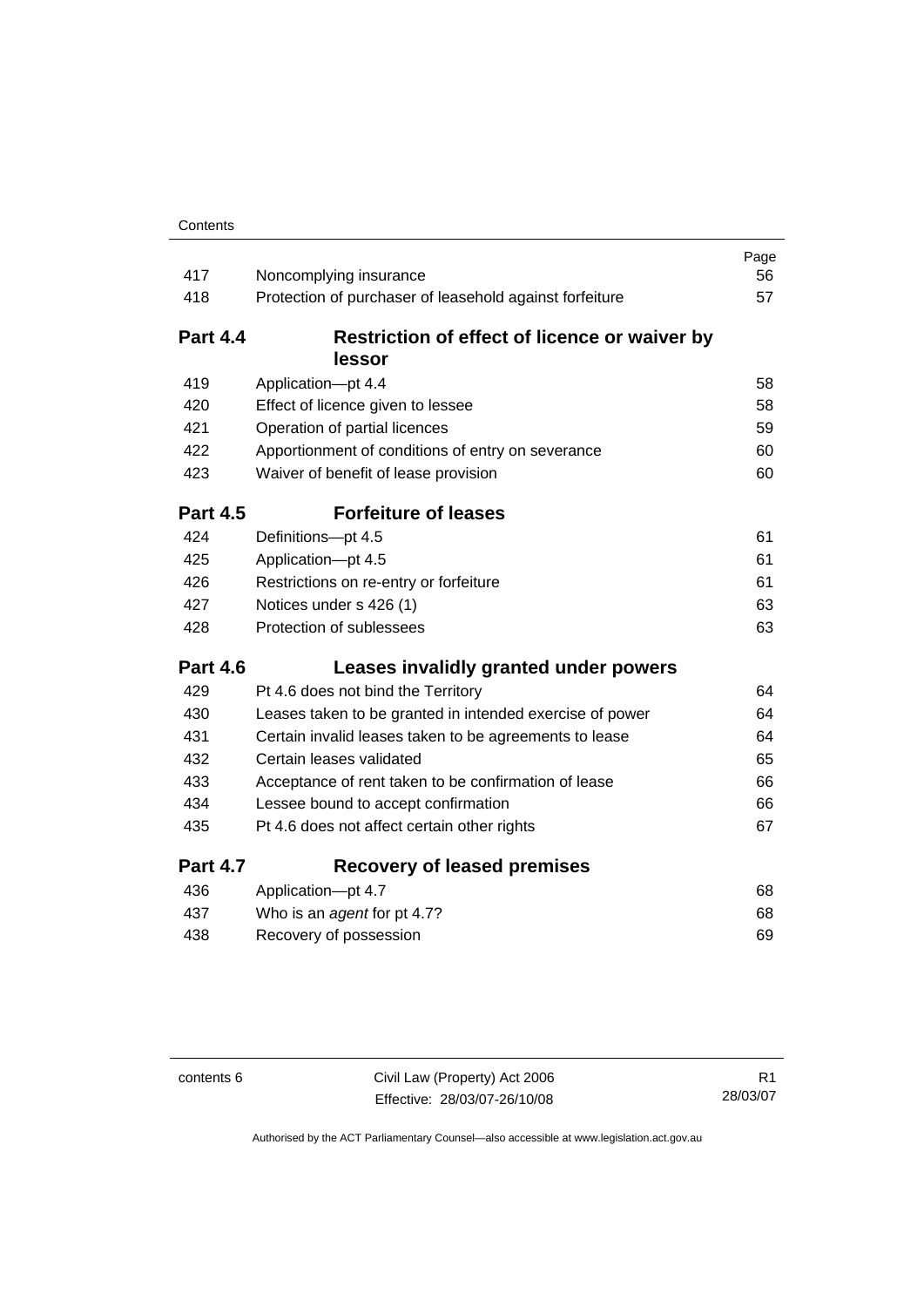| | | Page |
|---|---|---|
| 417 | Noncomplying insurance | 56 |
| 418 | Protection of purchaser of leasehold against forfeiture | 57 |

## Part 4.4 Restriction of effect of licence or waiver by lessor

| | | |
|---|---|---|
| 419 | Application—pt 4.4 | 58 |
| 420 | Effect of licence given to lessee | 58 |
| 421 | Operation of partial licences | 59 |
| 422 | Apportionment of conditions of entry on severance | 60 |
| 423 | Waiver of benefit of lease provision | 60 |

## Part 4.5 Forfeiture of leases

| | | |
|---|---|---|
| 424 | Definitions—pt 4.5 | 61 |
| 425 | Application—pt 4.5 | 61 |
| 426 | Restrictions on re-entry or forfeiture | 61 |
| 427 | Notices under s 426 (1) | 63 |
| 428 | Protection of sublessees | 63 |

## Part 4.6 Leases invalidly granted under powers

| | | |
|---|---|---|
| 429 | Pt 4.6 does not bind the Territory | 64 |
| 430 | Leases taken to be granted in intended exercise of power | 64 |
| 431 | Certain invalid leases taken to be agreements to lease | 64 |
| 432 | Certain leases validated | 65 |
| 433 | Acceptance of rent taken to be confirmation of lease | 66 |
| 434 | Lessee bound to accept confirmation | 66 |
| 435 | Pt 4.6 does not affect certain other rights | 67 |

## Part 4.7 Recovery of leased premises

| | | |
|---|---|---|
| 436 | Application—pt 4.7 | 68 |
| 437 | Who is an *agent* for pt 4.7? | 68 |
| 438 | Recovery of possession | 69 |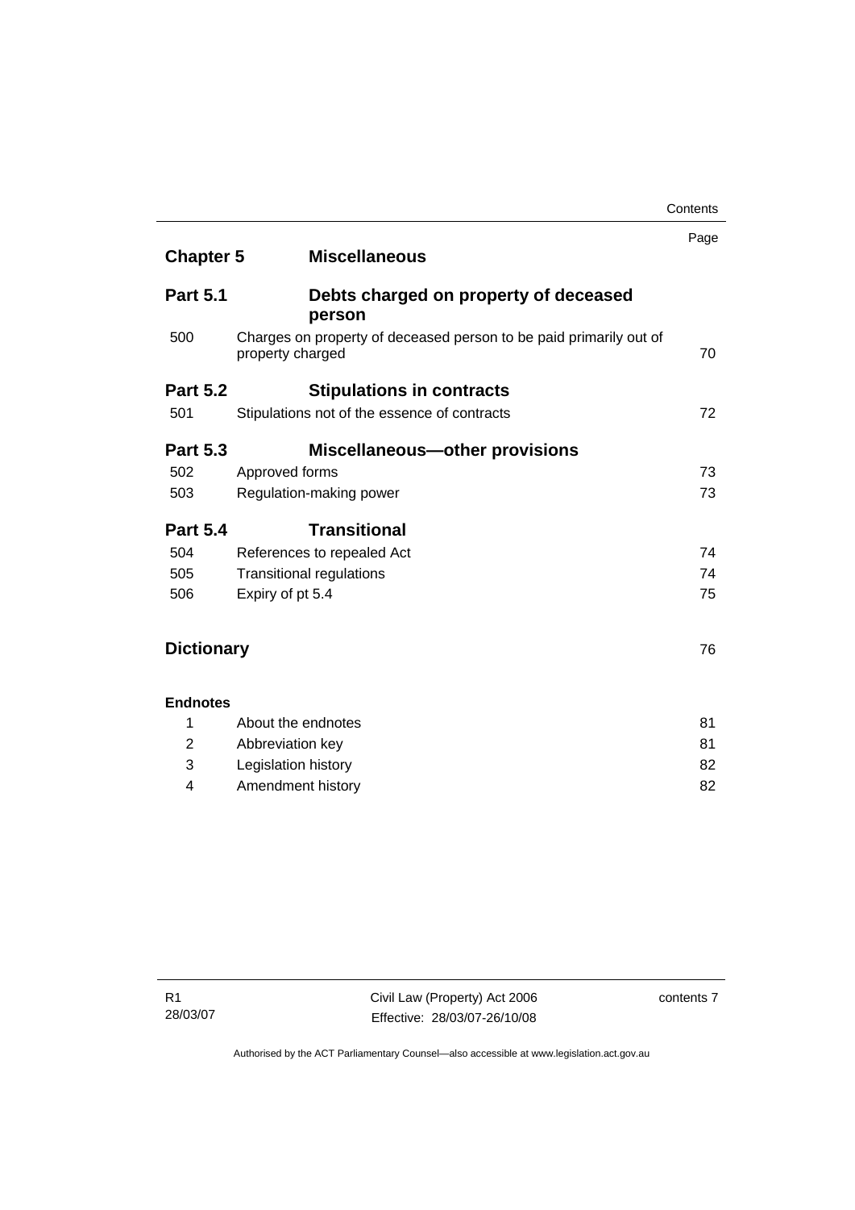| | | Page |
|---|---|---|
| **Chapter 5** | **Miscellaneous** | |
| **Part 5.1** | **Debts charged on property of deceased person** | |
| 500 | Charges on property of deceased person to be paid primarily out of property charged | 70 |
| **Part 5.2** | **Stipulations in contracts** | |
| 501 | Stipulations not of the essence of contracts | 72 |
| **Part 5.3** | **Miscellaneous—other provisions** | |
| 502 | Approved forms | 73 |
| 503 | Regulation-making power | 73 |
| **Part 5.4** | **Transitional** | |
| 504 | References to repealed Act | 74 |
| 505 | Transitional regulations | 74 |
| 506 | Expiry of pt 5.4 | 75 |
| **Dictionary** | | 76 |
| **Endnotes** | | |
| 1 | About the endnotes | 81 |
| 2 | Abbreviation key | 81 |
| 3 | Legislation history | 82 |
| 4 | Amendment history | 82 |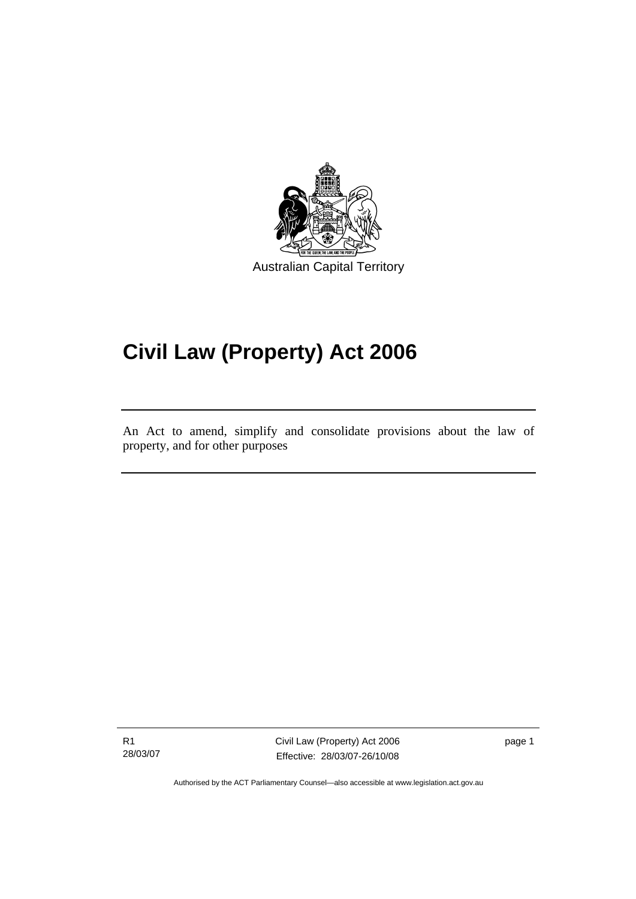Australian Capital Territory

# Civil Law (Property) Act 2006

An Act to amend, simplify and consolidate provisions about the law of property, and for other purposes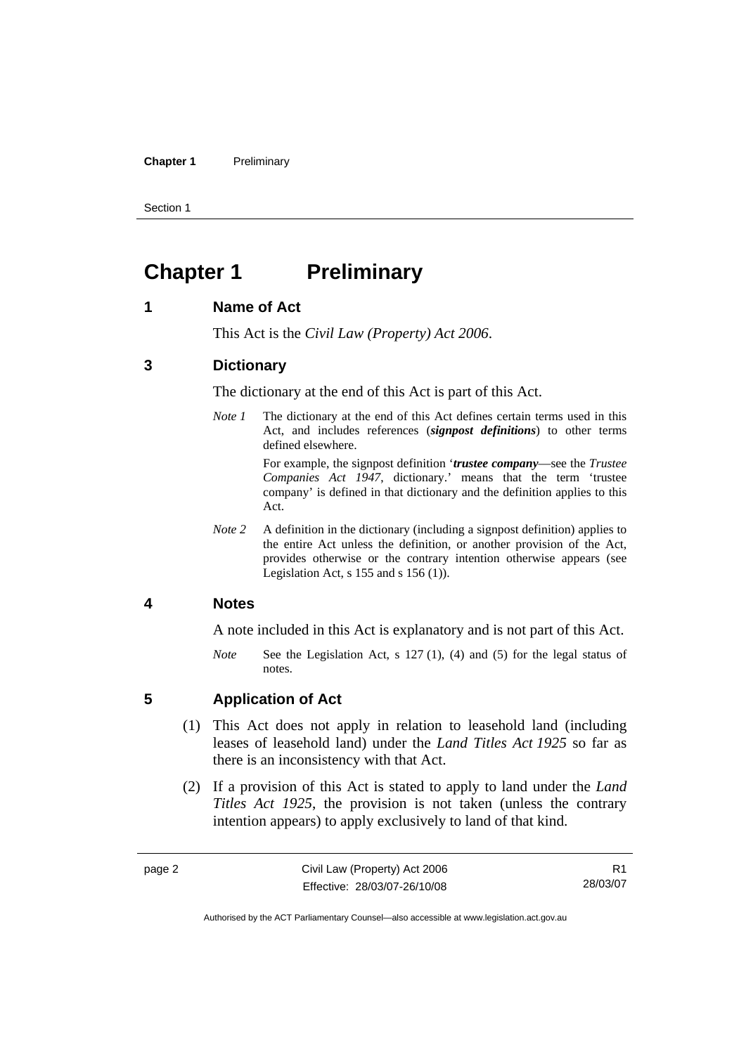# Chapter 1 Preliminary

## 1 Name of Act

This Act is the *Civil Law (Property) Act 2006*.

## 3 Dictionary

The dictionary at the end of this Act is part of this Act.

*Note 1* The dictionary at the end of this Act defines certain terms used in this Act, and includes references (***signpost definitions***) to other terms defined elsewhere.

For example, the signpost definition '***trustee company***—see the *Trustee Companies Act 1947*, dictionary.' means that the term 'trustee company' is defined in that dictionary and the definition applies to this Act.

*Note 2* A definition in the dictionary (including a signpost definition) applies to the entire Act unless the definition, or another provision of the Act, provides otherwise or the contrary intention otherwise appears (see Legislation Act, s 155 and s 156 (1)).

## 4 Notes

A note included in this Act is explanatory and is not part of this Act.

*Note* See the Legislation Act, s 127 (1), (4) and (5) for the legal status of notes.

## 5 Application of Act

(1) This Act does not apply in relation to leasehold land (including leases of leasehold land) under the *Land Titles Act 1925* so far as there is an inconsistency with that Act.

(2) If a provision of this Act is stated to apply to land under the *Land Titles Act 1925*, the provision is not taken (unless the contrary intention appears) to apply exclusively to land of that kind.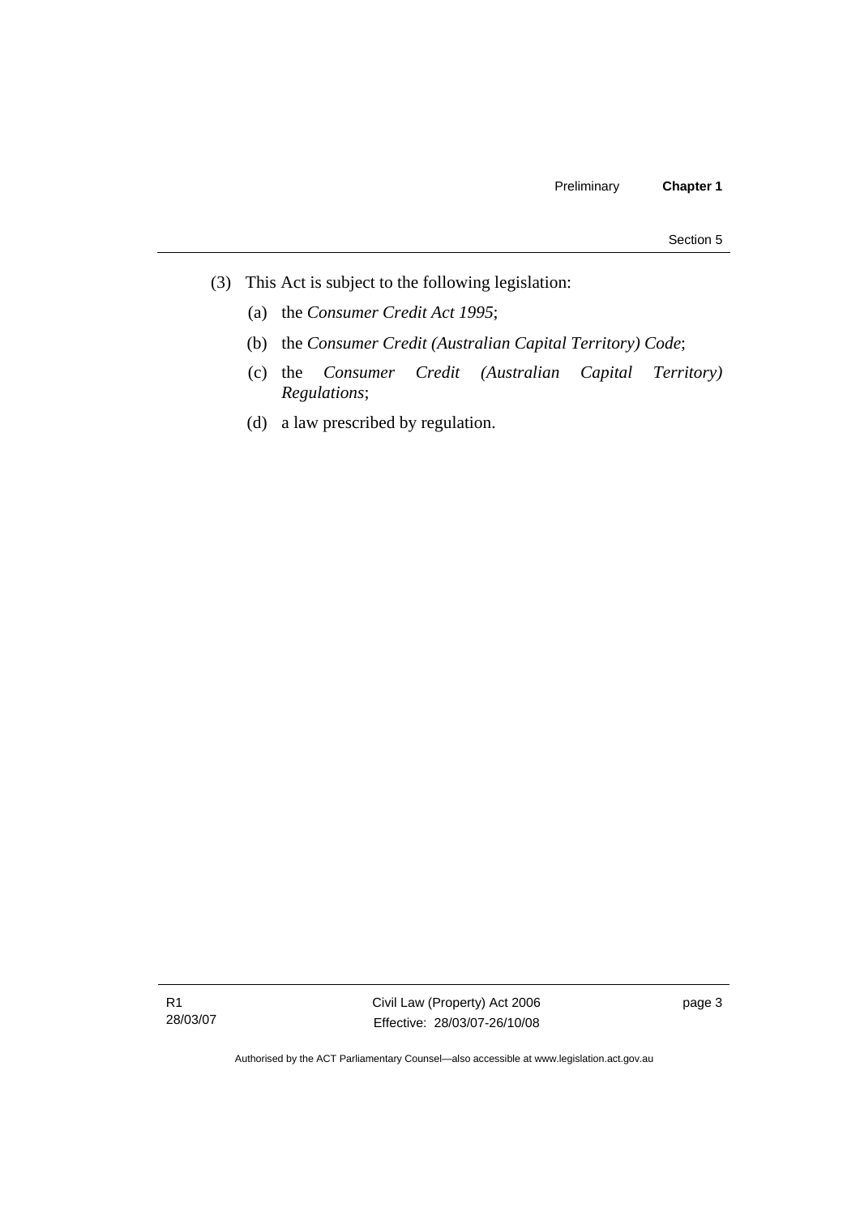(3) This Act is subject to the following legislation:

(a) the *Consumer Credit Act 1995*;

(b) the *Consumer Credit (Australian Capital Territory) Code*;

(c) the *Consumer Credit (Australian Capital Territory) Regulations*;

(d) a law prescribed by regulation.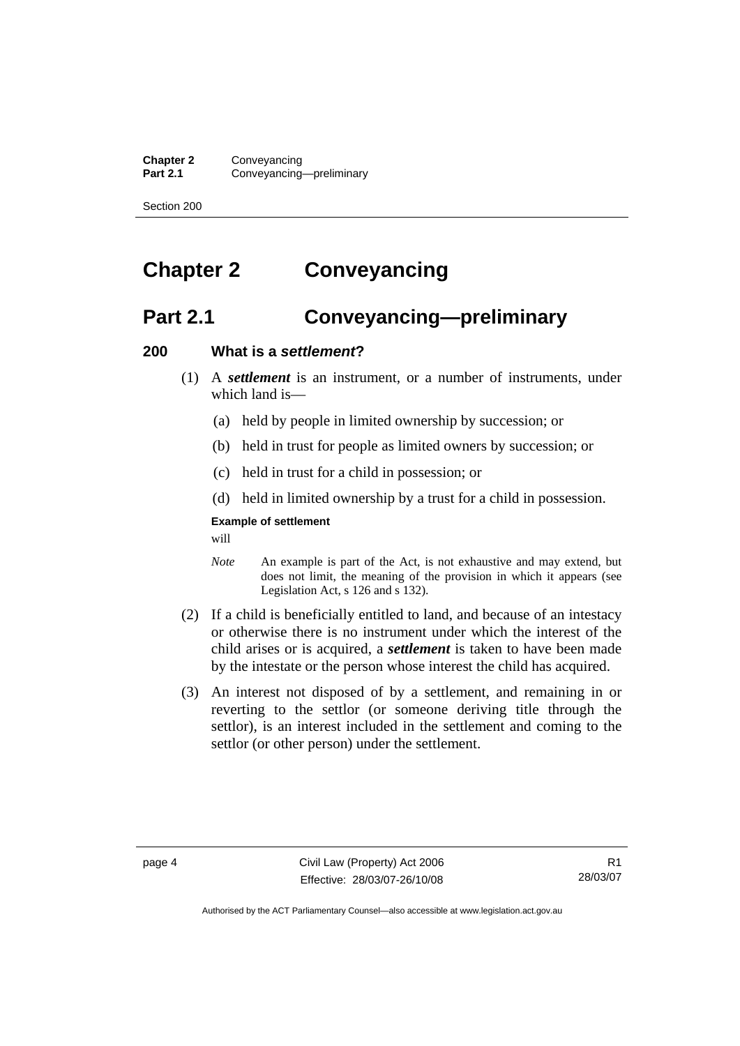# Chapter 2 Conveyancing

## Part 2.1 Conveyancing—preliminary

### 200 What is a *settlement*?

(1) A ***settlement*** is an instrument, or a number of instruments, under which land is—

(a) held by people in limited ownership by succession; or

(b) held in trust for people as limited owners by succession; or

(c) held in trust for a child in possession; or

(d) held in limited ownership by a trust for a child in possession.

**Example of settlement**

will

*Note* An example is part of the Act, is not exhaustive and may extend, but does not limit, the meaning of the provision in which it appears (see Legislation Act, s 126 and s 132).

(2) If a child is beneficially entitled to land, and because of an intestacy or otherwise there is no instrument under which the interest of the child arises or is acquired, a ***settlement*** is taken to have been made by the intestate or the person whose interest the child has acquired.

(3) An interest not disposed of by a settlement, and remaining in or reverting to the settlor (or someone deriving title through the settlor), is an interest included in the settlement and coming to the settlor (or other person) under the settlement.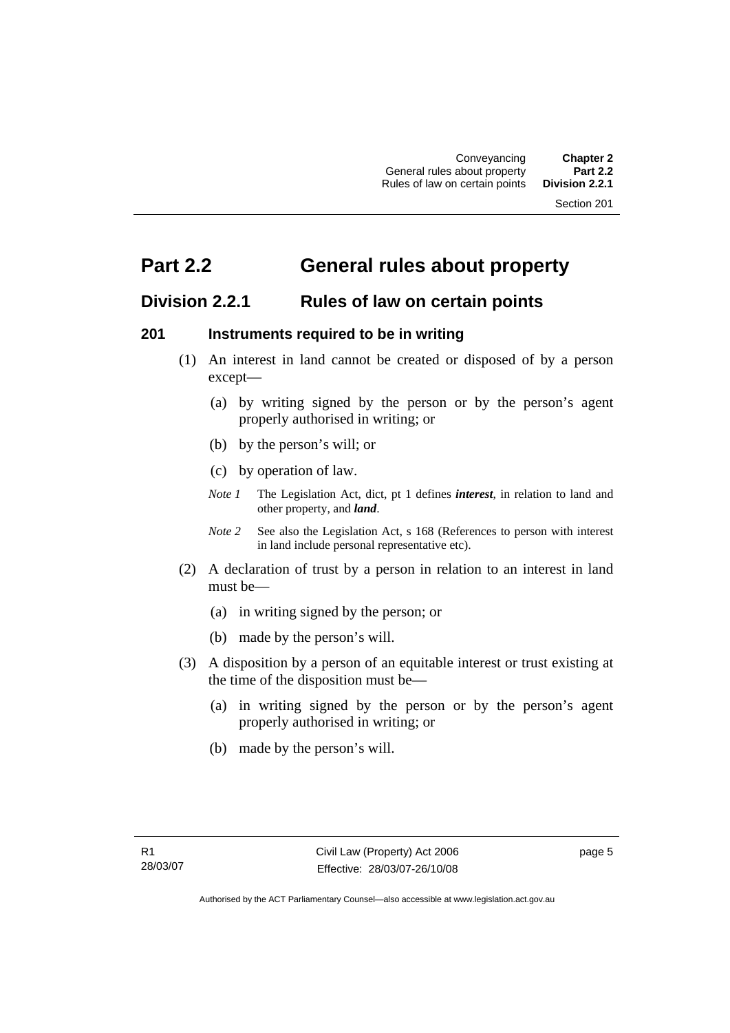# Part 2.2 General rules about property

## Division 2.2.1 Rules of law on certain points

### 201 Instruments required to be in writing

(1) An interest in land cannot be created or disposed of by a person except—

(a) by writing signed by the person or by the person's agent properly authorised in writing; or

(b) by the person's will; or

(c) by operation of law.

*Note 1* The Legislation Act, dict, pt 1 defines ***interest***, in relation to land and other property, and ***land***.

*Note 2* See also the Legislation Act, s 168 (References to person with interest in land include personal representative etc).

(2) A declaration of trust by a person in relation to an interest in land must be—

(a) in writing signed by the person; or

(b) made by the person's will.

(3) A disposition by a person of an equitable interest or trust existing at the time of the disposition must be—

(a) in writing signed by the person or by the person's agent properly authorised in writing; or

(b) made by the person's will.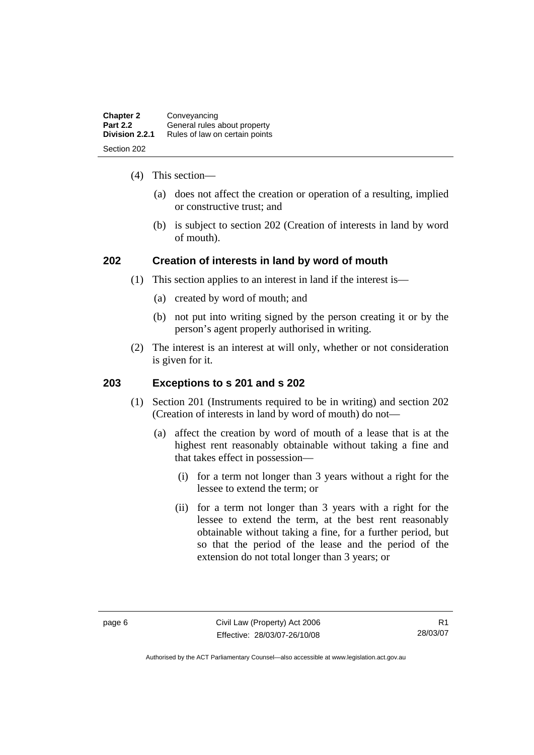(4) This section—

(a) does not affect the creation or operation of a resulting, implied or constructive trust; and

(b) is subject to section 202 (Creation of interests in land by word of mouth).

## 202 Creation of interests in land by word of mouth

(1) This section applies to an interest in land if the interest is—

(a) created by word of mouth; and

(b) not put into writing signed by the person creating it or by the person's agent properly authorised in writing.

(2) The interest is an interest at will only, whether or not consideration is given for it.

## 203 Exceptions to s 201 and s 202

(1) Section 201 (Instruments required to be in writing) and section 202 (Creation of interests in land by word of mouth) do not—

(a) affect the creation by word of mouth of a lease that is at the highest rent reasonably obtainable without taking a fine and that takes effect in possession—

(i) for a term not longer than 3 years without a right for the lessee to extend the term; or

(ii) for a term not longer than 3 years with a right for the lessee to extend the term, at the best rent reasonably obtainable without taking a fine, for a further period, but so that the period of the lease and the period of the extension do not total longer than 3 years; or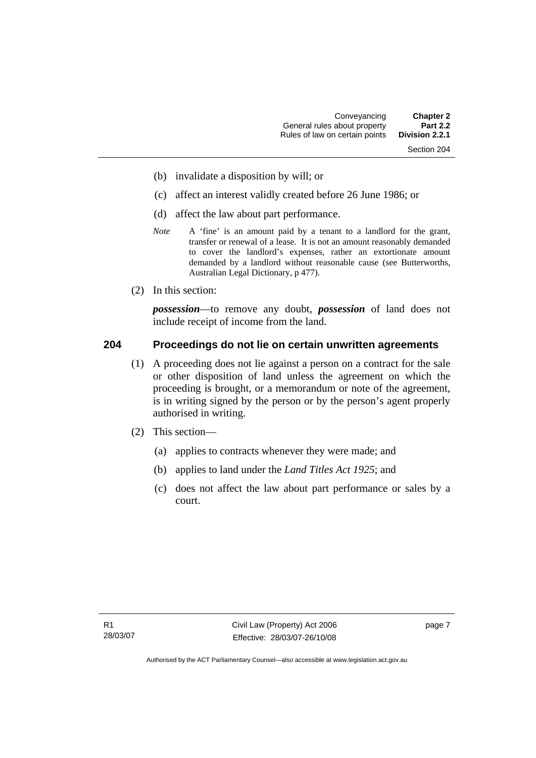(b) invalidate a disposition by will; or

(c) affect an interest validly created before 26 June 1986; or

(d) affect the law about part performance.

*Note* A 'fine' is an amount paid by a tenant to a landlord for the grant, transfer or renewal of a lease. It is not an amount reasonably demanded to cover the landlord's expenses, rather an extortionate amount demanded by a landlord without reasonable cause (see Butterworths, Australian Legal Dictionary, p 477).

(2) In this section:

***possession***—to remove any doubt, ***possession*** of land does not include receipt of income from the land.

## 204 Proceedings do not lie on certain unwritten agreements

(1) A proceeding does not lie against a person on a contract for the sale or other disposition of land unless the agreement on which the proceeding is brought, or a memorandum or note of the agreement, is in writing signed by the person or by the person's agent properly authorised in writing.

(2) This section—

(a) applies to contracts whenever they were made; and

(b) applies to land under the *Land Titles Act 1925*; and

(c) does not affect the law about part performance or sales by a court.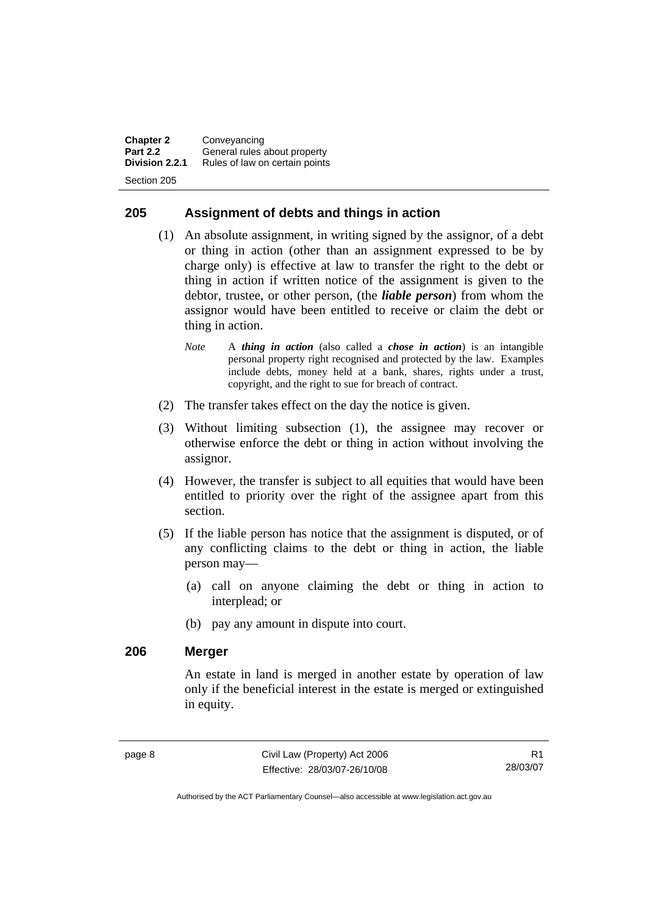## 205 Assignment of debts and things in action

(1) An absolute assignment, in writing signed by the assignor, of a debt or thing in action (other than an assignment expressed to be by charge only) is effective at law to transfer the right to the debt or thing in action if written notice of the assignment is given to the debtor, trustee, or other person, (the ***liable person***) from whom the assignor would have been entitled to receive or claim the debt or thing in action.

*Note* A ***thing in action*** (also called a ***chose in action***) is an intangible personal property right recognised and protected by the law. Examples include debts, money held at a bank, shares, rights under a trust, copyright, and the right to sue for breach of contract.

(2) The transfer takes effect on the day the notice is given.

(3) Without limiting subsection (1), the assignee may recover or otherwise enforce the debt or thing in action without involving the assignor.

(4) However, the transfer is subject to all equities that would have been entitled to priority over the right of the assignee apart from this section.

(5) If the liable person has notice that the assignment is disputed, or of any conflicting claims to the debt or thing in action, the liable person may—

(a) call on anyone claiming the debt or thing in action to interplead; or

(b) pay any amount in dispute into court.

## 206 Merger

An estate in land is merged in another estate by operation of law only if the beneficial interest in the estate is merged or extinguished in equity.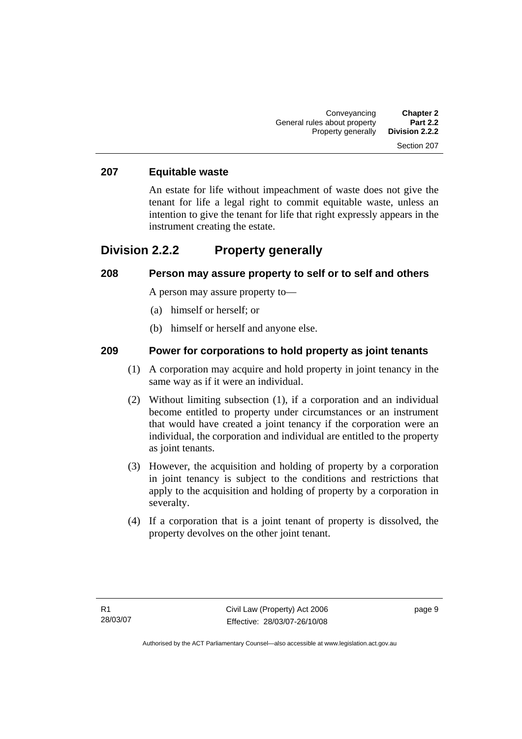### 207 Equitable waste

An estate for life without impeachment of waste does not give the tenant for life a legal right to commit equitable waste, unless an intention to give the tenant for life that right expressly appears in the instrument creating the estate.

## Division 2.2.2 Property generally

### 208 Person may assure property to self or to self and others

A person may assure property to—

(a) himself or herself; or

(b) himself or herself and anyone else.

### 209 Power for corporations to hold property as joint tenants

(1) A corporation may acquire and hold property in joint tenancy in the same way as if it were an individual.

(2) Without limiting subsection (1), if a corporation and an individual become entitled to property under circumstances or an instrument that would have created a joint tenancy if the corporation were an individual, the corporation and individual are entitled to the property as joint tenants.

(3) However, the acquisition and holding of property by a corporation in joint tenancy is subject to the conditions and restrictions that apply to the acquisition and holding of property by a corporation in severalty.

(4) If a corporation that is a joint tenant of property is dissolved, the property devolves on the other joint tenant.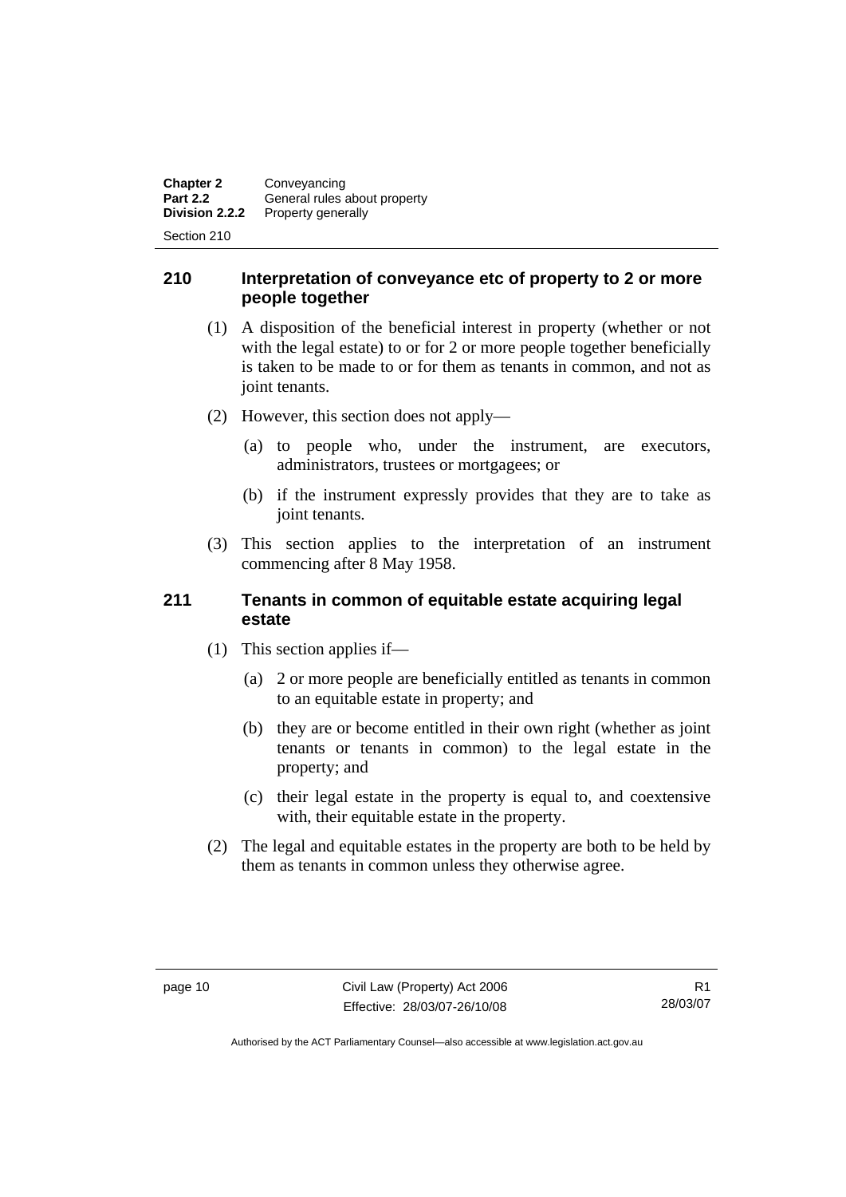## 210 Interpretation of conveyance etc of property to 2 or more people together

(1) A disposition of the beneficial interest in property (whether or not with the legal estate) to or for 2 or more people together beneficially is taken to be made to or for them as tenants in common, and not as joint tenants.

(2) However, this section does not apply—

(a) to people who, under the instrument, are executors, administrators, trustees or mortgagees; or

(b) if the instrument expressly provides that they are to take as joint tenants.

(3) This section applies to the interpretation of an instrument commencing after 8 May 1958.

## 211 Tenants in common of equitable estate acquiring legal estate

(1) This section applies if—

(a) 2 or more people are beneficially entitled as tenants in common to an equitable estate in property; and

(b) they are or become entitled in their own right (whether as joint tenants or tenants in common) to the legal estate in the property; and

(c) their legal estate in the property is equal to, and coextensive with, their equitable estate in the property.

(2) The legal and equitable estates in the property are both to be held by them as tenants in common unless they otherwise agree.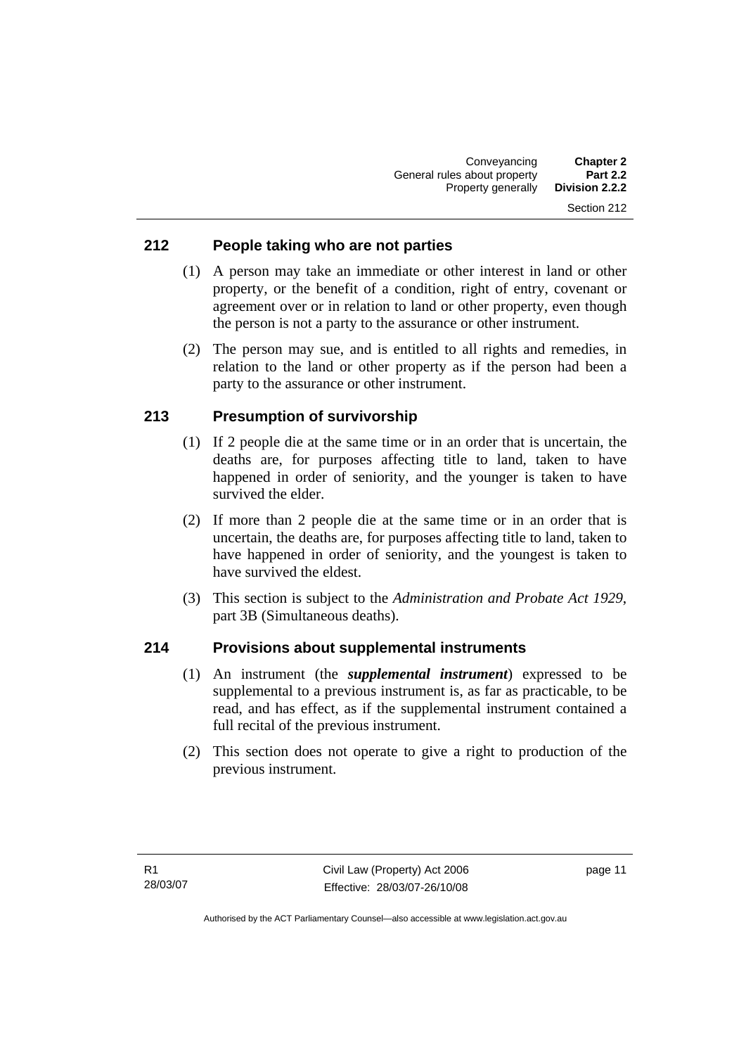### 212 People taking who are not parties

(1) A person may take an immediate or other interest in land or other property, or the benefit of a condition, right of entry, covenant or agreement over or in relation to land or other property, even though the person is not a party to the assurance or other instrument.

(2) The person may sue, and is entitled to all rights and remedies, in relation to the land or other property as if the person had been a party to the assurance or other instrument.

### 213 Presumption of survivorship

(1) If 2 people die at the same time or in an order that is uncertain, the deaths are, for purposes affecting title to land, taken to have happened in order of seniority, and the younger is taken to have survived the elder.

(2) If more than 2 people die at the same time or in an order that is uncertain, the deaths are, for purposes affecting title to land, taken to have happened in order of seniority, and the youngest is taken to have survived the eldest.

(3) This section is subject to the *Administration and Probate Act 1929*, part 3B (Simultaneous deaths).

### 214 Provisions about supplemental instruments

(1) An instrument (the ***supplemental instrument***) expressed to be supplemental to a previous instrument is, as far as practicable, to be read, and has effect, as if the supplemental instrument contained a full recital of the previous instrument.

(2) This section does not operate to give a right to production of the previous instrument.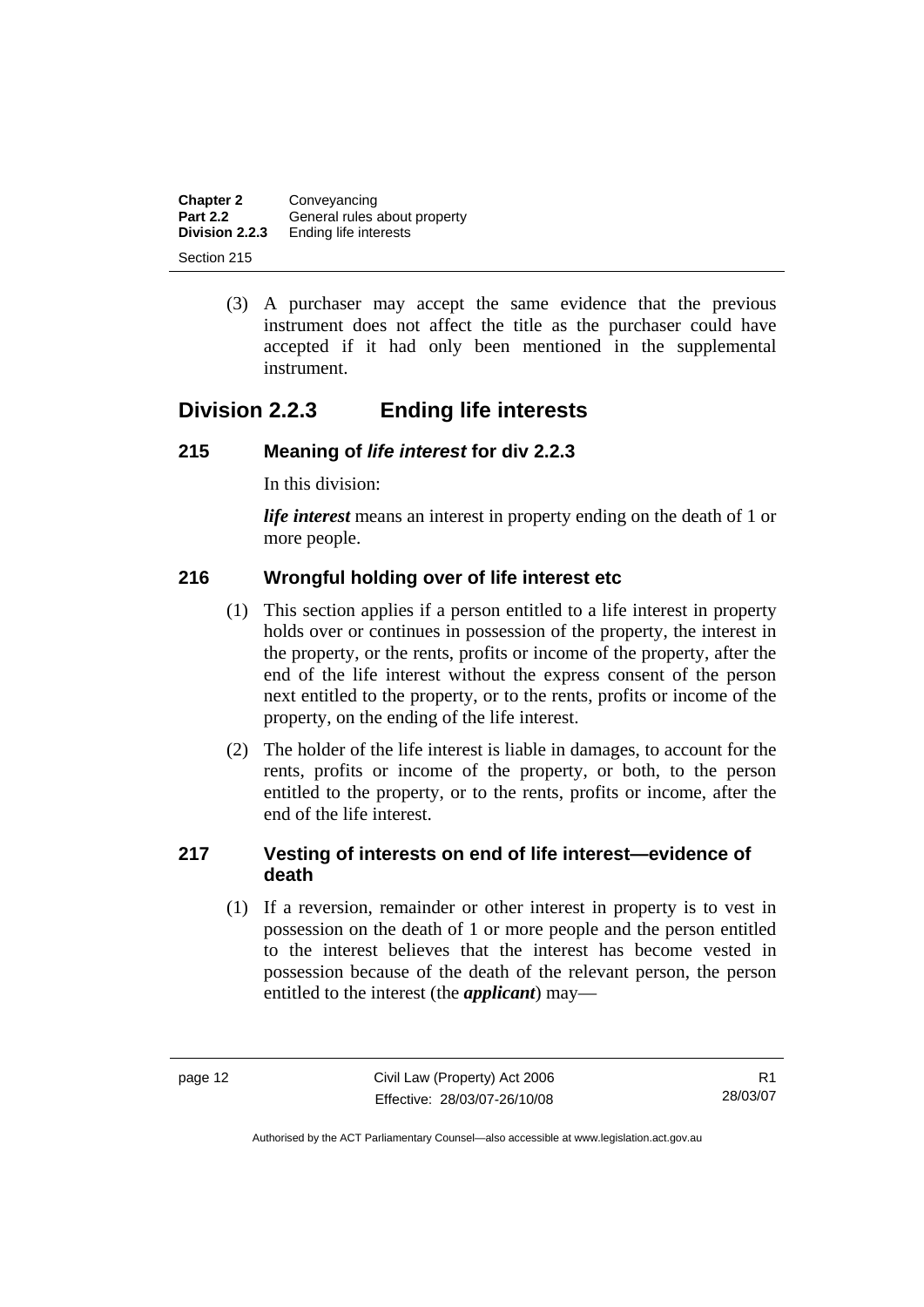(3) A purchaser may accept the same evidence that the previous instrument does not affect the title as the purchaser could have accepted if it had only been mentioned in the supplemental instrument.

## Division 2.2.3 Ending life interests

### 215 Meaning of *life interest* for div 2.2.3

In this division:

***life interest*** means an interest in property ending on the death of 1 or more people.

### 216 Wrongful holding over of life interest etc

(1) This section applies if a person entitled to a life interest in property holds over or continues in possession of the property, the interest in the property, or the rents, profits or income of the property, after the end of the life interest without the express consent of the person next entitled to the property, or to the rents, profits or income of the property, on the ending of the life interest.

(2) The holder of the life interest is liable in damages, to account for the rents, profits or income of the property, or both, to the person entitled to the property, or to the rents, profits or income, after the end of the life interest.

### 217 Vesting of interests on end of life interest—evidence of death

(1) If a reversion, remainder or other interest in property is to vest in possession on the death of 1 or more people and the person entitled to the interest believes that the interest has become vested in possession because of the death of the relevant person, the person entitled to the interest (the ***applicant***) may—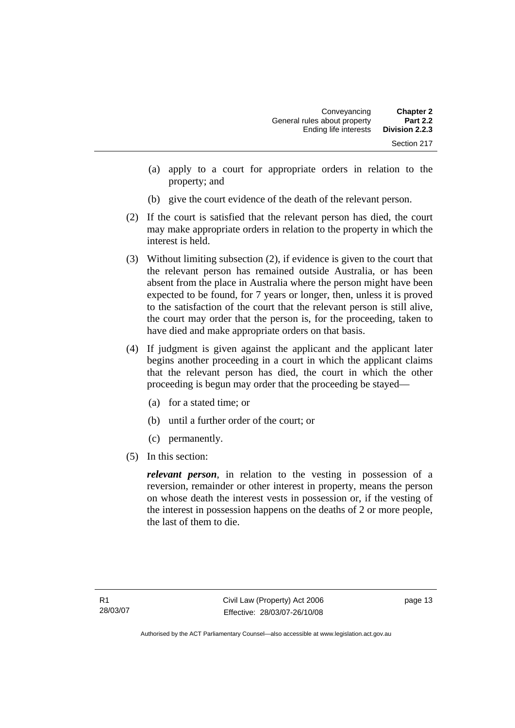(a) apply to a court for appropriate orders in relation to the property; and

(b) give the court evidence of the death of the relevant person.

(2) If the court is satisfied that the relevant person has died, the court may make appropriate orders in relation to the property in which the interest is held.

(3) Without limiting subsection (2), if evidence is given to the court that the relevant person has remained outside Australia, or has been absent from the place in Australia where the person might have been expected to be found, for 7 years or longer, then, unless it is proved to the satisfaction of the court that the relevant person is still alive, the court may order that the person is, for the proceeding, taken to have died and make appropriate orders on that basis.

(4) If judgment is given against the applicant and the applicant later begins another proceeding in a court in which the applicant claims that the relevant person has died, the court in which the other proceeding is begun may order that the proceeding be stayed—

(a) for a stated time; or

(b) until a further order of the court; or

(c) permanently.

(5) In this section:

***relevant person***, in relation to the vesting in possession of a reversion, remainder or other interest in property, means the person on whose death the interest vests in possession or, if the vesting of the interest in possession happens on the deaths of 2 or more people, the last of them to die.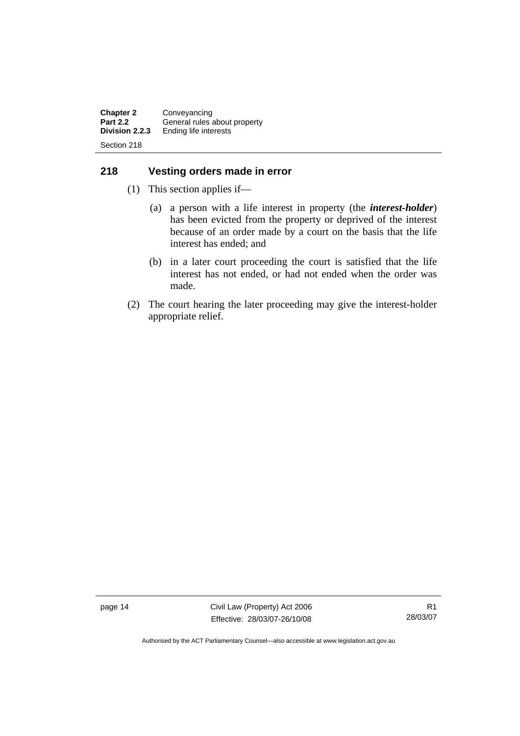## 218 Vesting orders made in error

(1) This section applies if—

(a) a person with a life interest in property (the ***interest-holder***) has been evicted from the property or deprived of the interest because of an order made by a court on the basis that the life interest has ended; and

(b) in a later court proceeding the court is satisfied that the life interest has not ended, or had not ended when the order was made.

(2) The court hearing the later proceeding may give the interest-holder appropriate relief.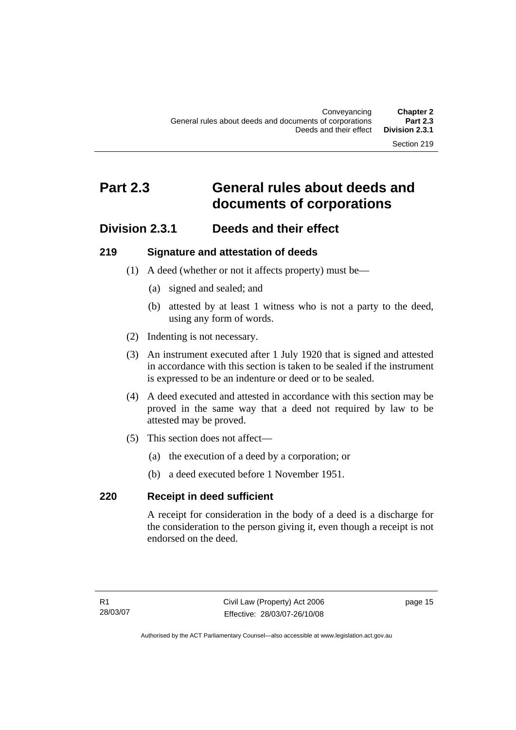# Part 2.3 General rules about deeds and documents of corporations

## Division 2.3.1 Deeds and their effect

### 219 Signature and attestation of deeds

(1) A deed (whether or not it affects property) must be—

(a) signed and sealed; and

(b) attested by at least 1 witness who is not a party to the deed, using any form of words.

(2) Indenting is not necessary.

(3) An instrument executed after 1 July 1920 that is signed and attested in accordance with this section is taken to be sealed if the instrument is expressed to be an indenture or deed or to be sealed.

(4) A deed executed and attested in accordance with this section may be proved in the same way that a deed not required by law to be attested may be proved.

(5) This section does not affect—

(a) the execution of a deed by a corporation; or

(b) a deed executed before 1 November 1951.

### 220 Receipt in deed sufficient

A receipt for consideration in the body of a deed is a discharge for the consideration to the person giving it, even though a receipt is not endorsed on the deed.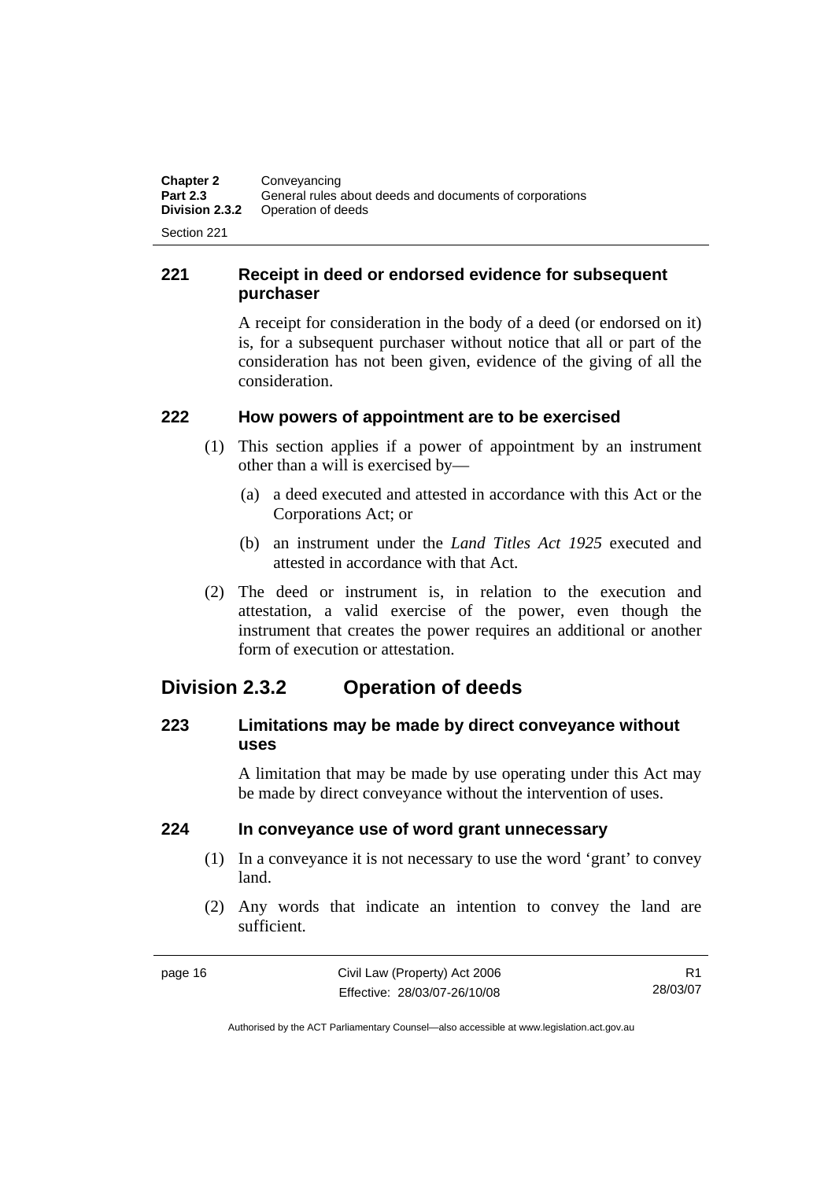### 221 Receipt in deed or endorsed evidence for subsequent purchaser

A receipt for consideration in the body of a deed (or endorsed on it) is, for a subsequent purchaser without notice that all or part of the consideration has not been given, evidence of the giving of all the consideration.

### 222 How powers of appointment are to be exercised

(1) This section applies if a power of appointment by an instrument other than a will is exercised by—

(a) a deed executed and attested in accordance with this Act or the Corporations Act; or

(b) an instrument under the *Land Titles Act 1925* executed and attested in accordance with that Act.

(2) The deed or instrument is, in relation to the execution and attestation, a valid exercise of the power, even though the instrument that creates the power requires an additional or another form of execution or attestation.

## Division 2.3.2 Operation of deeds

### 223 Limitations may be made by direct conveyance without uses

A limitation that may be made by use operating under this Act may be made by direct conveyance without the intervention of uses.

### 224 In conveyance use of word grant unnecessary

(1) In a conveyance it is not necessary to use the word 'grant' to convey land.

(2) Any words that indicate an intention to convey the land are sufficient.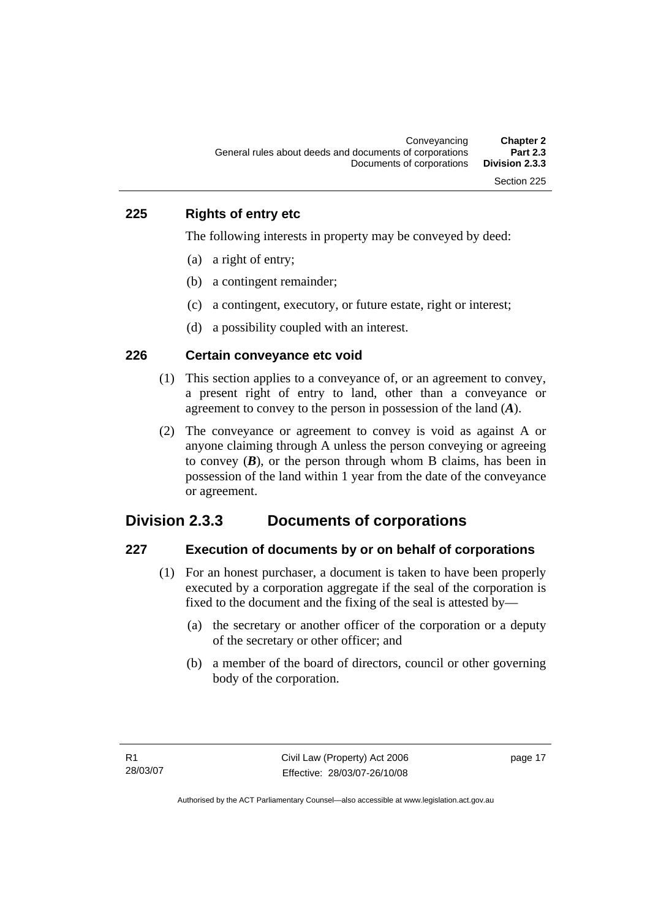## 225 Rights of entry etc

The following interests in property may be conveyed by deed:

(a) a right of entry;

(b) a contingent remainder;

(c) a contingent, executory, or future estate, right or interest;

(d) a possibility coupled with an interest.

## 226 Certain conveyance etc void

(1) This section applies to a conveyance of, or an agreement to convey, a present right of entry to land, other than a conveyance or agreement to convey to the person in possession of the land (***A***).

(2) The conveyance or agreement to convey is void as against A or anyone claiming through A unless the person conveying or agreeing to convey (***B***), or the person through whom B claims, has been in possession of the land within 1 year from the date of the conveyance or agreement.

# Division 2.3.3 Documents of corporations

## 227 Execution of documents by or on behalf of corporations

(1) For an honest purchaser, a document is taken to have been properly executed by a corporation aggregate if the seal of the corporation is fixed to the document and the fixing of the seal is attested by—

(a) the secretary or another officer of the corporation or a deputy of the secretary or other officer; and

(b) a member of the board of directors, council or other governing body of the corporation.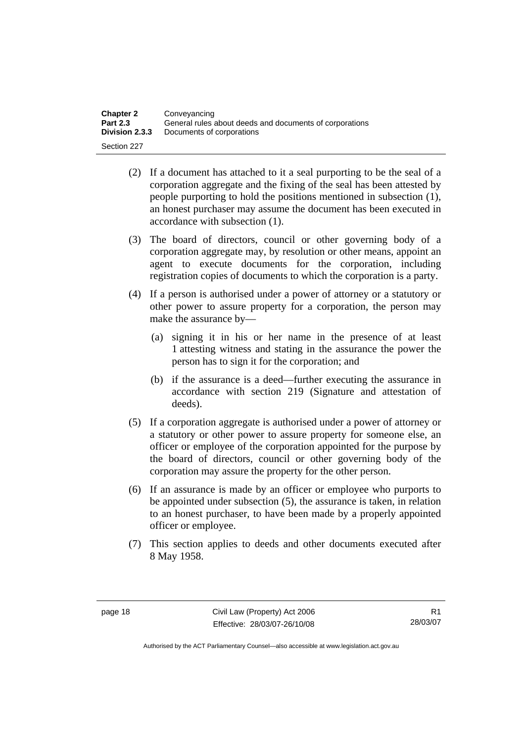(2) If a document has attached to it a seal purporting to be the seal of a corporation aggregate and the fixing of the seal has been attested by people purporting to hold the positions mentioned in subsection (1), an honest purchaser may assume the document has been executed in accordance with subsection (1).

(3) The board of directors, council or other governing body of a corporation aggregate may, by resolution or other means, appoint an agent to execute documents for the corporation, including registration copies of documents to which the corporation is a party.

(4) If a person is authorised under a power of attorney or a statutory or other power to assure property for a corporation, the person may make the assurance by—

(a) signing it in his or her name in the presence of at least 1 attesting witness and stating in the assurance the power the person has to sign it for the corporation; and

(b) if the assurance is a deed—further executing the assurance in accordance with section 219 (Signature and attestation of deeds).

(5) If a corporation aggregate is authorised under a power of attorney or a statutory or other power to assure property for someone else, an officer or employee of the corporation appointed for the purpose by the board of directors, council or other governing body of the corporation may assure the property for the other person.

(6) If an assurance is made by an officer or employee who purports to be appointed under subsection (5), the assurance is taken, in relation to an honest purchaser, to have been made by a properly appointed officer or employee.

(7) This section applies to deeds and other documents executed after 8 May 1958.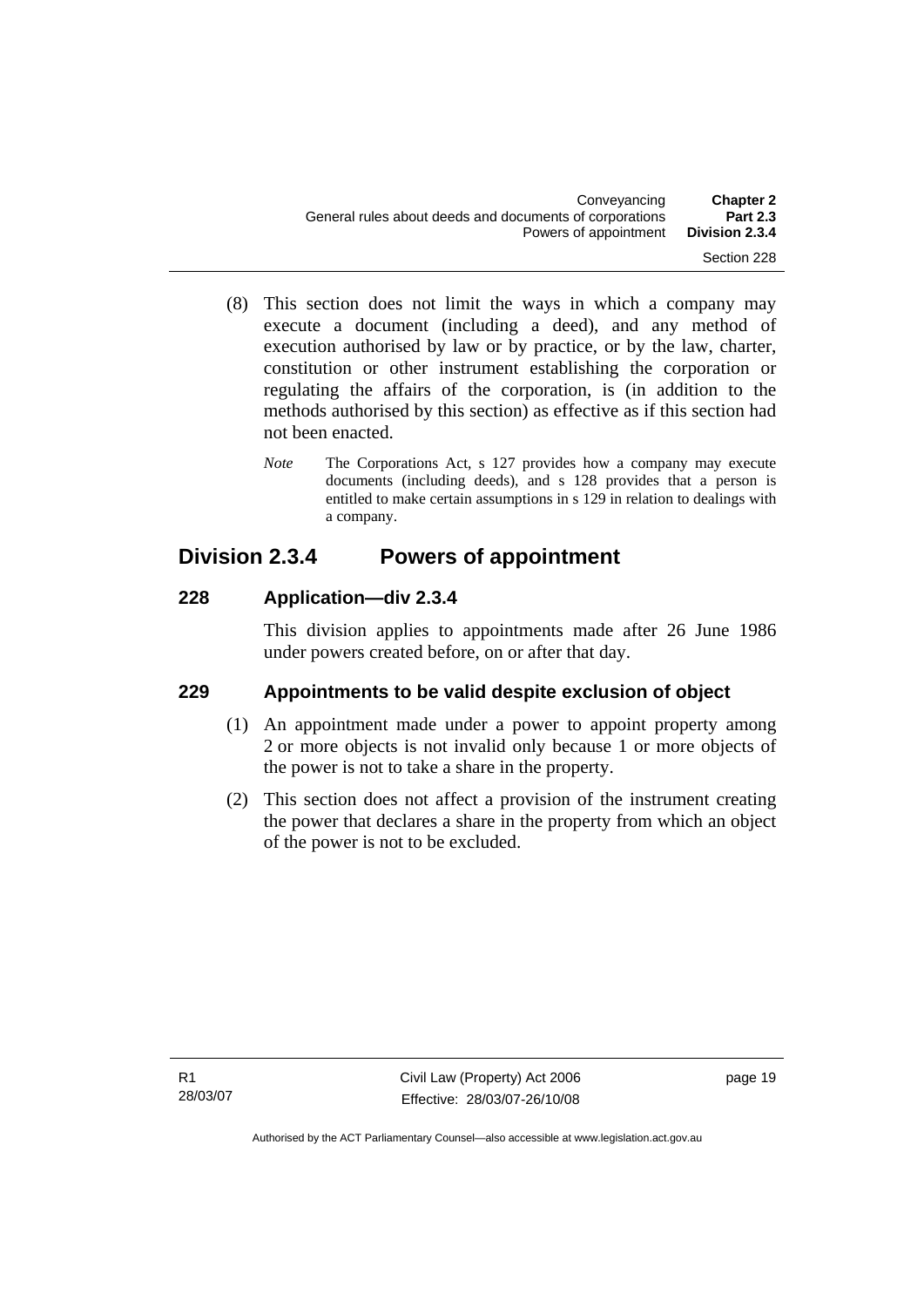(8) This section does not limit the ways in which a company may execute a document (including a deed), and any method of execution authorised by law or by practice, or by the law, charter, constitution or other instrument establishing the corporation or regulating the affairs of the corporation, is (in addition to the methods authorised by this section) as effective as if this section had not been enacted.

*Note* The Corporations Act, s 127 provides how a company may execute documents (including deeds), and s 128 provides that a person is entitled to make certain assumptions in s 129 in relation to dealings with a company.

## Division 2.3.4 Powers of appointment

### 228 Application—div 2.3.4

This division applies to appointments made after 26 June 1986 under powers created before, on or after that day.

### 229 Appointments to be valid despite exclusion of object

(1) An appointment made under a power to appoint property among 2 or more objects is not invalid only because 1 or more objects of the power is not to take a share in the property.

(2) This section does not affect a provision of the instrument creating the power that declares a share in the property from which an object of the power is not to be excluded.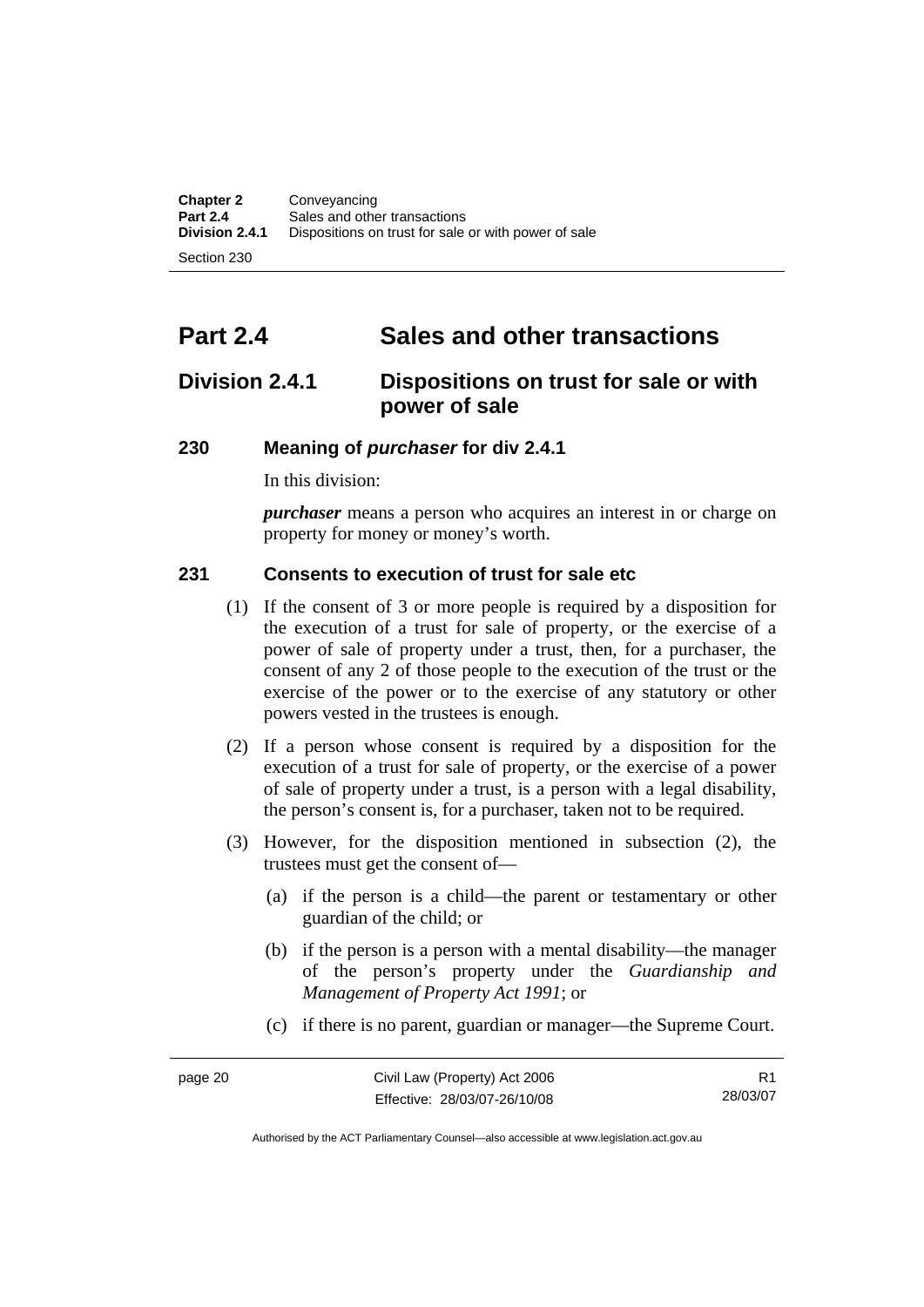# Part 2.4 Sales and other transactions

## Division 2.4.1 Dispositions on trust for sale or with power of sale

### 230 Meaning of *purchaser* for div 2.4.1

In this division:

***purchaser*** means a person who acquires an interest in or charge on property for money or money's worth.

### 231 Consents to execution of trust for sale etc

(1) If the consent of 3 or more people is required by a disposition for the execution of a trust for sale of property, or the exercise of a power of sale of property under a trust, then, for a purchaser, the consent of any 2 of those people to the execution of the trust or the exercise of the power or to the exercise of any statutory or other powers vested in the trustees is enough.

(2) If a person whose consent is required by a disposition for the execution of a trust for sale of property, or the exercise of a power of sale of property under a trust, is a person with a legal disability, the person's consent is, for a purchaser, taken not to be required.

(3) However, for the disposition mentioned in subsection (2), the trustees must get the consent of—

(a) if the person is a child—the parent or testamentary or other guardian of the child; or

(b) if the person is a person with a mental disability—the manager of the person's property under the *Guardianship and Management of Property Act 1991*; or

(c) if there is no parent, guardian or manager—the Supreme Court.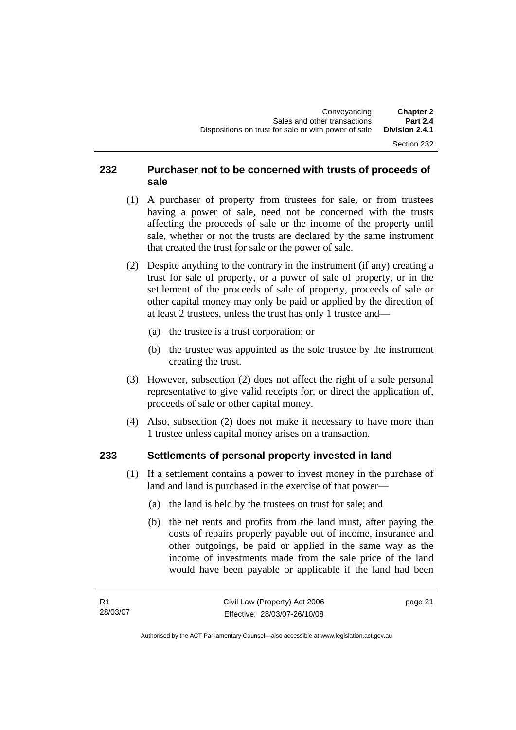## 232 Purchaser not to be concerned with trusts of proceeds of sale

(1) A purchaser of property from trustees for sale, or from trustees having a power of sale, need not be concerned with the trusts affecting the proceeds of sale or the income of the property until sale, whether or not the trusts are declared by the same instrument that created the trust for sale or the power of sale.

(2) Despite anything to the contrary in the instrument (if any) creating a trust for sale of property, or a power of sale of property, or in the settlement of the proceeds of sale of property, proceeds of sale or other capital money may only be paid or applied by the direction of at least 2 trustees, unless the trust has only 1 trustee and—

(a) the trustee is a trust corporation; or

(b) the trustee was appointed as the sole trustee by the instrument creating the trust.

(3) However, subsection (2) does not affect the right of a sole personal representative to give valid receipts for, or direct the application of, proceeds of sale or other capital money.

(4) Also, subsection (2) does not make it necessary to have more than 1 trustee unless capital money arises on a transaction.

## 233 Settlements of personal property invested in land

(1) If a settlement contains a power to invest money in the purchase of land and land is purchased in the exercise of that power—

(a) the land is held by the trustees on trust for sale; and

(b) the net rents and profits from the land must, after paying the costs of repairs properly payable out of income, insurance and other outgoings, be paid or applied in the same way as the income of investments made from the sale price of the land would have been payable or applicable if the land had been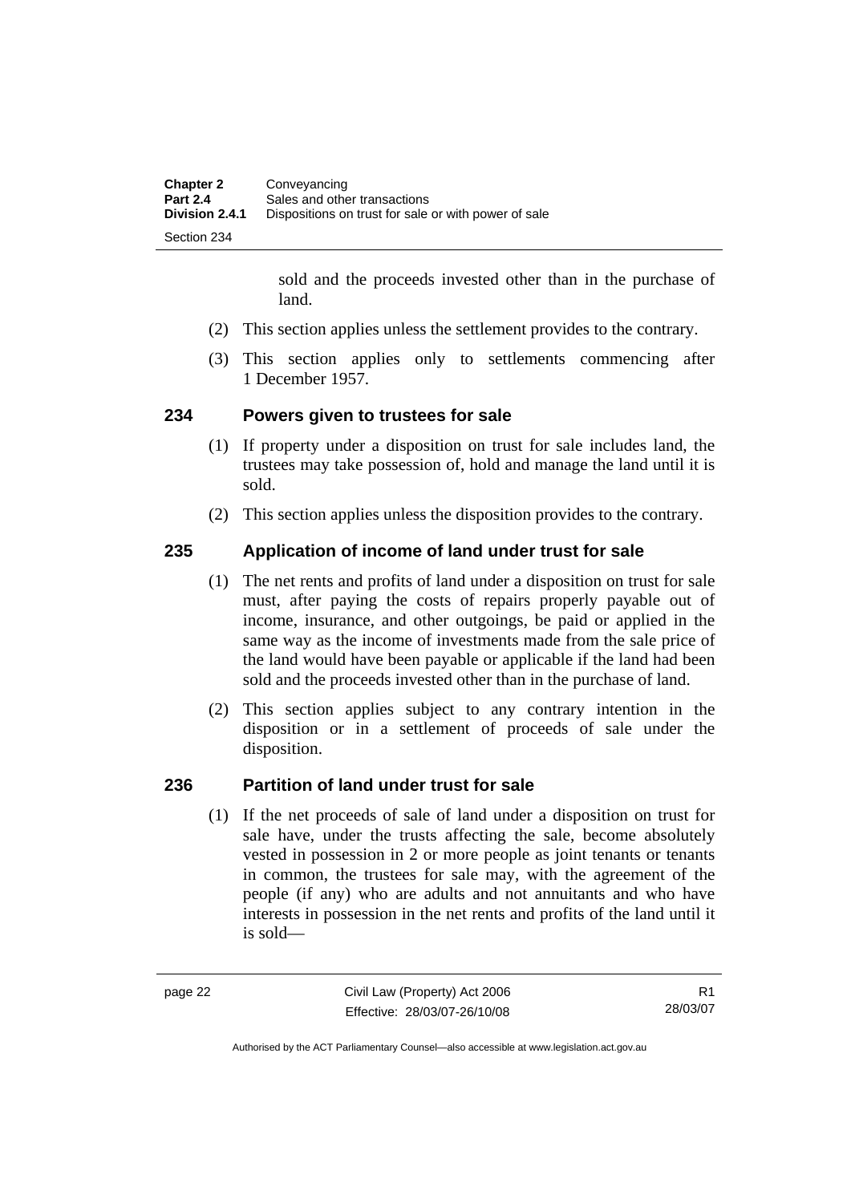sold and the proceeds invested other than in the purchase of land.

(2) This section applies unless the settlement provides to the contrary.

(3) This section applies only to settlements commencing after 1 December 1957.

### 234 Powers given to trustees for sale

(1) If property under a disposition on trust for sale includes land, the trustees may take possession of, hold and manage the land until it is sold.

(2) This section applies unless the disposition provides to the contrary.

### 235 Application of income of land under trust for sale

(1) The net rents and profits of land under a disposition on trust for sale must, after paying the costs of repairs properly payable out of income, insurance, and other outgoings, be paid or applied in the same way as the income of investments made from the sale price of the land would have been payable or applicable if the land had been sold and the proceeds invested other than in the purchase of land.

(2) This section applies subject to any contrary intention in the disposition or in a settlement of proceeds of sale under the disposition.

### 236 Partition of land under trust for sale

(1) If the net proceeds of sale of land under a disposition on trust for sale have, under the trusts affecting the sale, become absolutely vested in possession in 2 or more people as joint tenants or tenants in common, the trustees for sale may, with the agreement of the people (if any) who are adults and not annuitants and who have interests in possession in the net rents and profits of the land until it is sold—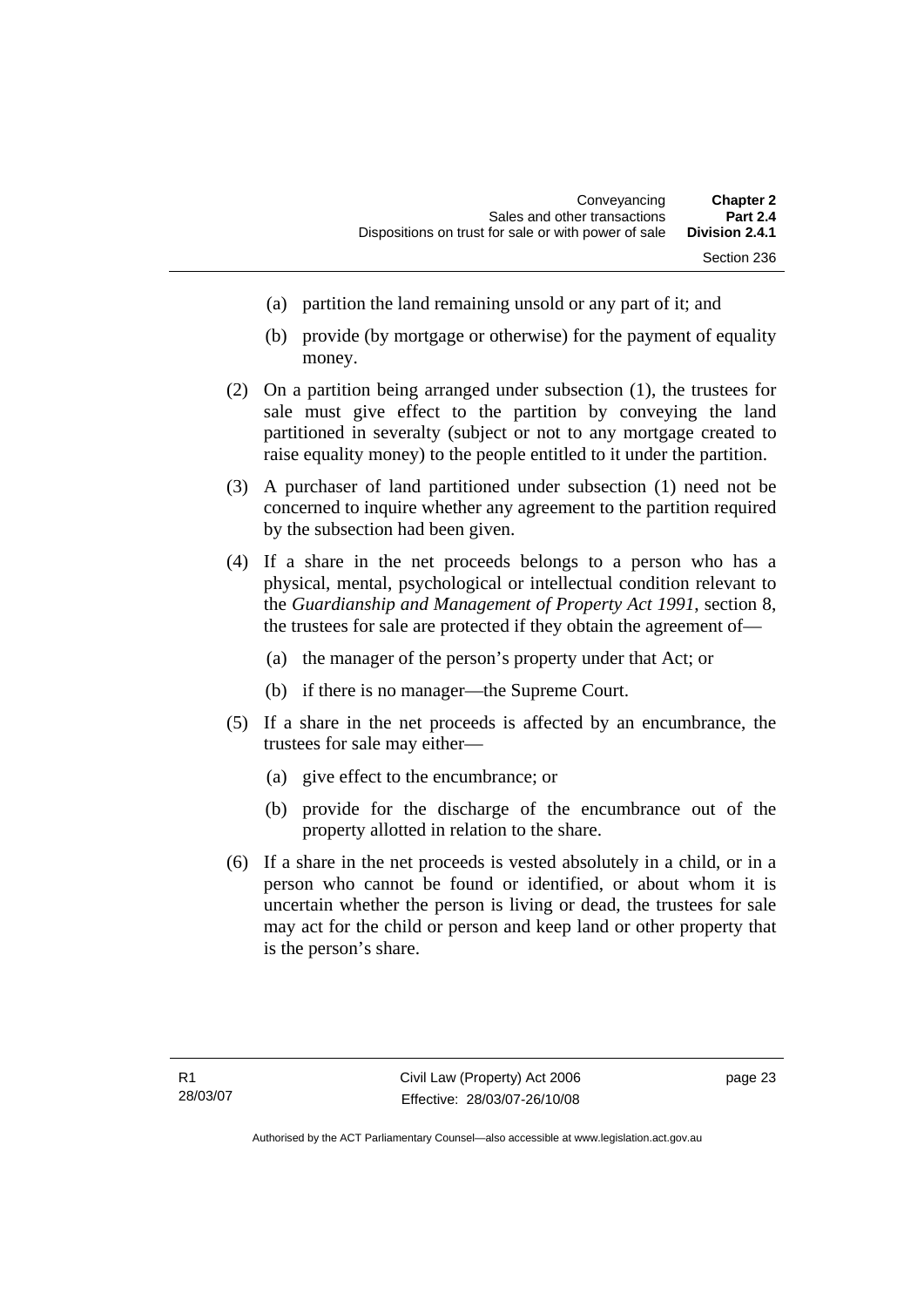(a) partition the land remaining unsold or any part of it; and

(b) provide (by mortgage or otherwise) for the payment of equality money.

(2) On a partition being arranged under subsection (1), the trustees for sale must give effect to the partition by conveying the land partitioned in severalty (subject or not to any mortgage created to raise equality money) to the people entitled to it under the partition.

(3) A purchaser of land partitioned under subsection (1) need not be concerned to inquire whether any agreement to the partition required by the subsection had been given.

(4) If a share in the net proceeds belongs to a person who has a physical, mental, psychological or intellectual condition relevant to the *Guardianship and Management of Property Act 1991*, section 8, the trustees for sale are protected if they obtain the agreement of—

(a) the manager of the person's property under that Act; or

(b) if there is no manager—the Supreme Court.

(5) If a share in the net proceeds is affected by an encumbrance, the trustees for sale may either—

(a) give effect to the encumbrance; or

(b) provide for the discharge of the encumbrance out of the property allotted in relation to the share.

(6) If a share in the net proceeds is vested absolutely in a child, or in a person who cannot be found or identified, or about whom it is uncertain whether the person is living or dead, the trustees for sale may act for the child or person and keep land or other property that is the person's share.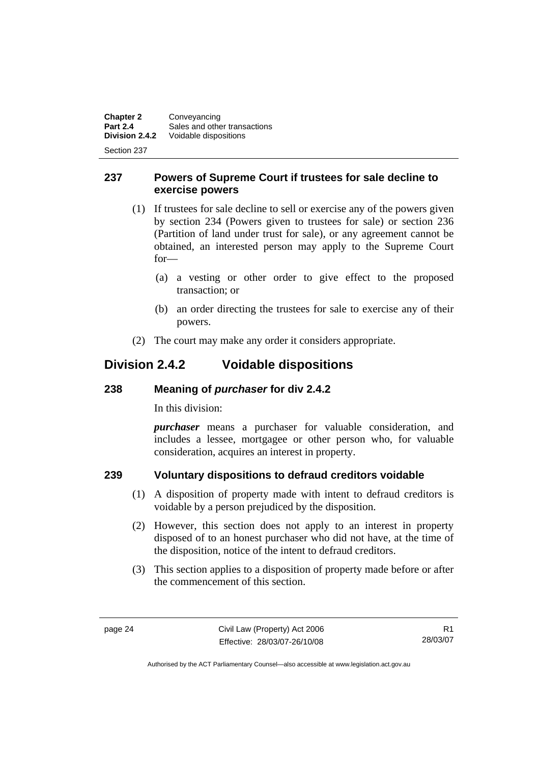## 237 Powers of Supreme Court if trustees for sale decline to exercise powers

(1) If trustees for sale decline to sell or exercise any of the powers given by section 234 (Powers given to trustees for sale) or section 236 (Partition of land under trust for sale), or any agreement cannot be obtained, an interested person may apply to the Supreme Court for—

(a) a vesting or other order to give effect to the proposed transaction; or

(b) an order directing the trustees for sale to exercise any of their powers.

(2) The court may make any order it considers appropriate.

# Division 2.4.2 Voidable dispositions

## 238 Meaning of *purchaser* for div 2.4.2

In this division:

***purchaser*** means a purchaser for valuable consideration, and includes a lessee, mortgagee or other person who, for valuable consideration, acquires an interest in property.

## 239 Voluntary dispositions to defraud creditors voidable

(1) A disposition of property made with intent to defraud creditors is voidable by a person prejudiced by the disposition.

(2) However, this section does not apply to an interest in property disposed of to an honest purchaser who did not have, at the time of the disposition, notice of the intent to defraud creditors.

(3) This section applies to a disposition of property made before or after the commencement of this section.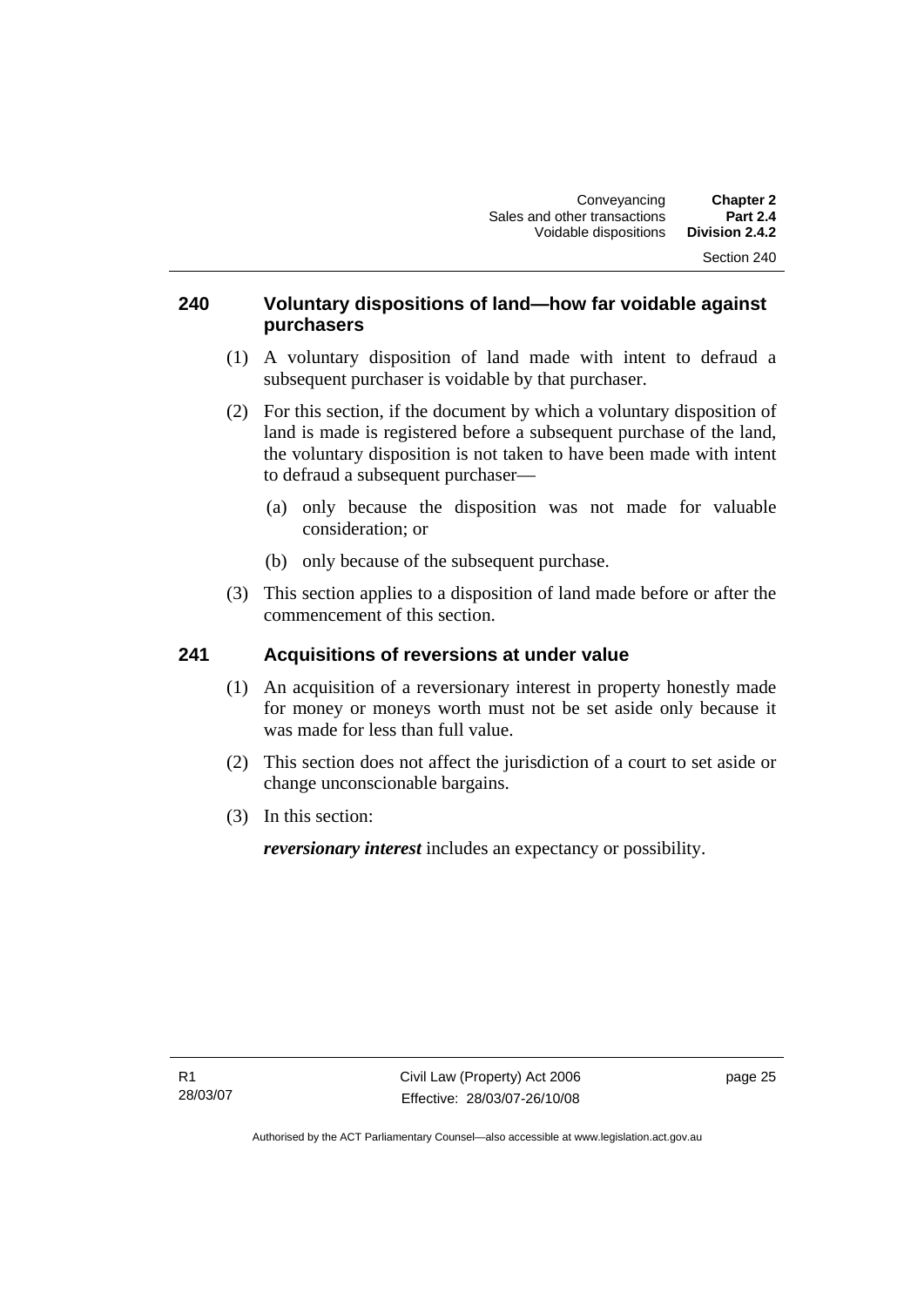### 240 Voluntary dispositions of land—how far voidable against purchasers

(1) A voluntary disposition of land made with intent to defraud a subsequent purchaser is voidable by that purchaser.

(2) For this section, if the document by which a voluntary disposition of land is made is registered before a subsequent purchase of the land, the voluntary disposition is not taken to have been made with intent to defraud a subsequent purchaser—

(a) only because the disposition was not made for valuable consideration; or

(b) only because of the subsequent purchase.

(3) This section applies to a disposition of land made before or after the commencement of this section.

### 241 Acquisitions of reversions at under value

(1) An acquisition of a reversionary interest in property honestly made for money or moneys worth must not be set aside only because it was made for less than full value.

(2) This section does not affect the jurisdiction of a court to set aside or change unconscionable bargains.

(3) In this section:

***reversionary interest*** includes an expectancy or possibility.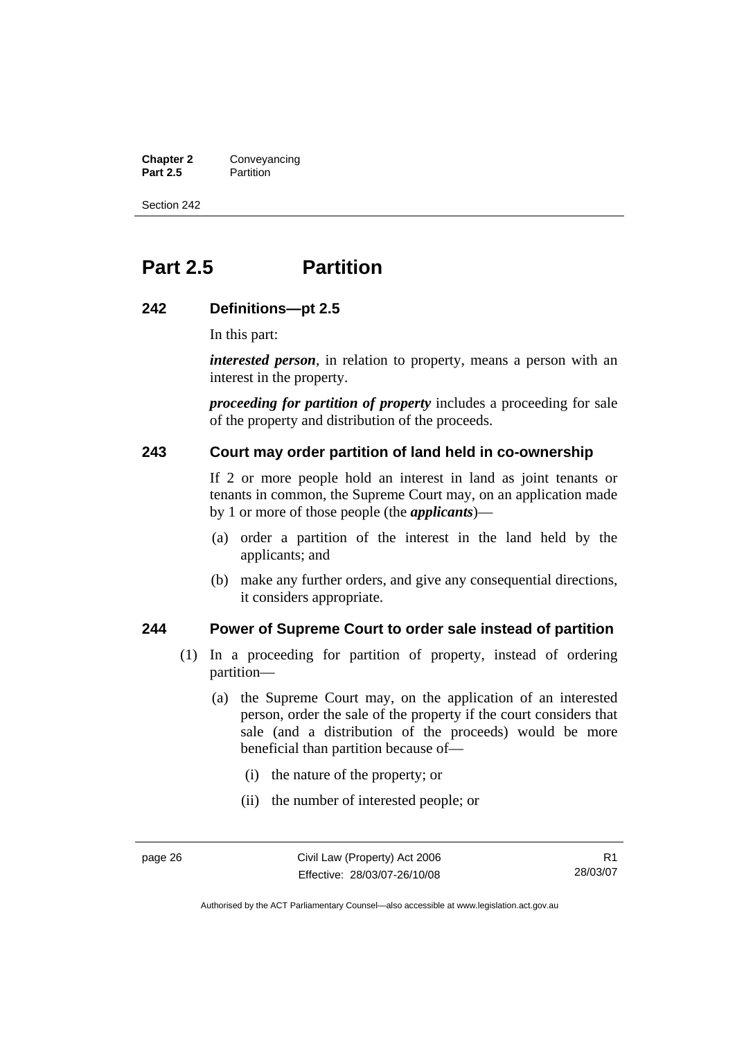# Part 2.5 Partition

### 242 Definitions—pt 2.5

In this part:

***interested person***, in relation to property, means a person with an interest in the property.

***proceeding for partition of property*** includes a proceeding for sale of the property and distribution of the proceeds.

### 243 Court may order partition of land held in co-ownership

If 2 or more people hold an interest in land as joint tenants or tenants in common, the Supreme Court may, on an application made by 1 or more of those people (the ***applicants***)—

(a) order a partition of the interest in the land held by the applicants; and

(b) make any further orders, and give any consequential directions, it considers appropriate.

### 244 Power of Supreme Court to order sale instead of partition

(1) In a proceeding for partition of property, instead of ordering partition—

(a) the Supreme Court may, on the application of an interested person, order the sale of the property if the court considers that sale (and a distribution of the proceeds) would be more beneficial than partition because of—

(i) the nature of the property; or

(ii) the number of interested people; or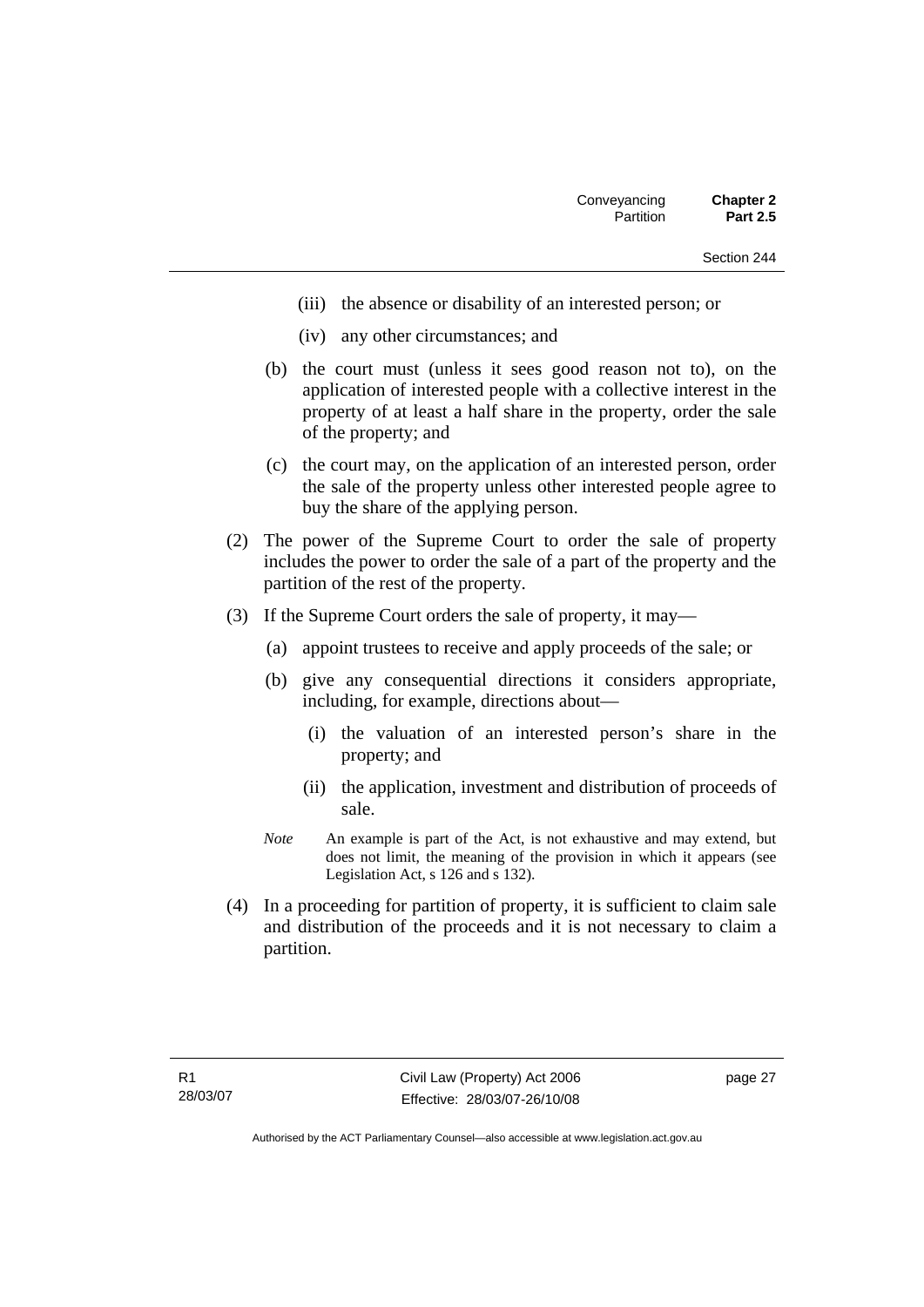(iii) the absence or disability of an interested person; or

(iv) any other circumstances; and

(b) the court must (unless it sees good reason not to), on the application of interested people with a collective interest in the property of at least a half share in the property, order the sale of the property; and

(c) the court may, on the application of an interested person, order the sale of the property unless other interested people agree to buy the share of the applying person.

(2) The power of the Supreme Court to order the sale of property includes the power to order the sale of a part of the property and the partition of the rest of the property.

(3) If the Supreme Court orders the sale of property, it may—

(a) appoint trustees to receive and apply proceeds of the sale; or

(b) give any consequential directions it considers appropriate, including, for example, directions about—

(i) the valuation of an interested person's share in the property; and

(ii) the application, investment and distribution of proceeds of sale.

*Note* An example is part of the Act, is not exhaustive and may extend, but does not limit, the meaning of the provision in which it appears (see Legislation Act, s 126 and s 132).

(4) In a proceeding for partition of property, it is sufficient to claim sale and distribution of the proceeds and it is not necessary to claim a partition.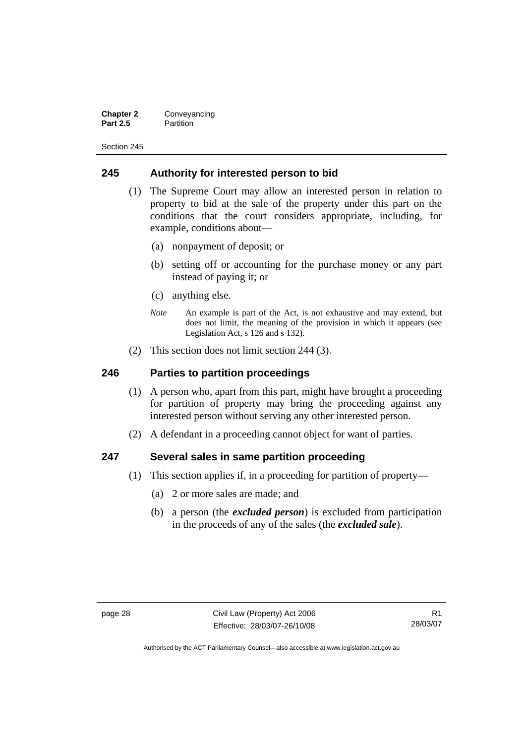## 245 Authority for interested person to bid

(1) The Supreme Court may allow an interested person in relation to property to bid at the sale of the property under this part on the conditions that the court considers appropriate, including, for example, conditions about—

(a) nonpayment of deposit; or

(b) setting off or accounting for the purchase money or any part instead of paying it; or

(c) anything else.

*Note* An example is part of the Act, is not exhaustive and may extend, but does not limit, the meaning of the provision in which it appears (see Legislation Act, s 126 and s 132).

(2) This section does not limit section 244 (3).

## 246 Parties to partition proceedings

(1) A person who, apart from this part, might have brought a proceeding for partition of property may bring the proceeding against any interested person without serving any other interested person.

(2) A defendant in a proceeding cannot object for want of parties.

## 247 Several sales in same partition proceeding

(1) This section applies if, in a proceeding for partition of property—

(a) 2 or more sales are made; and

(b) a person (the ***excluded person***) is excluded from participation in the proceeds of any of the sales (the ***excluded sale***).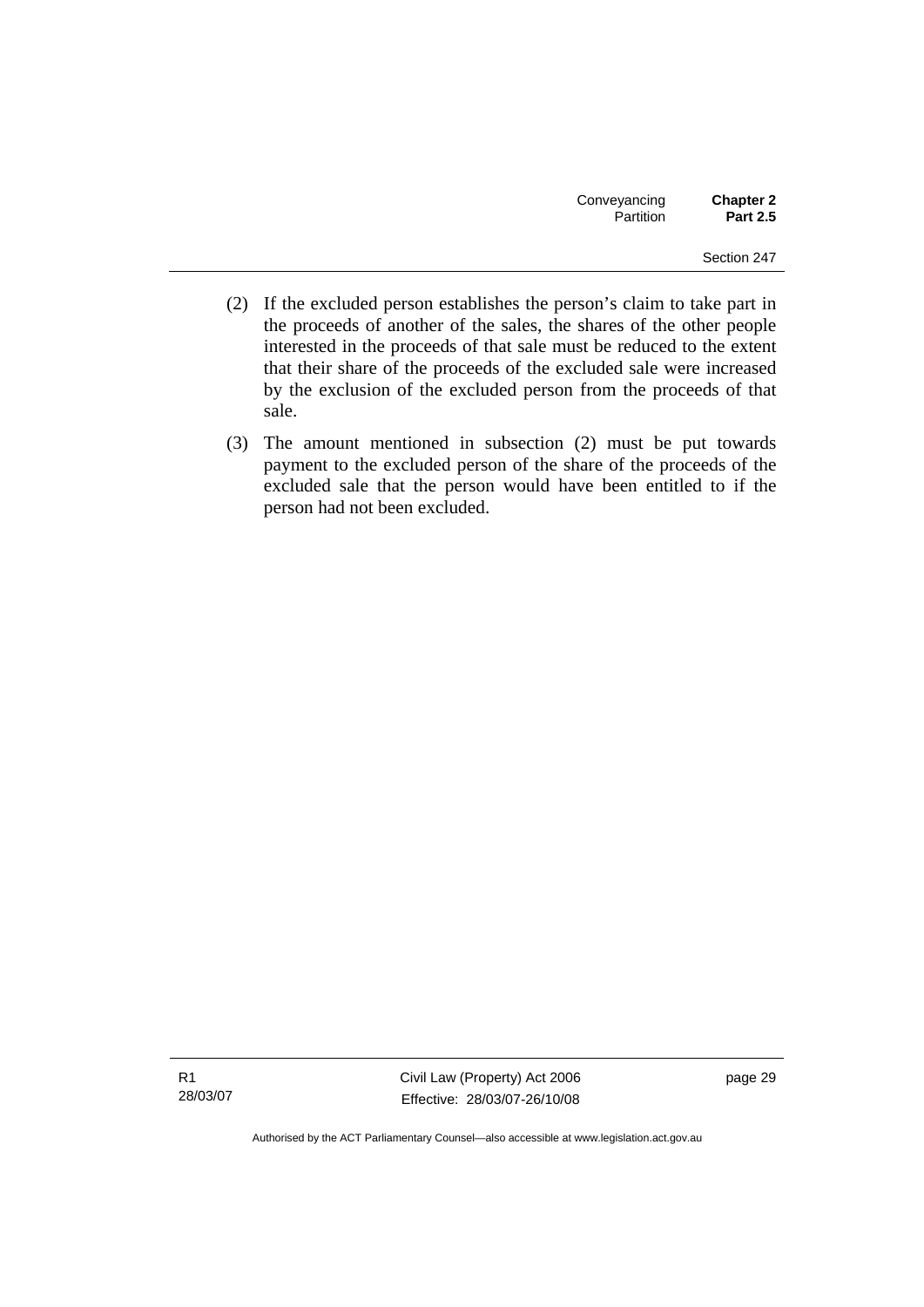(2) If the excluded person establishes the person's claim to take part in the proceeds of another of the sales, the shares of the other people interested in the proceeds of that sale must be reduced to the extent that their share of the proceeds of the excluded sale were increased by the exclusion of the excluded person from the proceeds of that sale.

(3) The amount mentioned in subsection (2) must be put towards payment to the excluded person of the share of the proceeds of the excluded sale that the person would have been entitled to if the person had not been excluded.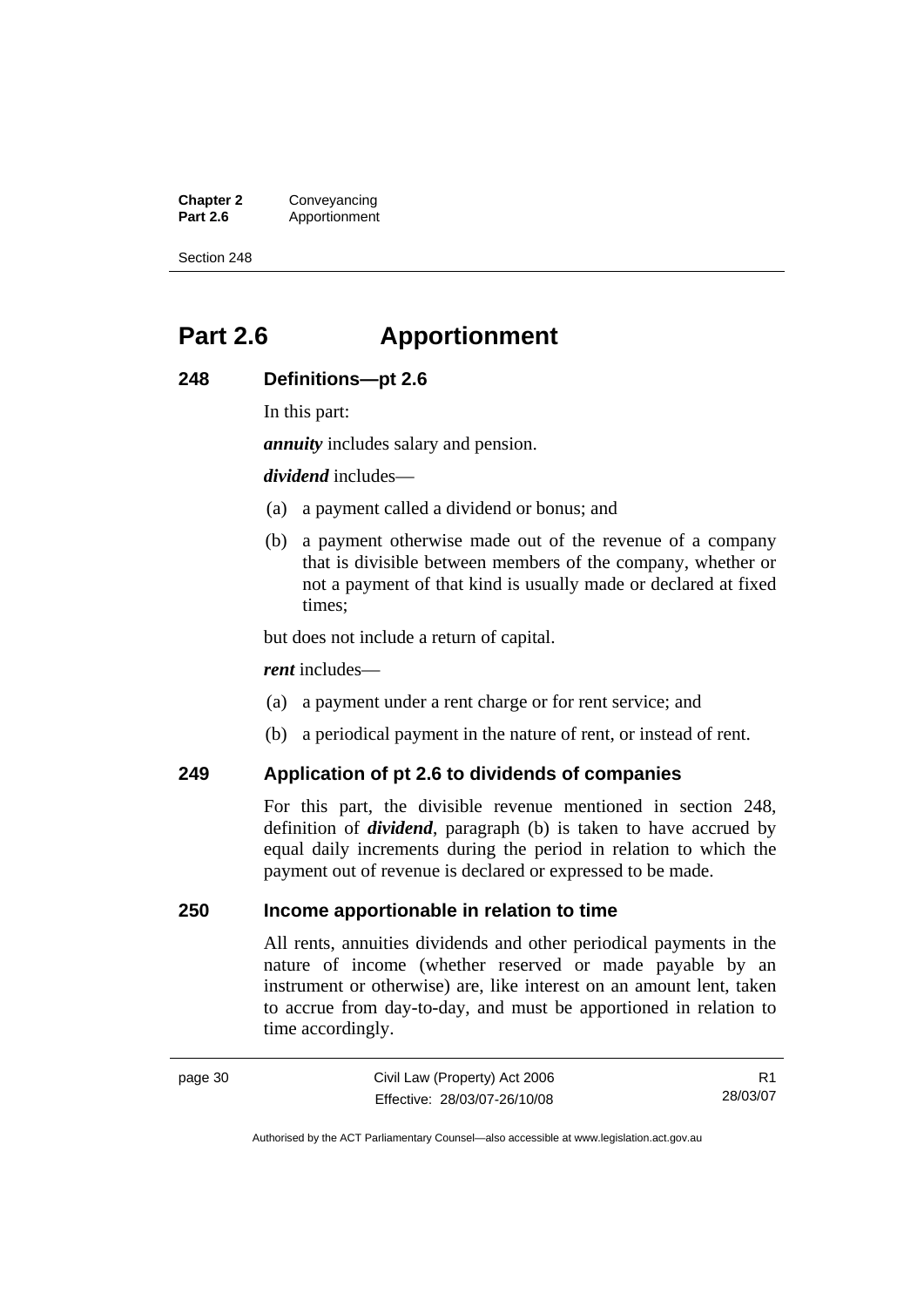# Part 2.6 Apportionment

### 248 Definitions—pt 2.6

In this part:

***annuity*** includes salary and pension.

***dividend*** includes—

(a) a payment called a dividend or bonus; and

(b) a payment otherwise made out of the revenue of a company that is divisible between members of the company, whether or not a payment of that kind is usually made or declared at fixed times;

but does not include a return of capital.

***rent*** includes—

(a) a payment under a rent charge or for rent service; and

(b) a periodical payment in the nature of rent, or instead of rent.

### 249 Application of pt 2.6 to dividends of companies

For this part, the divisible revenue mentioned in section 248, definition of ***dividend***, paragraph (b) is taken to have accrued by equal daily increments during the period in relation to which the payment out of revenue is declared or expressed to be made.

### 250 Income apportionable in relation to time

All rents, annuities dividends and other periodical payments in the nature of income (whether reserved or made payable by an instrument or otherwise) are, like interest on an amount lent, taken to accrue from day-to-day, and must be apportioned in relation to time accordingly.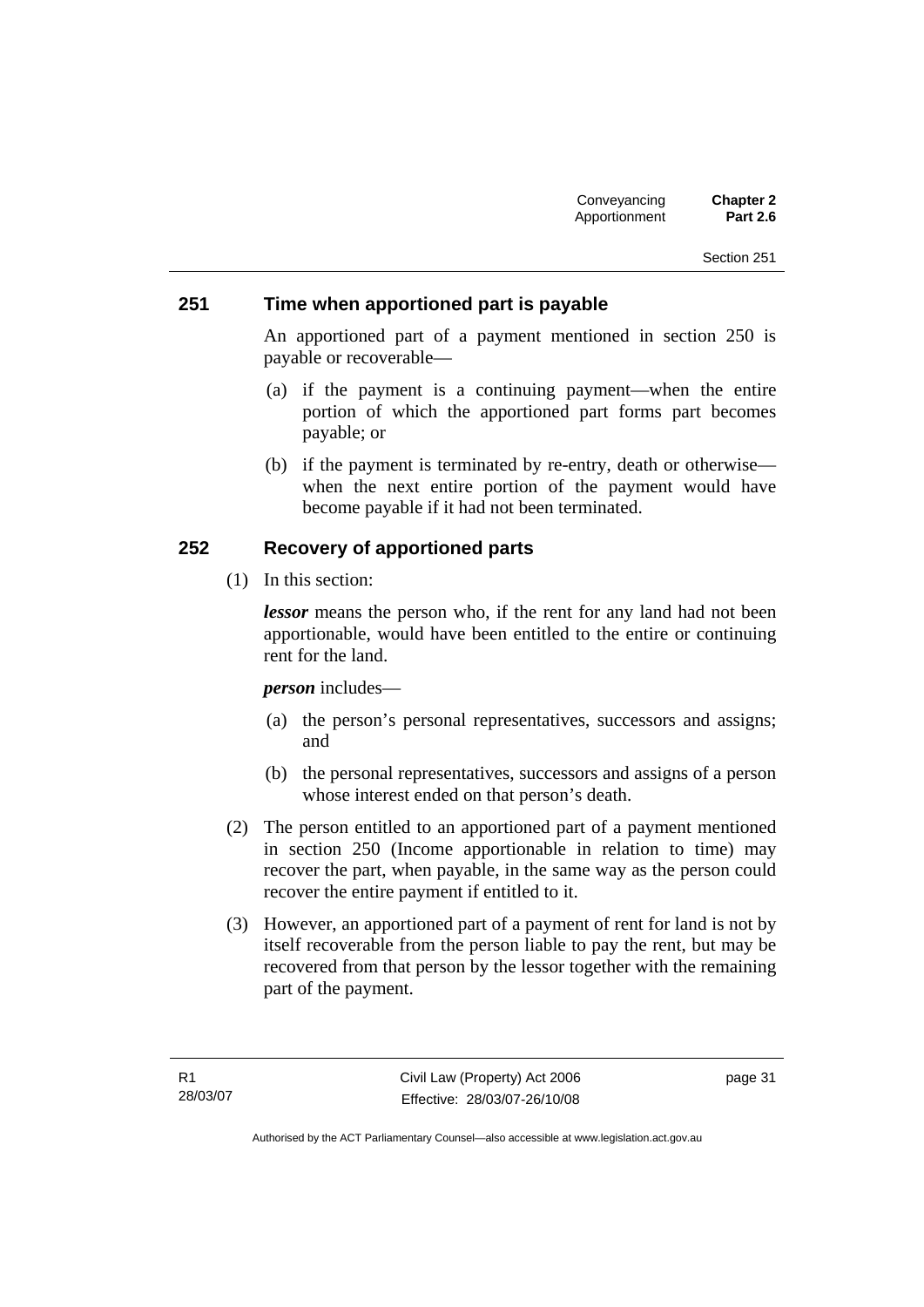## 251 Time when apportioned part is payable

An apportioned part of a payment mentioned in section 250 is payable or recoverable—

(a) if the payment is a continuing payment—when the entire portion of which the apportioned part forms part becomes payable; or

(b) if the payment is terminated by re-entry, death or otherwise—when the next entire portion of the payment would have become payable if it had not been terminated.

## 252 Recovery of apportioned parts

(1) In this section:

***lessor*** means the person who, if the rent for any land had not been apportionable, would have been entitled to the entire or continuing rent for the land.

***person*** includes—

(a) the person's personal representatives, successors and assigns; and

(b) the personal representatives, successors and assigns of a person whose interest ended on that person's death.

(2) The person entitled to an apportioned part of a payment mentioned in section 250 (Income apportionable in relation to time) may recover the part, when payable, in the same way as the person could recover the entire payment if entitled to it.

(3) However, an apportioned part of a payment of rent for land is not by itself recoverable from the person liable to pay the rent, but may be recovered from that person by the lessor together with the remaining part of the payment.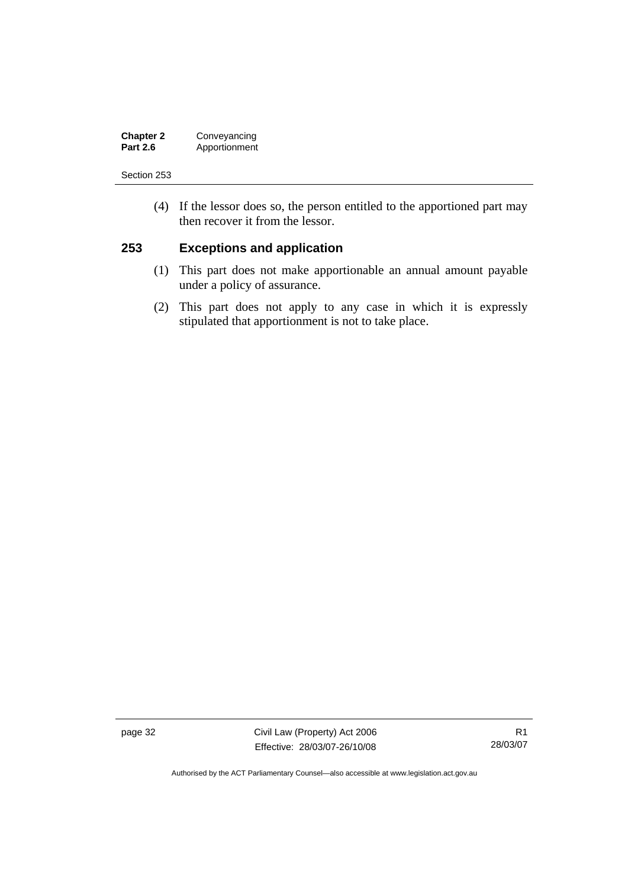(4) If the lessor does so, the person entitled to the apportioned part may then recover it from the lessor.

## 253 Exceptions and application

(1) This part does not make apportionable an annual amount payable under a policy of assurance.

(2) This part does not apply to any case in which it is expressly stipulated that apportionment is not to take place.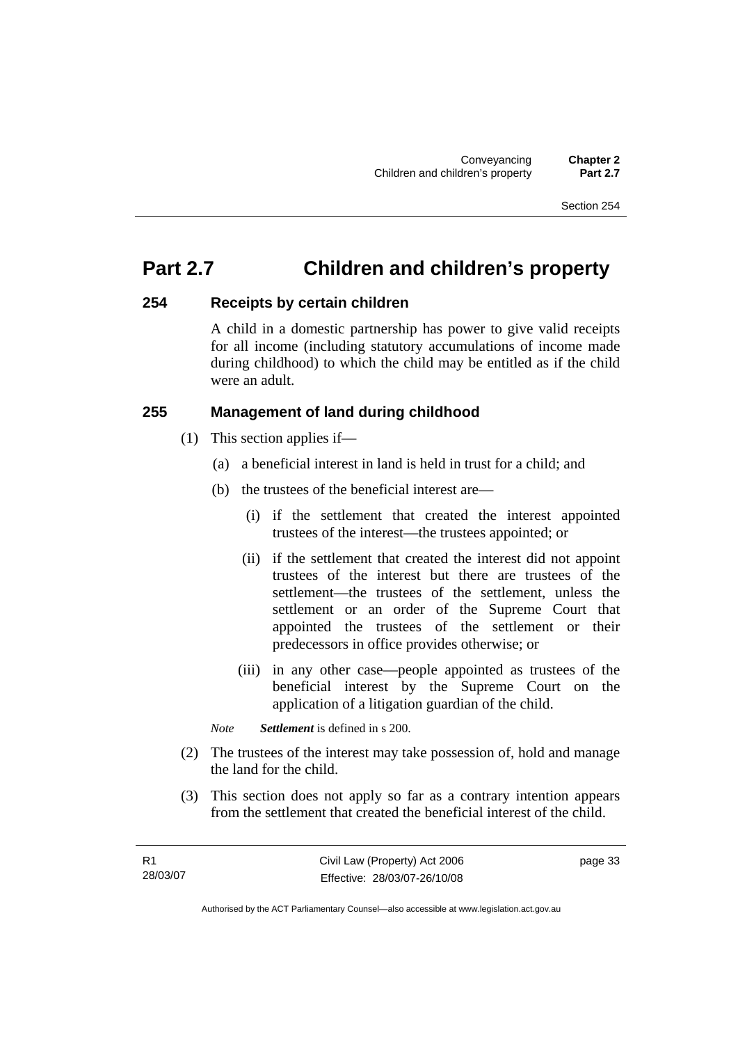# Part 2.7 Children and children's property

### 254 Receipts by certain children

A child in a domestic partnership has power to give valid receipts for all income (including statutory accumulations of income made during childhood) to which the child may be entitled as if the child were an adult.

### 255 Management of land during childhood

(1) This section applies if—

(a) a beneficial interest in land is held in trust for a child; and

(b) the trustees of the beneficial interest are—

(i) if the settlement that created the interest appointed trustees of the interest—the trustees appointed; or

(ii) if the settlement that created the interest did not appoint trustees of the interest but there are trustees of the settlement—the trustees of the settlement, unless the settlement or an order of the Supreme Court that appointed the trustees of the settlement or their predecessors in office provides otherwise; or

(iii) in any other case—people appointed as trustees of the beneficial interest by the Supreme Court on the application of a litigation guardian of the child.

*Note* ***Settlement*** is defined in s 200.

(2) The trustees of the interest may take possession of, hold and manage the land for the child.

(3) This section does not apply so far as a contrary intention appears from the settlement that created the beneficial interest of the child.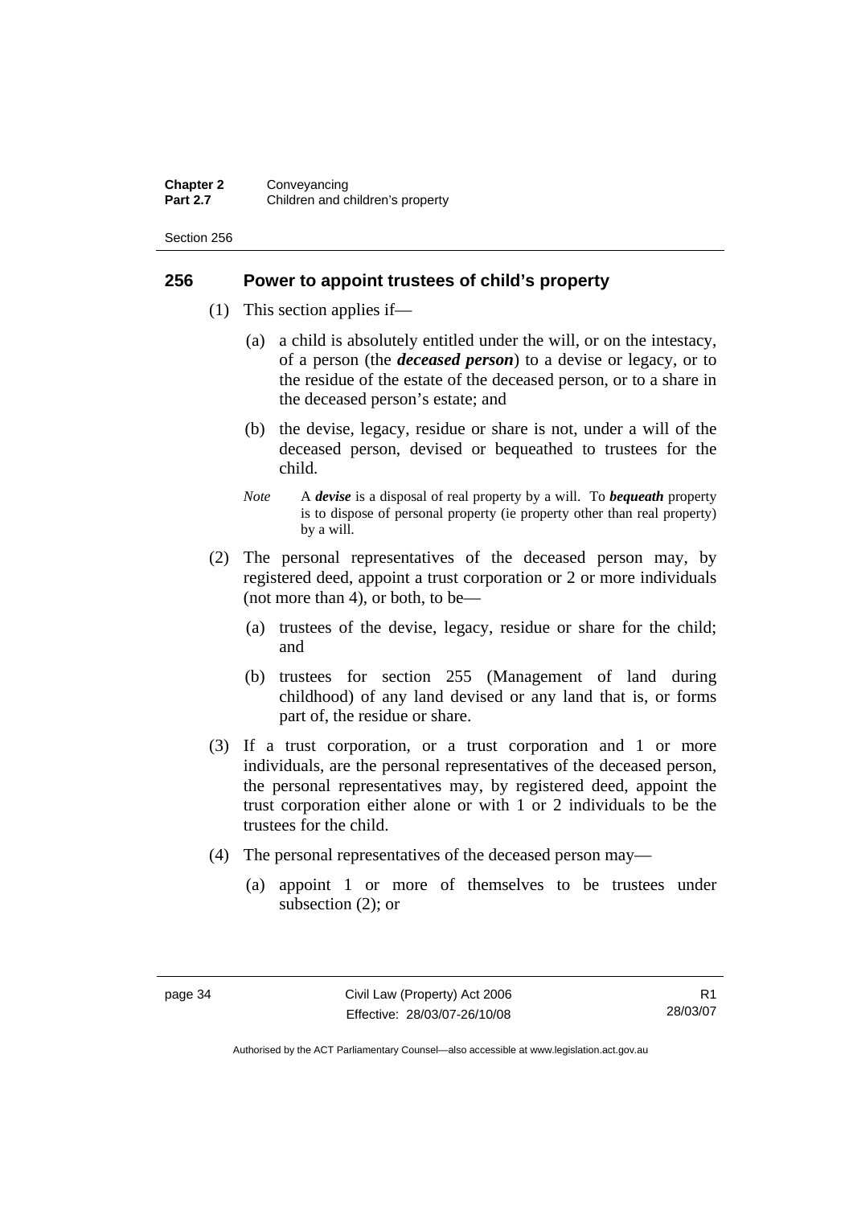## 256 Power to appoint trustees of child's property

(1) This section applies if—

(a) a child is absolutely entitled under the will, or on the intestacy, of a person (the ***deceased person***) to a devise or legacy, or to the residue of the estate of the deceased person, or to a share in the deceased person's estate; and

(b) the devise, legacy, residue or share is not, under a will of the deceased person, devised or bequeathed to trustees for the child.

*Note* A ***devise*** is a disposal of real property by a will. To ***bequeath*** property is to dispose of personal property (ie property other than real property) by a will.

(2) The personal representatives of the deceased person may, by registered deed, appoint a trust corporation or 2 or more individuals (not more than 4), or both, to be—

(a) trustees of the devise, legacy, residue or share for the child; and

(b) trustees for section 255 (Management of land during childhood) of any land devised or any land that is, or forms part of, the residue or share.

(3) If a trust corporation, or a trust corporation and 1 or more individuals, are the personal representatives of the deceased person, the personal representatives may, by registered deed, appoint the trust corporation either alone or with 1 or 2 individuals to be the trustees for the child.

(4) The personal representatives of the deceased person may—

(a) appoint 1 or more of themselves to be trustees under subsection (2); or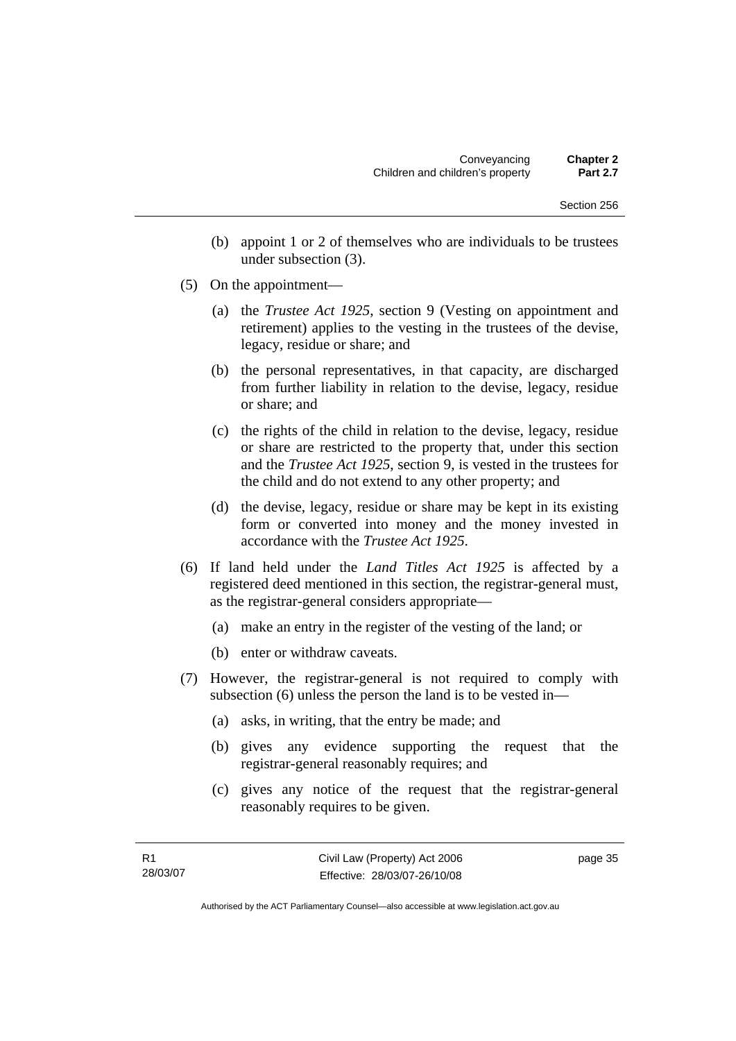(b) appoint 1 or 2 of themselves who are individuals to be trustees under subsection (3).

(5) On the appointment—

(a) the *Trustee Act 1925*, section 9 (Vesting on appointment and retirement) applies to the vesting in the trustees of the devise, legacy, residue or share; and

(b) the personal representatives, in that capacity, are discharged from further liability in relation to the devise, legacy, residue or share; and

(c) the rights of the child in relation to the devise, legacy, residue or share are restricted to the property that, under this section and the *Trustee Act 1925*, section 9, is vested in the trustees for the child and do not extend to any other property; and

(d) the devise, legacy, residue or share may be kept in its existing form or converted into money and the money invested in accordance with the *Trustee Act 1925*.

(6) If land held under the *Land Titles Act 1925* is affected by a registered deed mentioned in this section, the registrar-general must, as the registrar-general considers appropriate—

(a) make an entry in the register of the vesting of the land; or

(b) enter or withdraw caveats.

(7) However, the registrar-general is not required to comply with subsection (6) unless the person the land is to be vested in—

(a) asks, in writing, that the entry be made; and

(b) gives any evidence supporting the request that the registrar-general reasonably requires; and

(c) gives any notice of the request that the registrar-general reasonably requires to be given.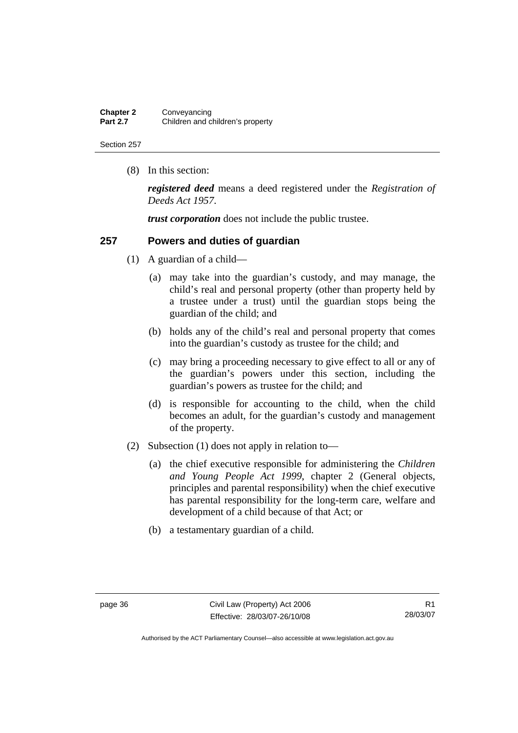(8) In this section:

***registered deed*** means a deed registered under the *Registration of Deeds Act 1957*.

***trust corporation*** does not include the public trustee.

## 257 Powers and duties of guardian

(1) A guardian of a child—

(a) may take into the guardian's custody, and may manage, the child's real and personal property (other than property held by a trustee under a trust) until the guardian stops being the guardian of the child; and

(b) holds any of the child's real and personal property that comes into the guardian's custody as trustee for the child; and

(c) may bring a proceeding necessary to give effect to all or any of the guardian's powers under this section, including the guardian's powers as trustee for the child; and

(d) is responsible for accounting to the child, when the child becomes an adult, for the guardian's custody and management of the property.

(2) Subsection (1) does not apply in relation to—

(a) the chief executive responsible for administering the *Children and Young People Act 1999*, chapter 2 (General objects, principles and parental responsibility) when the chief executive has parental responsibility for the long-term care, welfare and development of a child because of that Act; or

(b) a testamentary guardian of a child.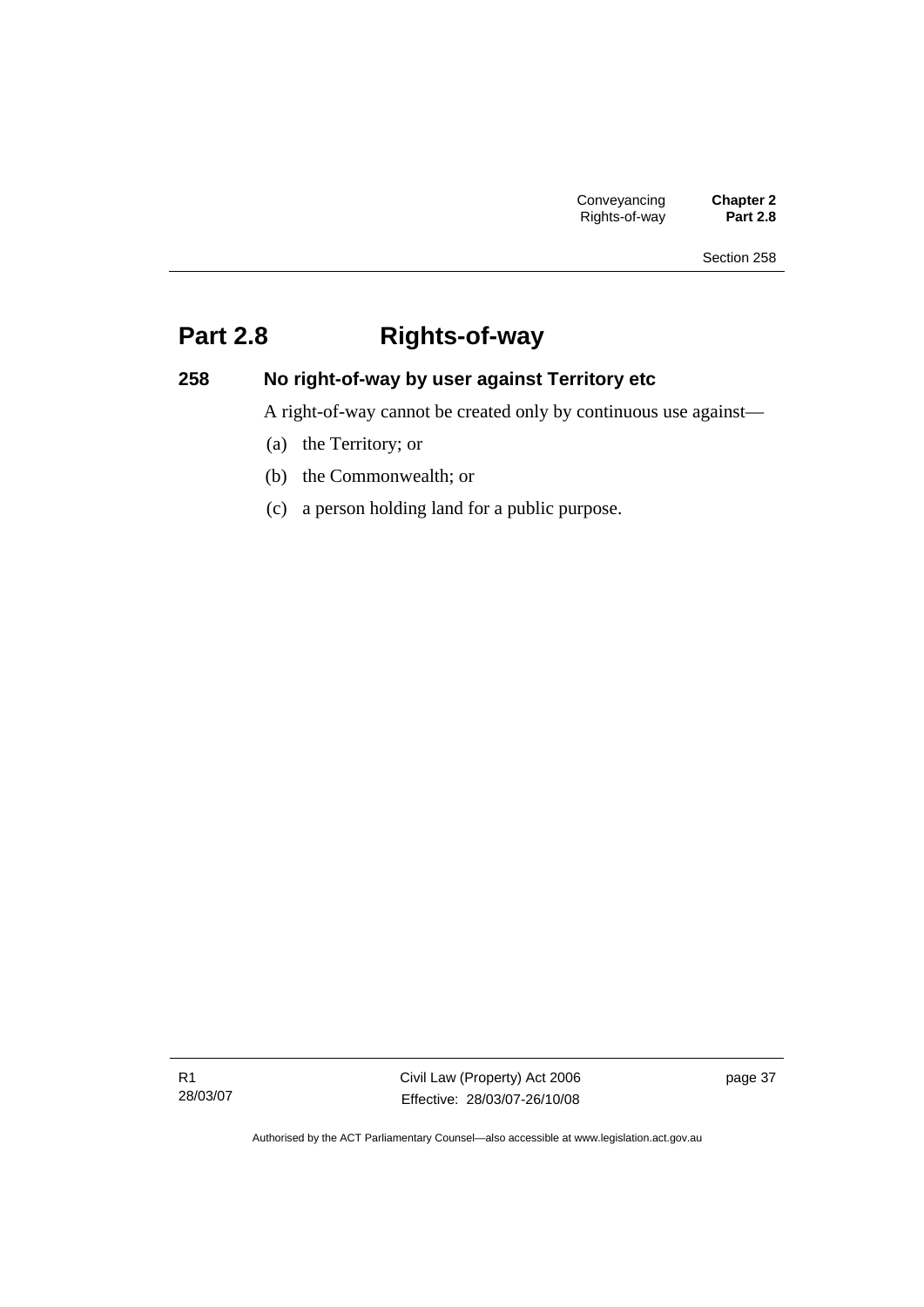# Part 2.8 Rights-of-way

## 258 No right-of-way by user against Territory etc

A right-of-way cannot be created only by continuous use against—

(a) the Territory; or

(b) the Commonwealth; or

(c) a person holding land for a public purpose.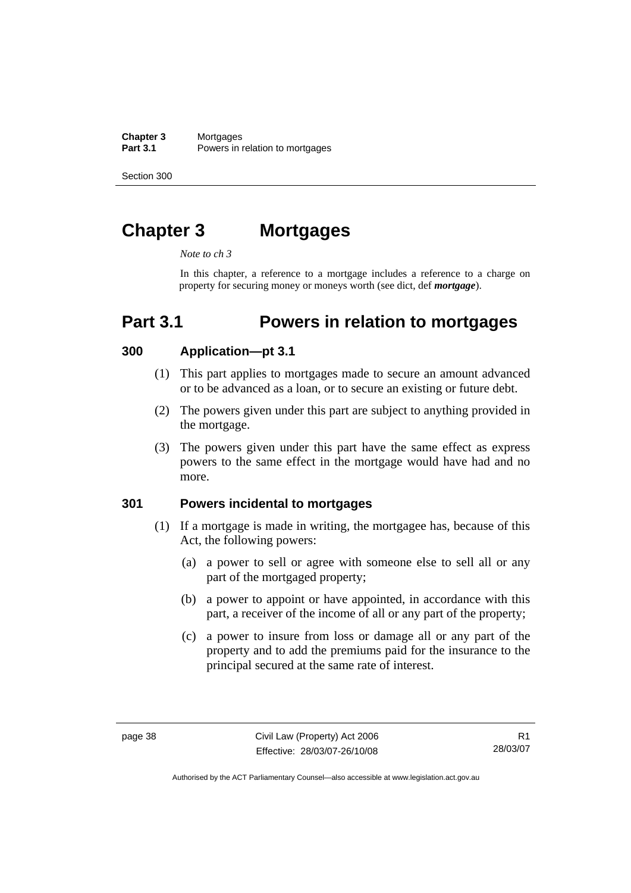# Chapter 3 Mortgages

*Note to ch 3*

In this chapter, a reference to a mortgage includes a reference to a charge on property for securing money or moneys worth (see dict, def ***mortgage***).

## Part 3.1 Powers in relation to mortgages

### 300 Application—pt 3.1

(1) This part applies to mortgages made to secure an amount advanced or to be advanced as a loan, or to secure an existing or future debt.

(2) The powers given under this part are subject to anything provided in the mortgage.

(3) The powers given under this part have the same effect as express powers to the same effect in the mortgage would have had and no more.

### 301 Powers incidental to mortgages

(1) If a mortgage is made in writing, the mortgagee has, because of this Act, the following powers:

(a) a power to sell or agree with someone else to sell all or any part of the mortgaged property;

(b) a power to appoint or have appointed, in accordance with this part, a receiver of the income of all or any part of the property;

(c) a power to insure from loss or damage all or any part of the property and to add the premiums paid for the insurance to the principal secured at the same rate of interest.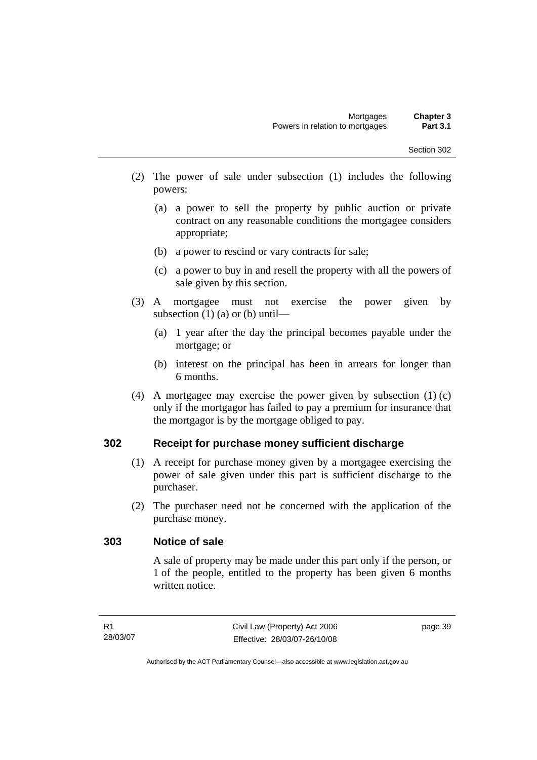(2) The power of sale under subsection (1) includes the following powers:

  (a) a power to sell the property by public auction or private contract on any reasonable conditions the mortgagee considers appropriate;

  (b) a power to rescind or vary contracts for sale;

  (c) a power to buy in and resell the property with all the powers of sale given by this section.

(3) A mortgagee must not exercise the power given by subsection (1) (a) or (b) until—

  (a) 1 year after the day the principal becomes payable under the mortgage; or

  (b) interest on the principal has been in arrears for longer than 6 months.

(4) A mortgagee may exercise the power given by subsection (1) (c) only if the mortgagor has failed to pay a premium for insurance that the mortgagor is by the mortgage obliged to pay.

## 302 Receipt for purchase money sufficient discharge

(1) A receipt for purchase money given by a mortgagee exercising the power of sale given under this part is sufficient discharge to the purchaser.

(2) The purchaser need not be concerned with the application of the purchase money.

## 303 Notice of sale

A sale of property may be made under this part only if the person, or 1 of the people, entitled to the property has been given 6 months written notice.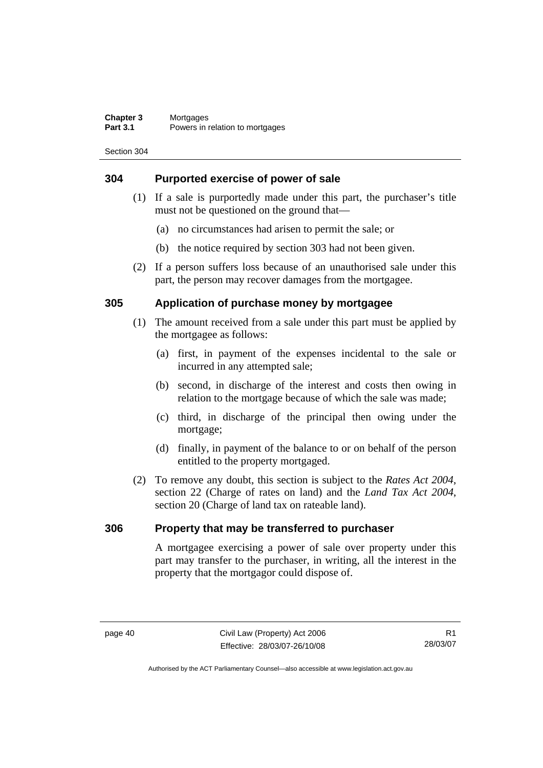## 304 Purported exercise of power of sale

(1) If a sale is purportedly made under this part, the purchaser's title must not be questioned on the ground that—

(a) no circumstances had arisen to permit the sale; or

(b) the notice required by section 303 had not been given.

(2) If a person suffers loss because of an unauthorised sale under this part, the person may recover damages from the mortgagee.

## 305 Application of purchase money by mortgagee

(1) The amount received from a sale under this part must be applied by the mortgagee as follows:

(a) first, in payment of the expenses incidental to the sale or incurred in any attempted sale;

(b) second, in discharge of the interest and costs then owing in relation to the mortgage because of which the sale was made;

(c) third, in discharge of the principal then owing under the mortgage;

(d) finally, in payment of the balance to or on behalf of the person entitled to the property mortgaged.

(2) To remove any doubt, this section is subject to the *Rates Act 2004*, section 22 (Charge of rates on land) and the *Land Tax Act 2004*, section 20 (Charge of land tax on rateable land).

## 306 Property that may be transferred to purchaser

A mortgagee exercising a power of sale over property under this part may transfer to the purchaser, in writing, all the interest in the property that the mortgagor could dispose of.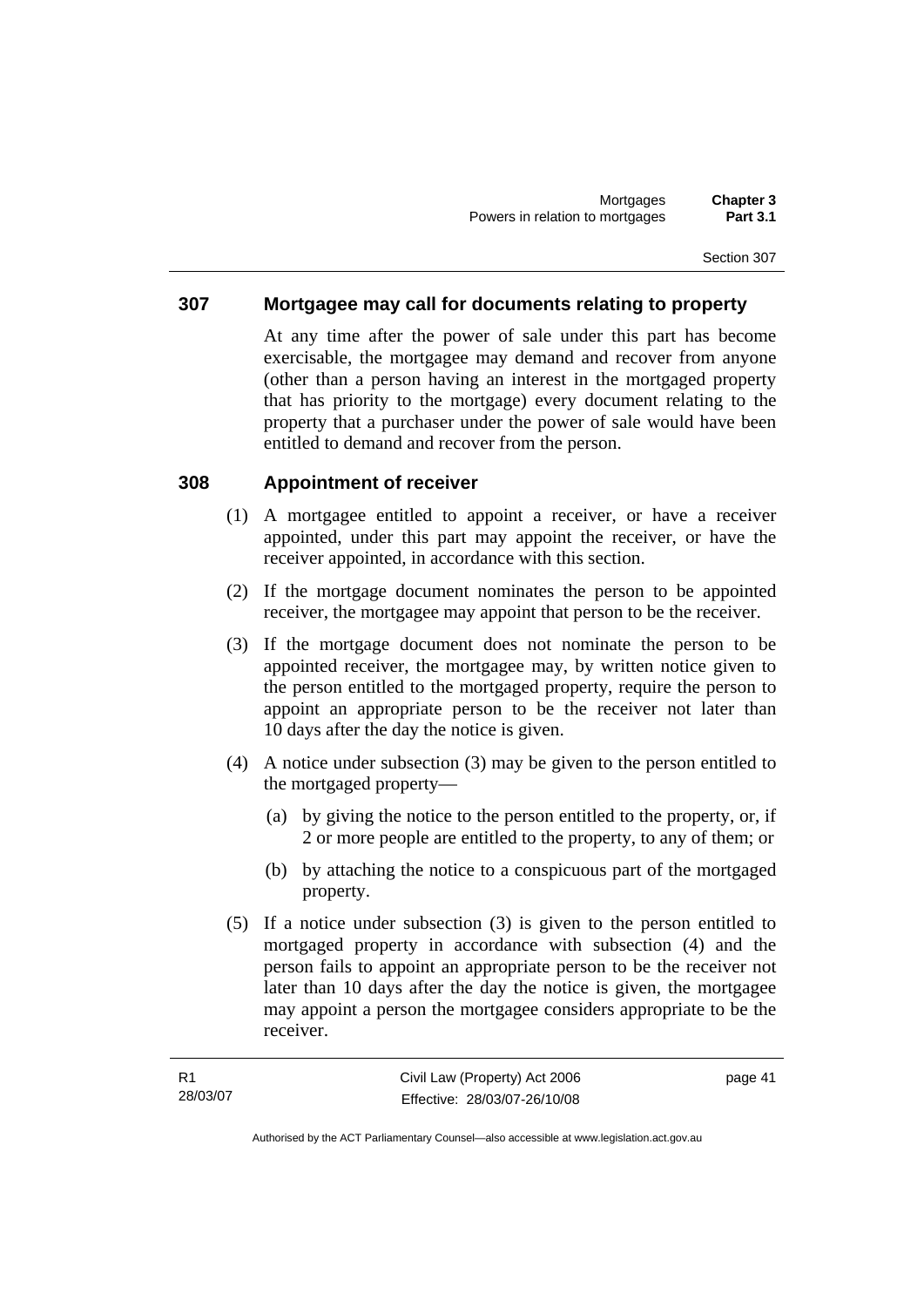### 307 Mortgagee may call for documents relating to property

At any time after the power of sale under this part has become exercisable, the mortgagee may demand and recover from anyone (other than a person having an interest in the mortgaged property that has priority to the mortgage) every document relating to the property that a purchaser under the power of sale would have been entitled to demand and recover from the person.

### 308 Appointment of receiver

(1) A mortgagee entitled to appoint a receiver, or have a receiver appointed, under this part may appoint the receiver, or have the receiver appointed, in accordance with this section.

(2) If the mortgage document nominates the person to be appointed receiver, the mortgagee may appoint that person to be the receiver.

(3) If the mortgage document does not nominate the person to be appointed receiver, the mortgagee may, by written notice given to the person entitled to the mortgaged property, require the person to appoint an appropriate person to be the receiver not later than 10 days after the day the notice is given.

(4) A notice under subsection (3) may be given to the person entitled to the mortgaged property—

(a) by giving the notice to the person entitled to the property, or, if 2 or more people are entitled to the property, to any of them; or

(b) by attaching the notice to a conspicuous part of the mortgaged property.

(5) If a notice under subsection (3) is given to the person entitled to mortgaged property in accordance with subsection (4) and the person fails to appoint an appropriate person to be the receiver not later than 10 days after the day the notice is given, the mortgagee may appoint a person the mortgagee considers appropriate to be the receiver.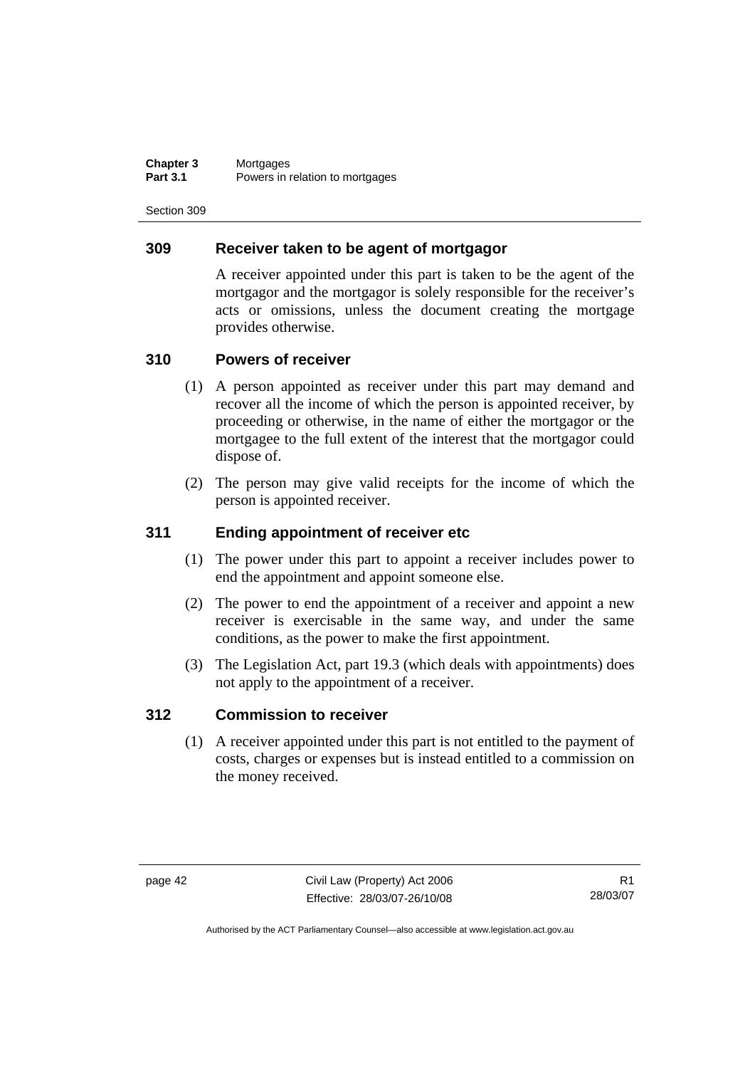## 309 Receiver taken to be agent of mortgagor

A receiver appointed under this part is taken to be the agent of the mortgagor and the mortgagor is solely responsible for the receiver's acts or omissions, unless the document creating the mortgage provides otherwise.

## 310 Powers of receiver

(1) A person appointed as receiver under this part may demand and recover all the income of which the person is appointed receiver, by proceeding or otherwise, in the name of either the mortgagor or the mortgagee to the full extent of the interest that the mortgagor could dispose of.

(2) The person may give valid receipts for the income of which the person is appointed receiver.

## 311 Ending appointment of receiver etc

(1) The power under this part to appoint a receiver includes power to end the appointment and appoint someone else.

(2) The power to end the appointment of a receiver and appoint a new receiver is exercisable in the same way, and under the same conditions, as the power to make the first appointment.

(3) The Legislation Act, part 19.3 (which deals with appointments) does not apply to the appointment of a receiver.

## 312 Commission to receiver

(1) A receiver appointed under this part is not entitled to the payment of costs, charges or expenses but is instead entitled to a commission on the money received.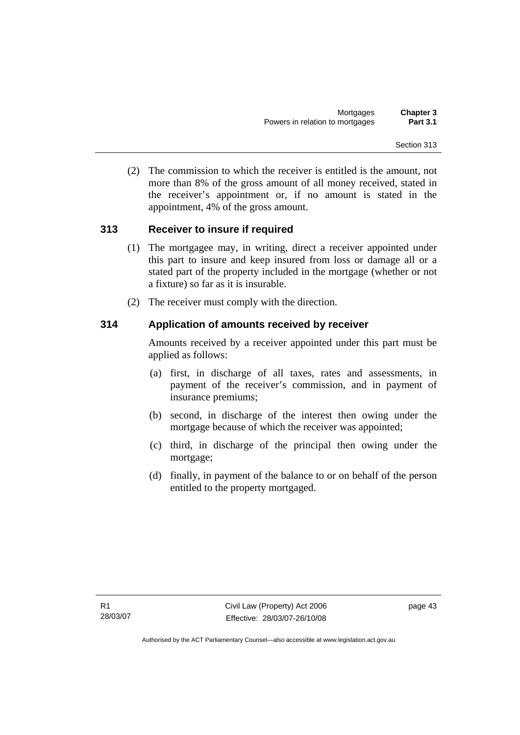(2) The commission to which the receiver is entitled is the amount, not more than 8% of the gross amount of all money received, stated in the receiver's appointment or, if no amount is stated in the appointment, 4% of the gross amount.

### 313 Receiver to insure if required

(1) The mortgagee may, in writing, direct a receiver appointed under this part to insure and keep insured from loss or damage all or a stated part of the property included in the mortgage (whether or not a fixture) so far as it is insurable.

(2) The receiver must comply with the direction.

### 314 Application of amounts received by receiver

Amounts received by a receiver appointed under this part must be applied as follows:

(a) first, in discharge of all taxes, rates and assessments, in payment of the receiver's commission, and in payment of insurance premiums;

(b) second, in discharge of the interest then owing under the mortgage because of which the receiver was appointed;

(c) third, in discharge of the principal then owing under the mortgage;

(d) finally, in payment of the balance to or on behalf of the person entitled to the property mortgaged.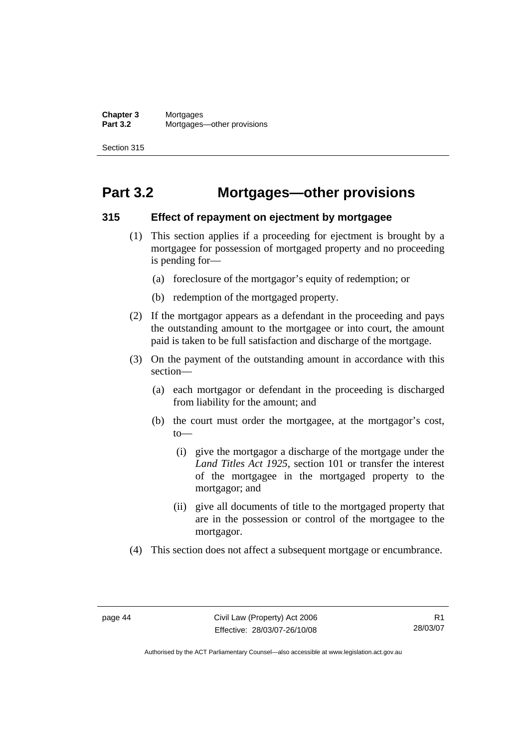# Part 3.2 Mortgages—other provisions

### 315 Effect of repayment on ejectment by mortgagee

(1) This section applies if a proceeding for ejectment is brought by a mortgagee for possession of mortgaged property and no proceeding is pending for—

(a) foreclosure of the mortgagor's equity of redemption; or

(b) redemption of the mortgaged property.

(2) If the mortgagor appears as a defendant in the proceeding and pays the outstanding amount to the mortgagee or into court, the amount paid is taken to be full satisfaction and discharge of the mortgage.

(3) On the payment of the outstanding amount in accordance with this section—

(a) each mortgagor or defendant in the proceeding is discharged from liability for the amount; and

(b) the court must order the mortgagee, at the mortgagor's cost, to—

(i) give the mortgagor a discharge of the mortgage under the *Land Titles Act 1925*, section 101 or transfer the interest of the mortgagee in the mortgaged property to the mortgagor; and

(ii) give all documents of title to the mortgaged property that are in the possession or control of the mortgagee to the mortgagor.

(4) This section does not affect a subsequent mortgage or encumbrance.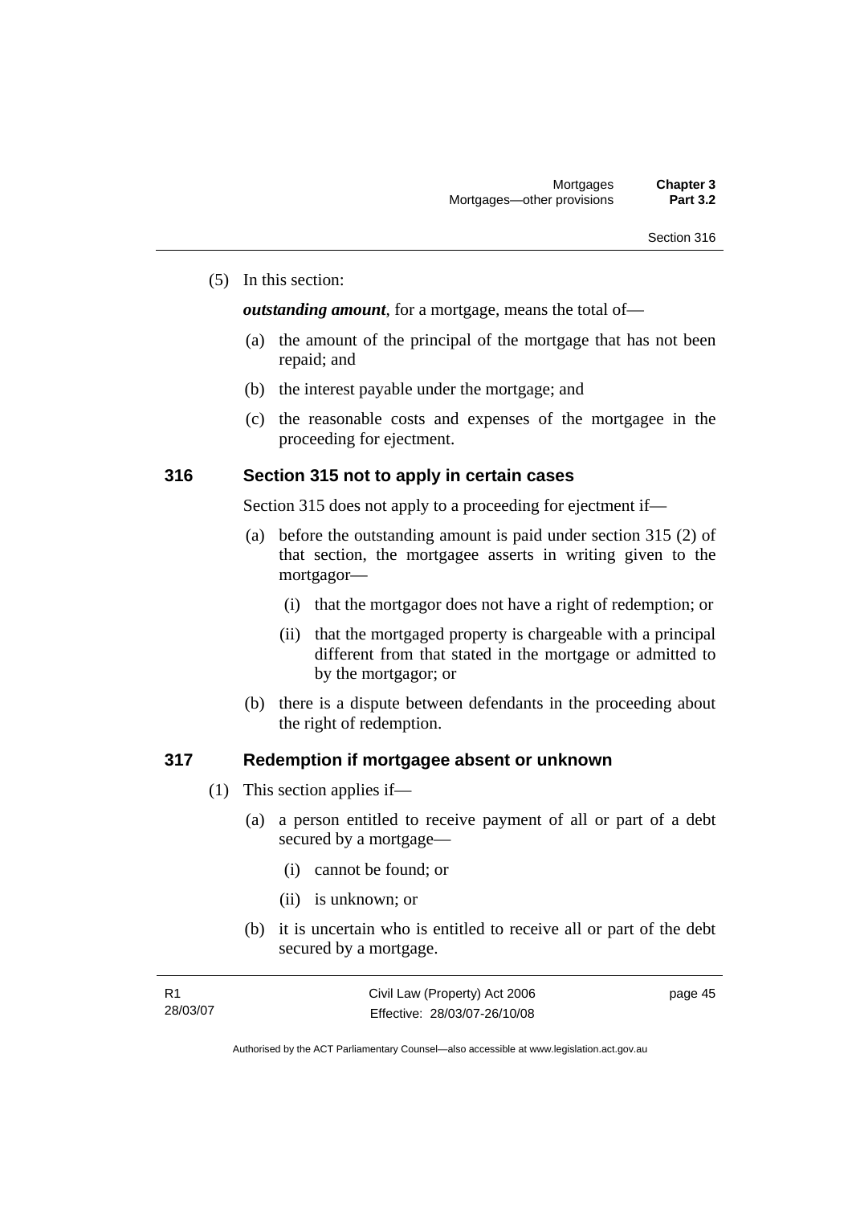(5) In this section:

***outstanding amount***, for a mortgage, means the total of—

(a) the amount of the principal of the mortgage that has not been repaid; and

(b) the interest payable under the mortgage; and

(c) the reasonable costs and expenses of the mortgagee in the proceeding for ejectment.

### 316 Section 315 not to apply in certain cases

Section 315 does not apply to a proceeding for ejectment if—

(a) before the outstanding amount is paid under section 315 (2) of that section, the mortgagee asserts in writing given to the mortgagor—

(i) that the mortgagor does not have a right of redemption; or

(ii) that the mortgaged property is chargeable with a principal different from that stated in the mortgage or admitted to by the mortgagor; or

(b) there is a dispute between defendants in the proceeding about the right of redemption.

### 317 Redemption if mortgagee absent or unknown

(1) This section applies if—

(a) a person entitled to receive payment of all or part of a debt secured by a mortgage—

(i) cannot be found; or

(ii) is unknown; or

(b) it is uncertain who is entitled to receive all or part of the debt secured by a mortgage.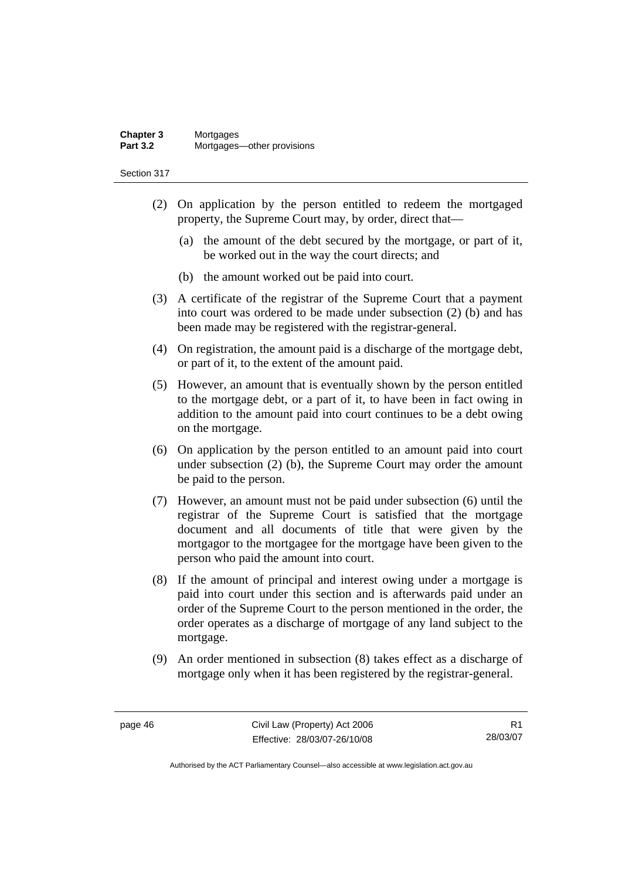(2) On application by the person entitled to redeem the mortgaged property, the Supreme Court may, by order, direct that—

  (a) the amount of the debt secured by the mortgage, or part of it, be worked out in the way the court directs; and

  (b) the amount worked out be paid into court.

(3) A certificate of the registrar of the Supreme Court that a payment into court was ordered to be made under subsection (2) (b) and has been made may be registered with the registrar-general.

(4) On registration, the amount paid is a discharge of the mortgage debt, or part of it, to the extent of the amount paid.

(5) However, an amount that is eventually shown by the person entitled to the mortgage debt, or a part of it, to have been in fact owing in addition to the amount paid into court continues to be a debt owing on the mortgage.

(6) On application by the person entitled to an amount paid into court under subsection (2) (b), the Supreme Court may order the amount be paid to the person.

(7) However, an amount must not be paid under subsection (6) until the registrar of the Supreme Court is satisfied that the mortgage document and all documents of title that were given by the mortgagor to the mortgagee for the mortgage have been given to the person who paid the amount into court.

(8) If the amount of principal and interest owing under a mortgage is paid into court under this section and is afterwards paid under an order of the Supreme Court to the person mentioned in the order, the order operates as a discharge of mortgage of any land subject to the mortgage.

(9) An order mentioned in subsection (8) takes effect as a discharge of mortgage only when it has been registered by the registrar-general.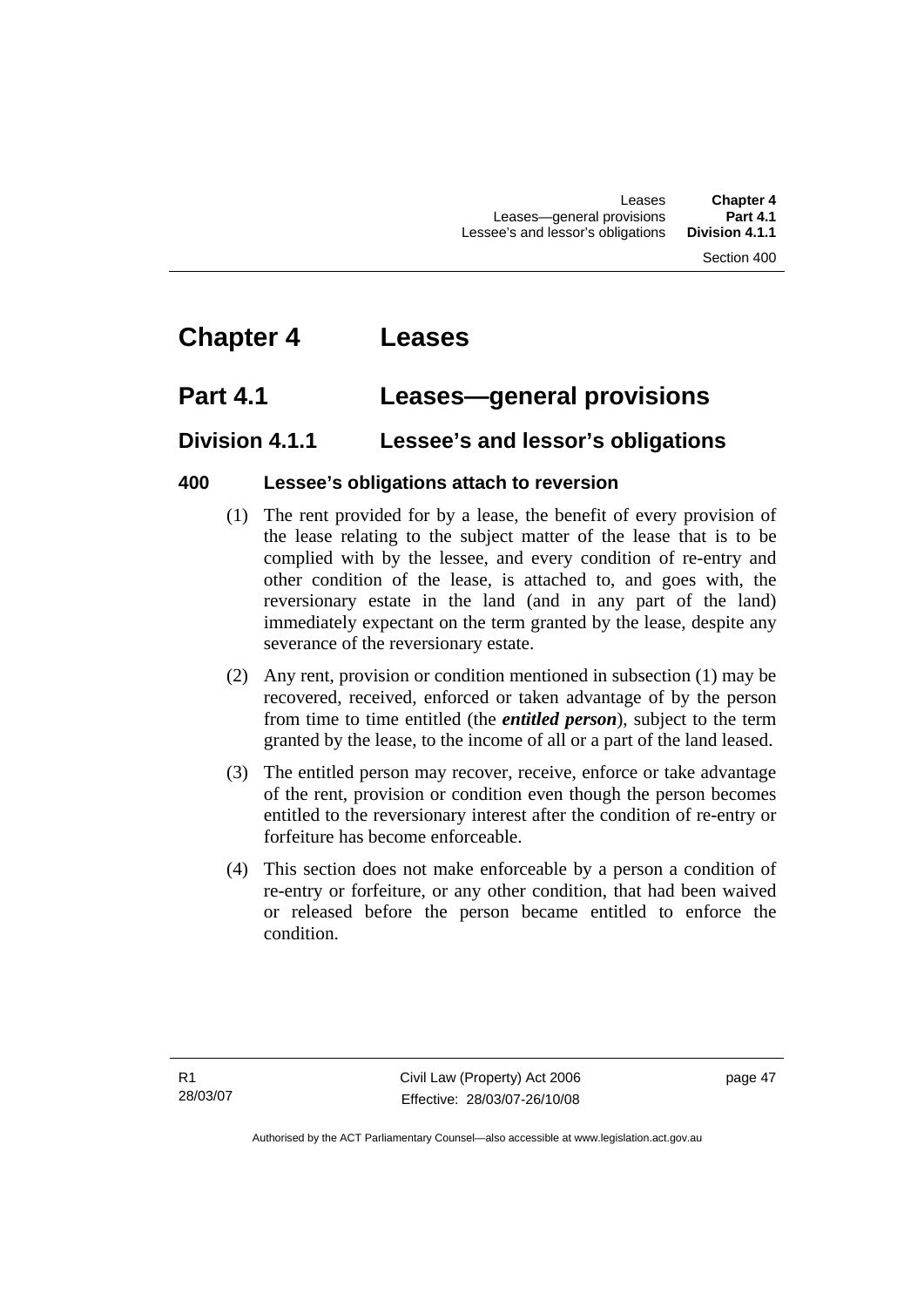# Chapter 4 Leases

## Part 4.1 Leases—general provisions

### Division 4.1.1 Lessee's and lessor's obligations

#### 400 Lessee's obligations attach to reversion

(1) The rent provided for by a lease, the benefit of every provision of the lease relating to the subject matter of the lease that is to be complied with by the lessee, and every condition of re-entry and other condition of the lease, is attached to, and goes with, the reversionary estate in the land (and in any part of the land) immediately expectant on the term granted by the lease, despite any severance of the reversionary estate.

(2) Any rent, provision or condition mentioned in subsection (1) may be recovered, received, enforced or taken advantage of by the person from time to time entitled (the ***entitled person***), subject to the term granted by the lease, to the income of all or a part of the land leased.

(3) The entitled person may recover, receive, enforce or take advantage of the rent, provision or condition even though the person becomes entitled to the reversionary interest after the condition of re-entry or forfeiture has become enforceable.

(4) This section does not make enforceable by a person a condition of re-entry or forfeiture, or any other condition, that had been waived or released before the person became entitled to enforce the condition.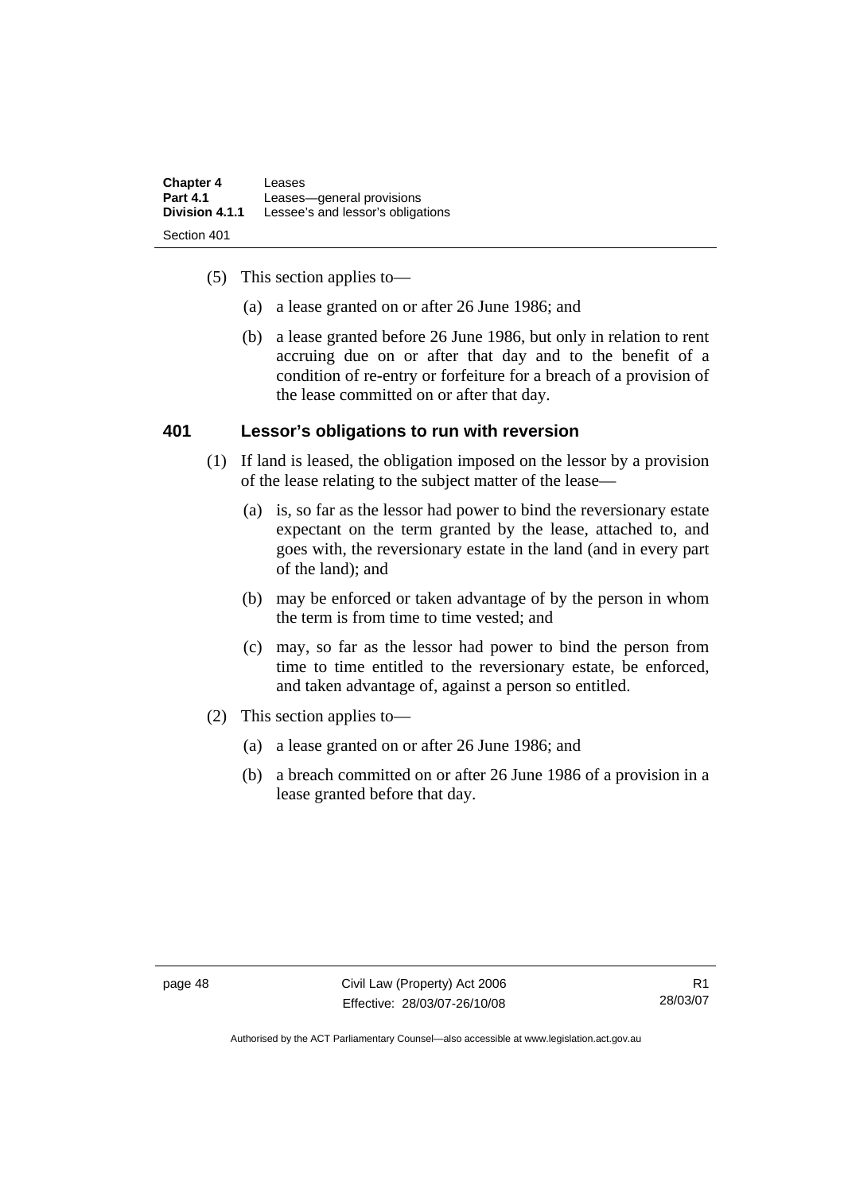(5) This section applies to—

(a) a lease granted on or after 26 June 1986; and

(b) a lease granted before 26 June 1986, but only in relation to rent accruing due on or after that day and to the benefit of a condition of re-entry or forfeiture for a breach of a provision of the lease committed on or after that day.

## 401 Lessor's obligations to run with reversion

(1) If land is leased, the obligation imposed on the lessor by a provision of the lease relating to the subject matter of the lease—

(a) is, so far as the lessor had power to bind the reversionary estate expectant on the term granted by the lease, attached to, and goes with, the reversionary estate in the land (and in every part of the land); and

(b) may be enforced or taken advantage of by the person in whom the term is from time to time vested; and

(c) may, so far as the lessor had power to bind the person from time to time entitled to the reversionary estate, be enforced, and taken advantage of, against a person so entitled.

(2) This section applies to—

(a) a lease granted on or after 26 June 1986; and

(b) a breach committed on or after 26 June 1986 of a provision in a lease granted before that day.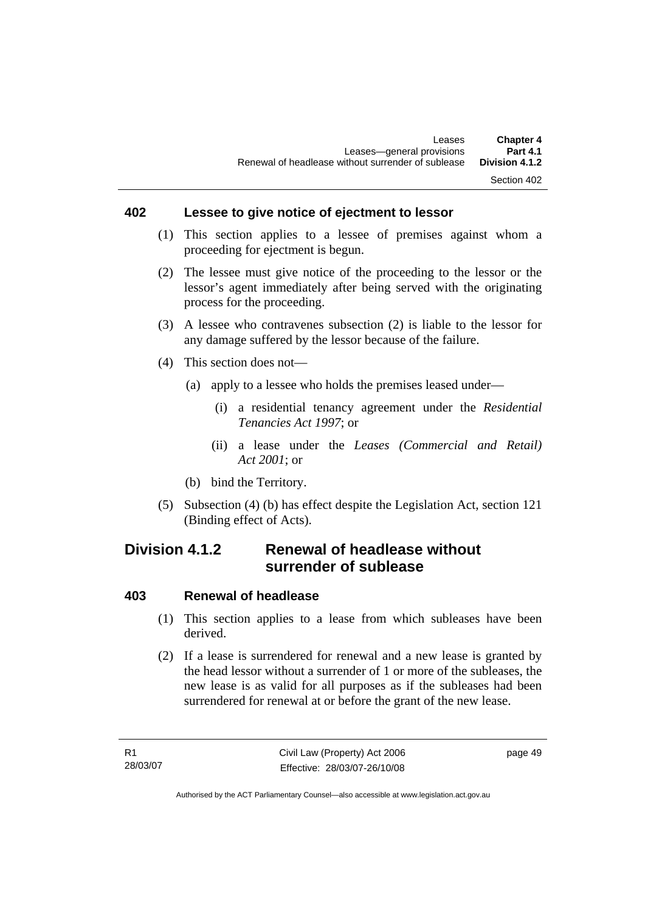### 402 Lessee to give notice of ejectment to lessor

(1) This section applies to a lessee of premises against whom a proceeding for ejectment is begun.

(2) The lessee must give notice of the proceeding to the lessor or the lessor's agent immediately after being served with the originating process for the proceeding.

(3) A lessee who contravenes subsection (2) is liable to the lessor for any damage suffered by the lessor because of the failure.

(4) This section does not—

- (a) apply to a lessee who holds the premises leased under—
  - (i) a residential tenancy agreement under the *Residential Tenancies Act 1997*; or
  - (ii) a lease under the *Leases (Commercial and Retail) Act 2001*; or
- (b) bind the Territory.

(5) Subsection (4) (b) has effect despite the Legislation Act, section 121 (Binding effect of Acts).

## Division 4.1.2 Renewal of headlease without surrender of sublease

### 403 Renewal of headlease

(1) This section applies to a lease from which subleases have been derived.

(2) If a lease is surrendered for renewal and a new lease is granted by the head lessor without a surrender of 1 or more of the subleases, the new lease is as valid for all purposes as if the subleases had been surrendered for renewal at or before the grant of the new lease.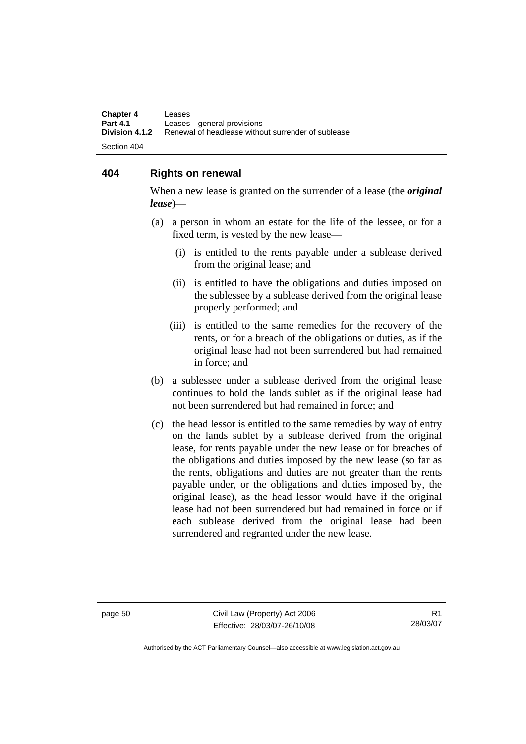## 404 Rights on renewal

When a new lease is granted on the surrender of a lease (the ***original lease***)—

(a) a person in whom an estate for the life of the lessee, or for a fixed term, is vested by the new lease—

  (i) is entitled to the rents payable under a sublease derived from the original lease; and

  (ii) is entitled to have the obligations and duties imposed on the sublessee by a sublease derived from the original lease properly performed; and

  (iii) is entitled to the same remedies for the recovery of the rents, or for a breach of the obligations or duties, as if the original lease had not been surrendered but had remained in force; and

(b) a sublessee under a sublease derived from the original lease continues to hold the lands sublet as if the original lease had not been surrendered but had remained in force; and

(c) the head lessor is entitled to the same remedies by way of entry on the lands sublet by a sublease derived from the original lease, for rents payable under the new lease or for breaches of the obligations and duties imposed by the new lease (so far as the rents, obligations and duties are not greater than the rents payable under, or the obligations and duties imposed by, the original lease), as the head lessor would have if the original lease had not been surrendered but had remained in force or if each sublease derived from the original lease had been surrendered and regranted under the new lease.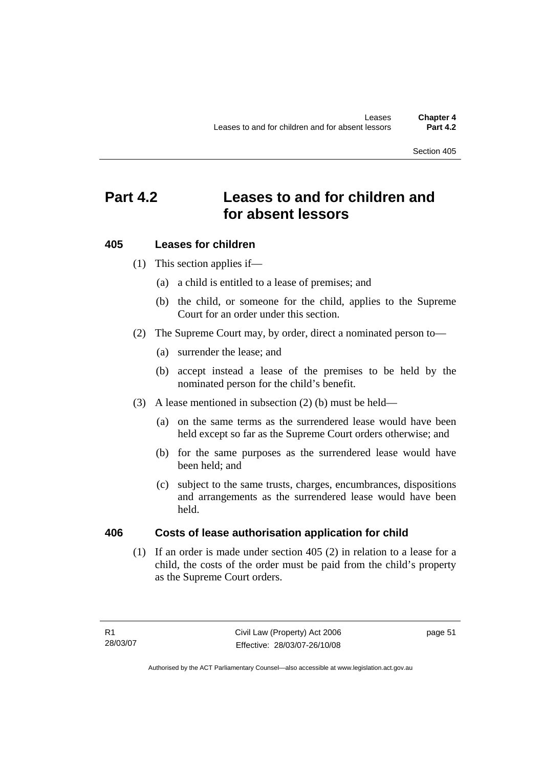# Part 4.2 Leases to and for children and for absent lessors

## 405 Leases for children

(1) This section applies if—

(a) a child is entitled to a lease of premises; and

(b) the child, or someone for the child, applies to the Supreme Court for an order under this section.

(2) The Supreme Court may, by order, direct a nominated person to—

(a) surrender the lease; and

(b) accept instead a lease of the premises to be held by the nominated person for the child's benefit.

(3) A lease mentioned in subsection (2) (b) must be held—

(a) on the same terms as the surrendered lease would have been held except so far as the Supreme Court orders otherwise; and

(b) for the same purposes as the surrendered lease would have been held; and

(c) subject to the same trusts, charges, encumbrances, dispositions and arrangements as the surrendered lease would have been held.

## 406 Costs of lease authorisation application for child

(1) If an order is made under section 405 (2) in relation to a lease for a child, the costs of the order must be paid from the child's property as the Supreme Court orders.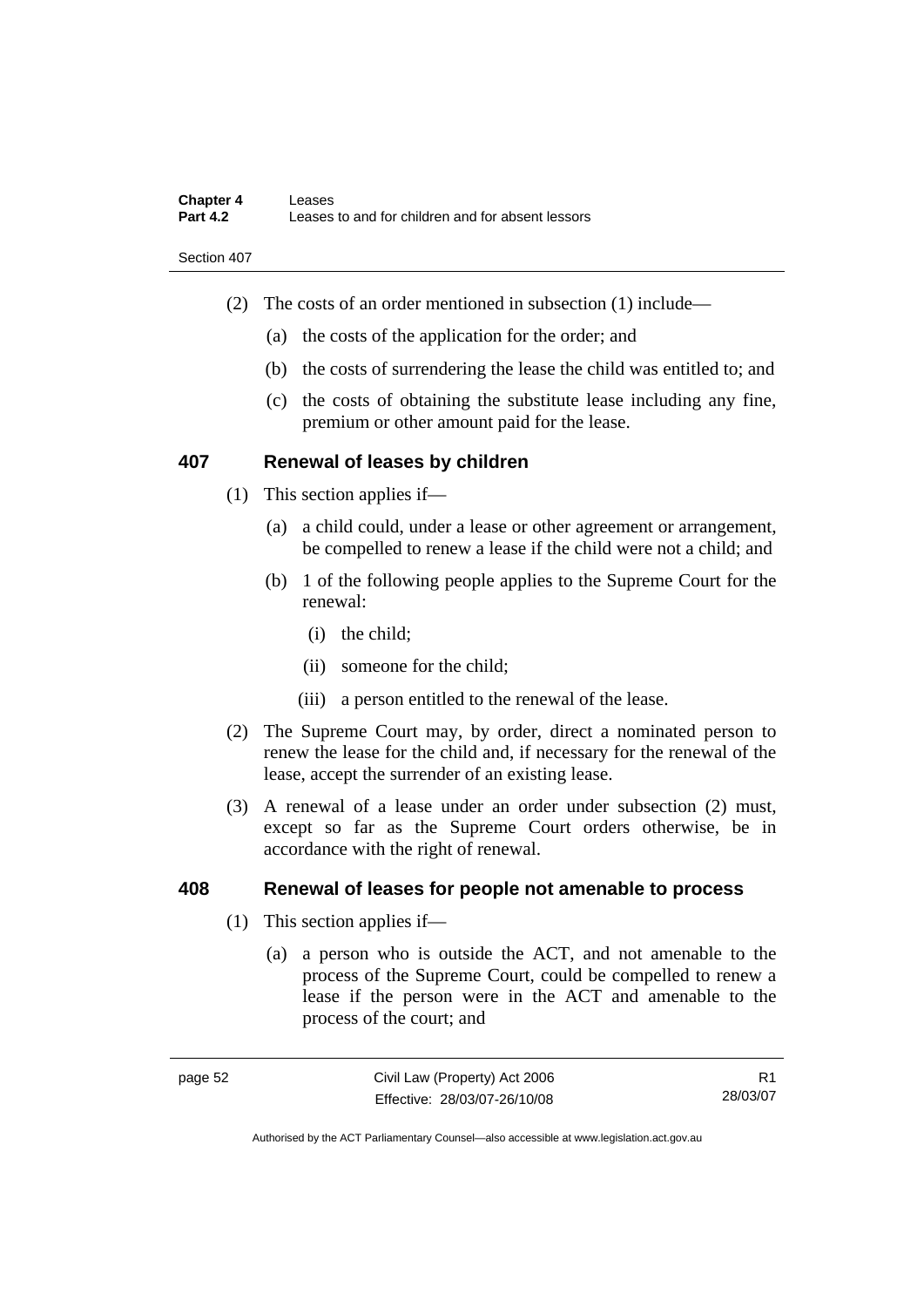(2) The costs of an order mentioned in subsection (1) include—

(a) the costs of the application for the order; and

(b) the costs of surrendering the lease the child was entitled to; and

(c) the costs of obtaining the substitute lease including any fine, premium or other amount paid for the lease.

## 407 Renewal of leases by children

(1) This section applies if—

(a) a child could, under a lease or other agreement or arrangement, be compelled to renew a lease if the child were not a child; and

(b) 1 of the following people applies to the Supreme Court for the renewal:

(i) the child;

(ii) someone for the child;

(iii) a person entitled to the renewal of the lease.

(2) The Supreme Court may, by order, direct a nominated person to renew the lease for the child and, if necessary for the renewal of the lease, accept the surrender of an existing lease.

(3) A renewal of a lease under an order under subsection (2) must, except so far as the Supreme Court orders otherwise, be in accordance with the right of renewal.

## 408 Renewal of leases for people not amenable to process

(1) This section applies if—

(a) a person who is outside the ACT, and not amenable to the process of the Supreme Court, could be compelled to renew a lease if the person were in the ACT and amenable to the process of the court; and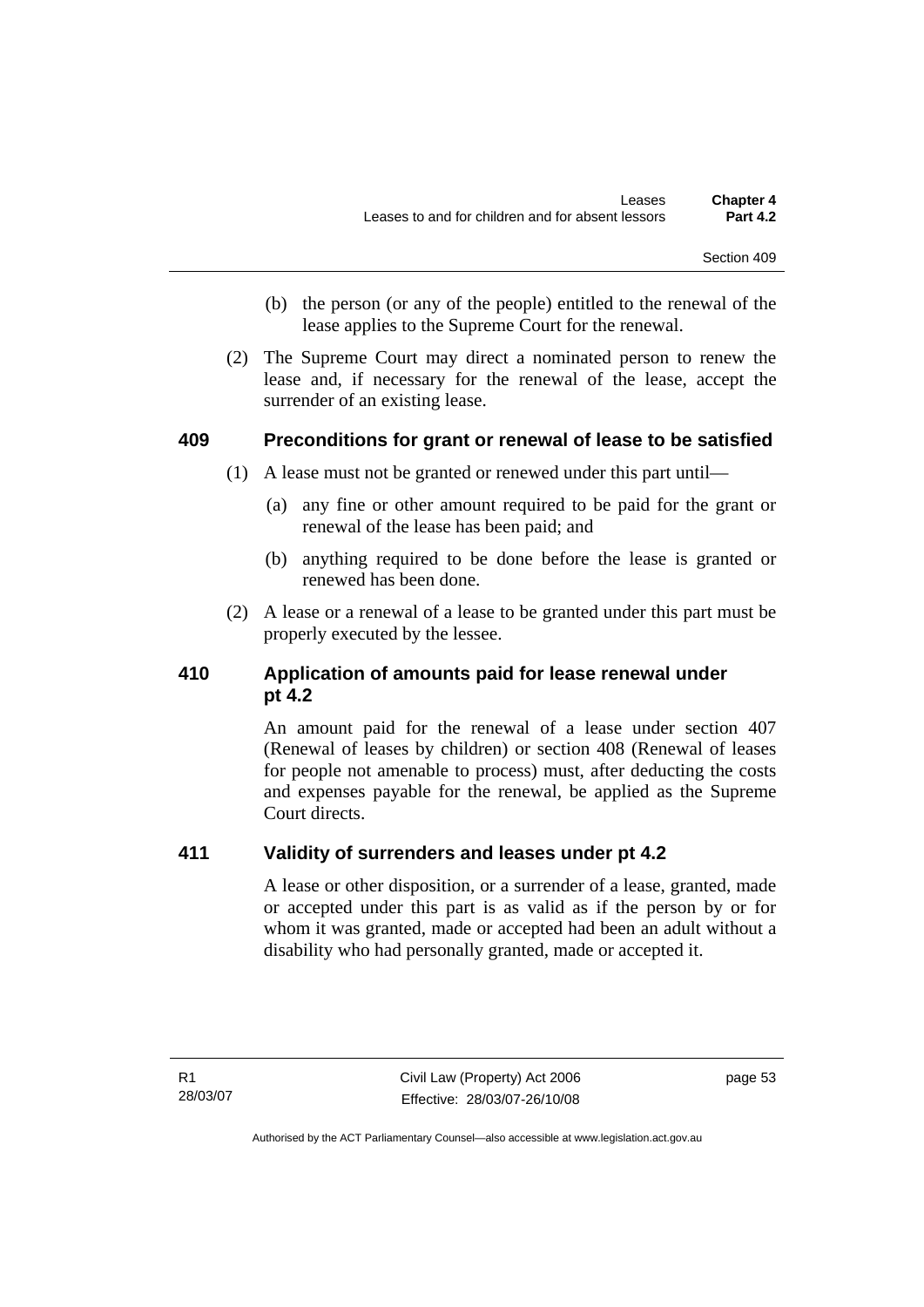(b) the person (or any of the people) entitled to the renewal of the lease applies to the Supreme Court for the renewal.

(2) The Supreme Court may direct a nominated person to renew the lease and, if necessary for the renewal of the lease, accept the surrender of an existing lease.

## 409 Preconditions for grant or renewal of lease to be satisfied

(1) A lease must not be granted or renewed under this part until—

(a) any fine or other amount required to be paid for the grant or renewal of the lease has been paid; and

(b) anything required to be done before the lease is granted or renewed has been done.

(2) A lease or a renewal of a lease to be granted under this part must be properly executed by the lessee.

## 410 Application of amounts paid for lease renewal under pt 4.2

An amount paid for the renewal of a lease under section 407 (Renewal of leases by children) or section 408 (Renewal of leases for people not amenable to process) must, after deducting the costs and expenses payable for the renewal, be applied as the Supreme Court directs.

## 411 Validity of surrenders and leases under pt 4.2

A lease or other disposition, or a surrender of a lease, granted, made or accepted under this part is as valid as if the person by or for whom it was granted, made or accepted had been an adult without a disability who had personally granted, made or accepted it.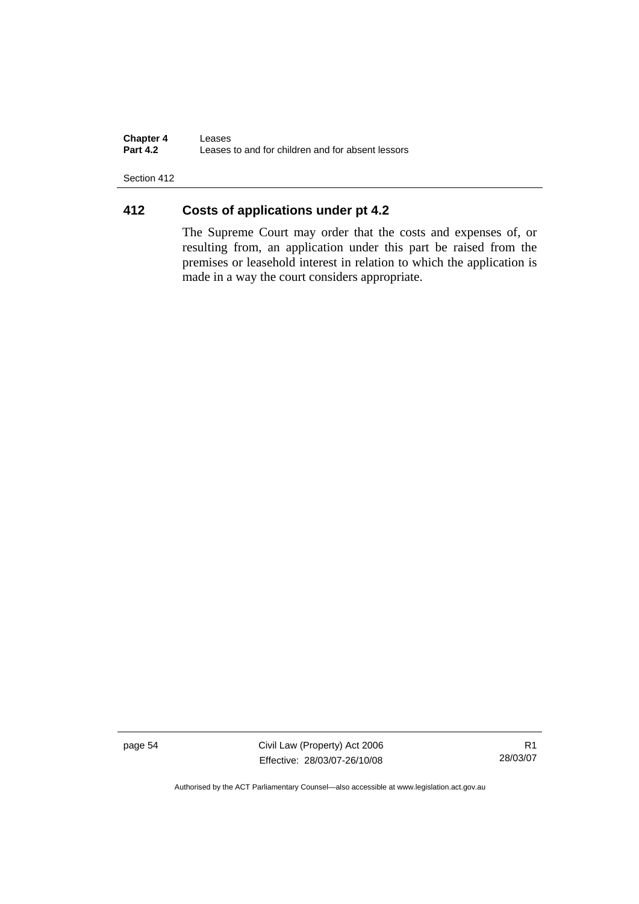## 412 Costs of applications under pt 4.2

The Supreme Court may order that the costs and expenses of, or resulting from, an application under this part be raised from the premises or leasehold interest in relation to which the application is made in a way the court considers appropriate.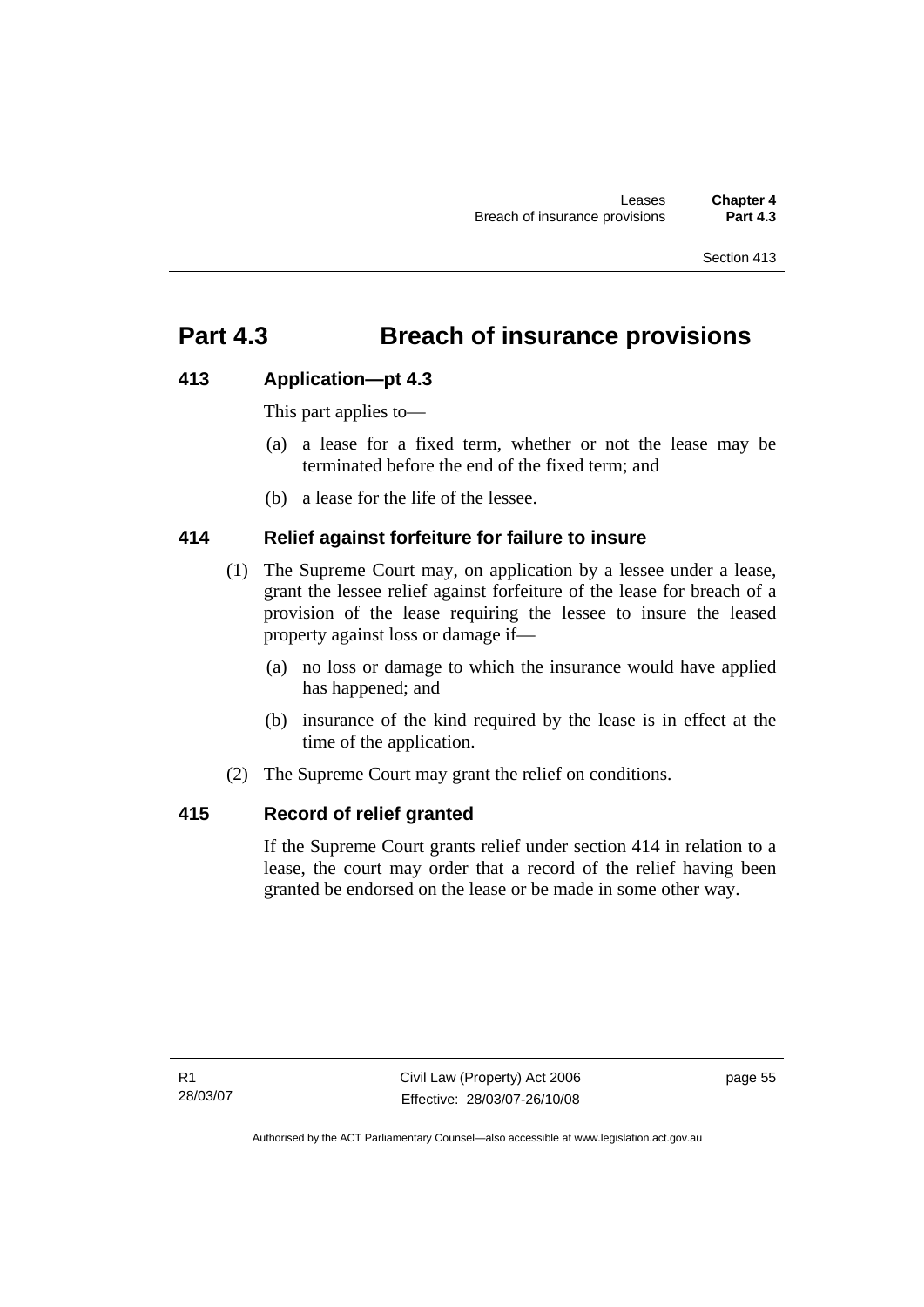# Part 4.3 Breach of insurance provisions

## 413 Application—pt 4.3

This part applies to—

(a) a lease for a fixed term, whether or not the lease may be terminated before the end of the fixed term; and

(b) a lease for the life of the lessee.

## 414 Relief against forfeiture for failure to insure

(1) The Supreme Court may, on application by a lessee under a lease, grant the lessee relief against forfeiture of the lease for breach of a provision of the lease requiring the lessee to insure the leased property against loss or damage if—

(a) no loss or damage to which the insurance would have applied has happened; and

(b) insurance of the kind required by the lease is in effect at the time of the application.

(2) The Supreme Court may grant the relief on conditions.

## 415 Record of relief granted

If the Supreme Court grants relief under section 414 in relation to a lease, the court may order that a record of the relief having been granted be endorsed on the lease or be made in some other way.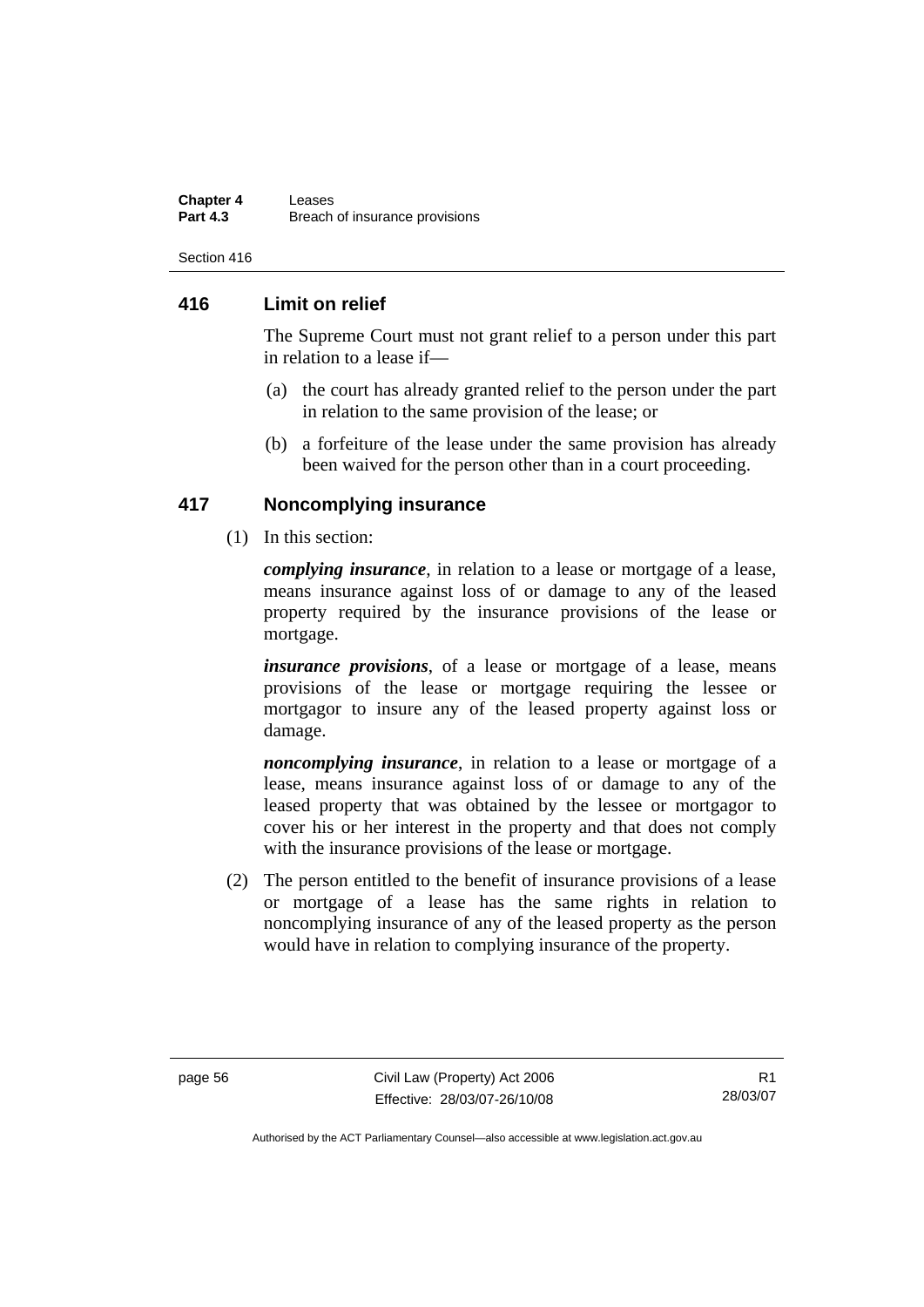## 416 Limit on relief

The Supreme Court must not grant relief to a person under this part in relation to a lease if—

(a) the court has already granted relief to the person under the part in relation to the same provision of the lease; or

(b) a forfeiture of the lease under the same provision has already been waived for the person other than in a court proceeding.

## 417 Noncomplying insurance

(1) In this section:

***complying insurance***, in relation to a lease or mortgage of a lease, means insurance against loss of or damage to any of the leased property required by the insurance provisions of the lease or mortgage.

***insurance provisions***, of a lease or mortgage of a lease, means provisions of the lease or mortgage requiring the lessee or mortgagor to insure any of the leased property against loss or damage.

***noncomplying insurance***, in relation to a lease or mortgage of a lease, means insurance against loss of or damage to any of the leased property that was obtained by the lessee or mortgagor to cover his or her interest in the property and that does not comply with the insurance provisions of the lease or mortgage.

(2) The person entitled to the benefit of insurance provisions of a lease or mortgage of a lease has the same rights in relation to noncomplying insurance of any of the leased property as the person would have in relation to complying insurance of the property.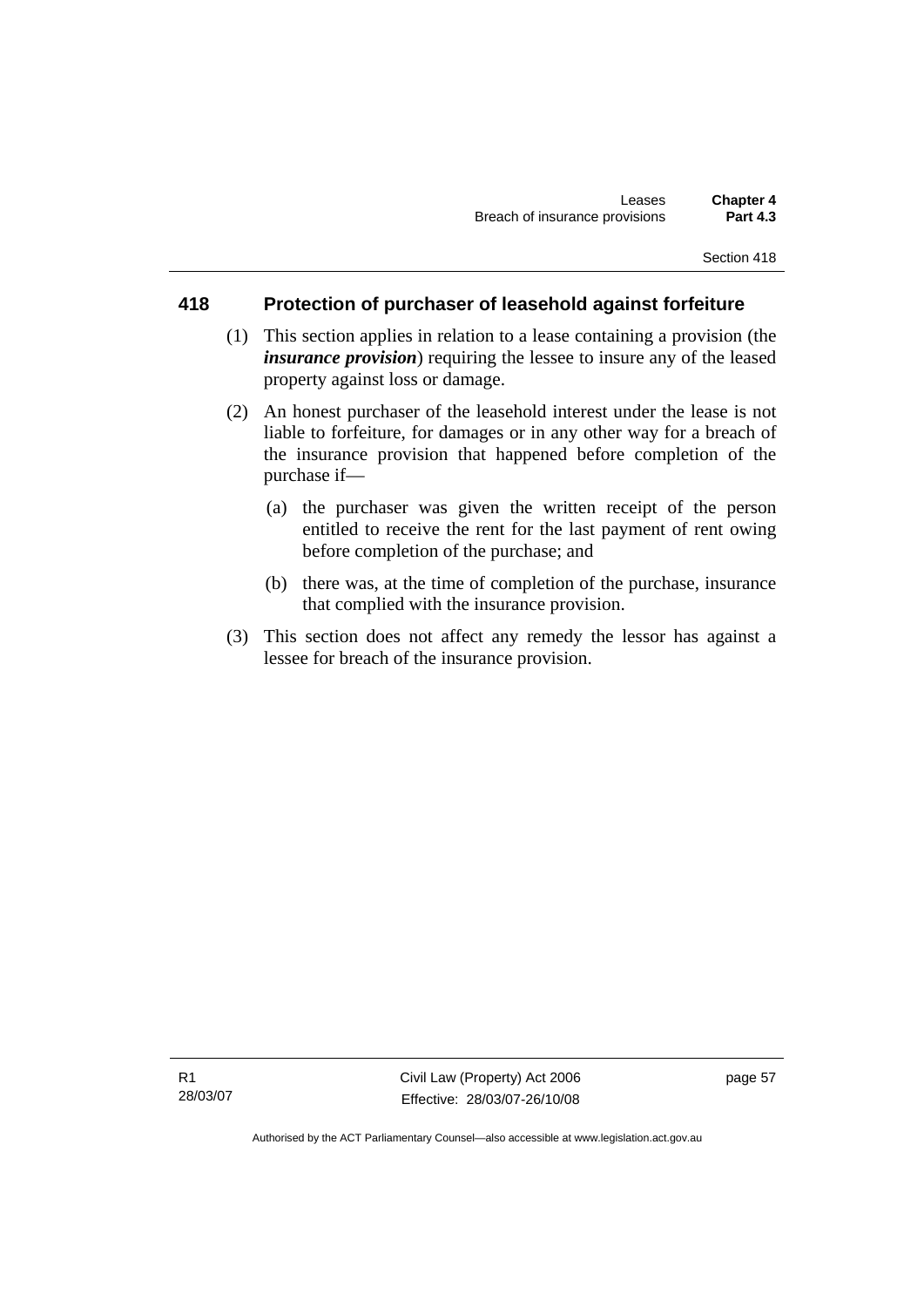## 418 Protection of purchaser of leasehold against forfeiture

(1) This section applies in relation to a lease containing a provision (the ***insurance provision***) requiring the lessee to insure any of the leased property against loss or damage.

(2) An honest purchaser of the leasehold interest under the lease is not liable to forfeiture, for damages or in any other way for a breach of the insurance provision that happened before completion of the purchase if—

(a) the purchaser was given the written receipt of the person entitled to receive the rent for the last payment of rent owing before completion of the purchase; and

(b) there was, at the time of completion of the purchase, insurance that complied with the insurance provision.

(3) This section does not affect any remedy the lessor has against a lessee for breach of the insurance provision.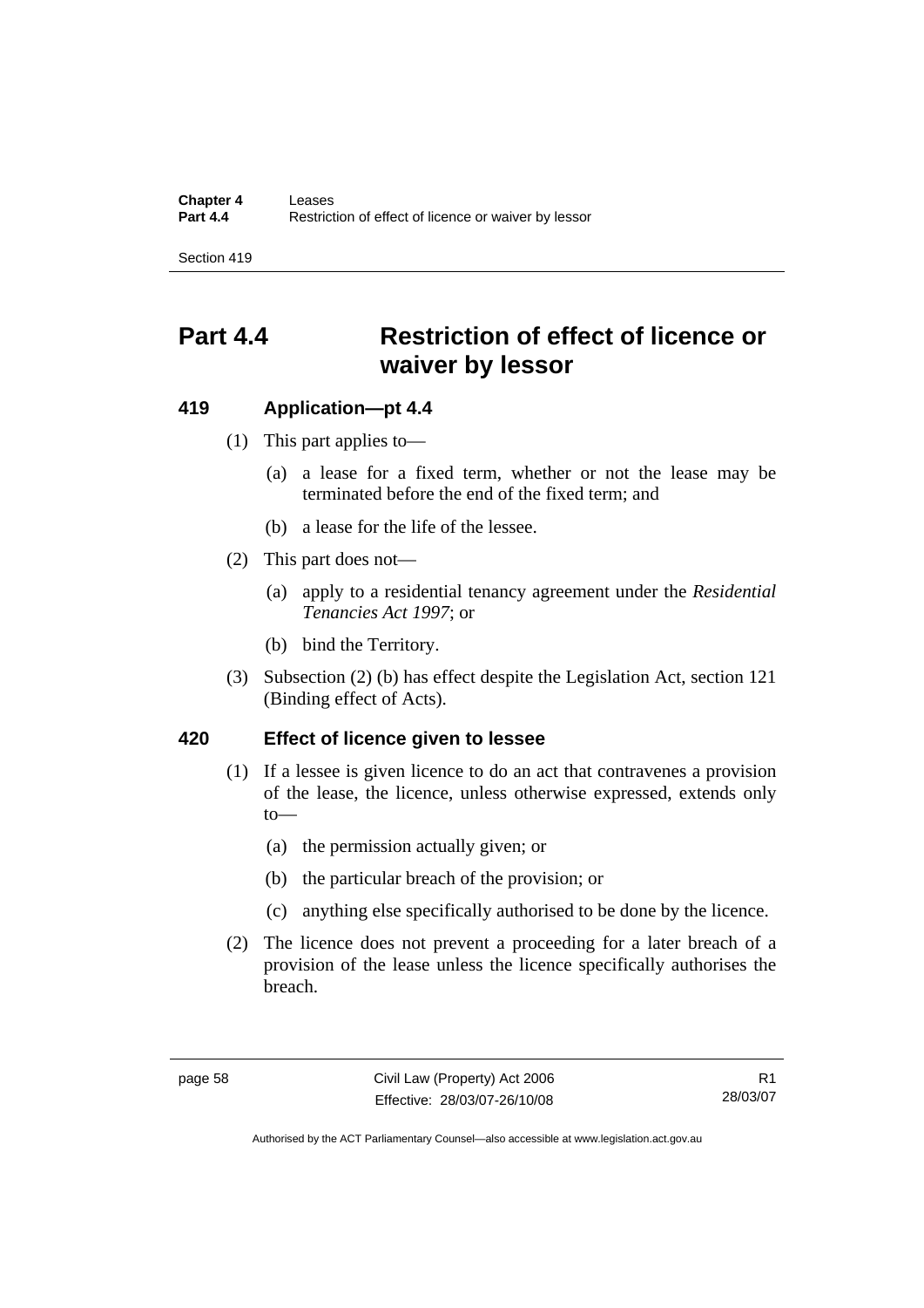# Part 4.4 Restriction of effect of licence or waiver by lessor

## 419 Application—pt 4.4

(1) This part applies to—

(a) a lease for a fixed term, whether or not the lease may be terminated before the end of the fixed term; and

(b) a lease for the life of the lessee.

(2) This part does not—

(a) apply to a residential tenancy agreement under the *Residential Tenancies Act 1997*; or

(b) bind the Territory.

(3) Subsection (2) (b) has effect despite the Legislation Act, section 121 (Binding effect of Acts).

## 420 Effect of licence given to lessee

(1) If a lessee is given licence to do an act that contravenes a provision of the lease, the licence, unless otherwise expressed, extends only to—

(a) the permission actually given; or

(b) the particular breach of the provision; or

(c) anything else specifically authorised to be done by the licence.

(2) The licence does not prevent a proceeding for a later breach of a provision of the lease unless the licence specifically authorises the breach.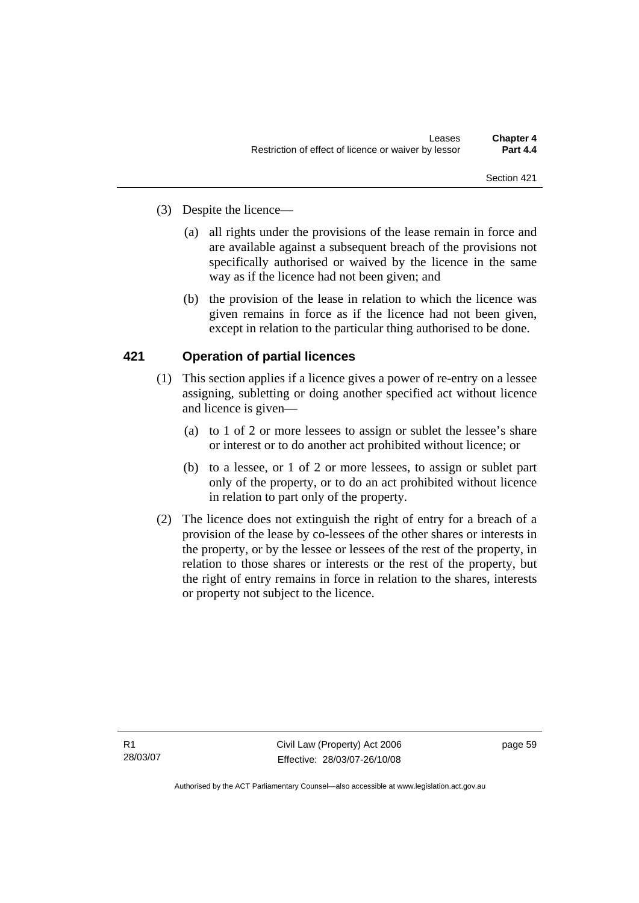(3) Despite the licence—

(a) all rights under the provisions of the lease remain in force and are available against a subsequent breach of the provisions not specifically authorised or waived by the licence in the same way as if the licence had not been given; and

(b) the provision of the lease in relation to which the licence was given remains in force as if the licence had not been given, except in relation to the particular thing authorised to be done.

## 421 Operation of partial licences

(1) This section applies if a licence gives a power of re-entry on a lessee assigning, subletting or doing another specified act without licence and licence is given—

(a) to 1 of 2 or more lessees to assign or sublet the lessee's share or interest or to do another act prohibited without licence; or

(b) to a lessee, or 1 of 2 or more lessees, to assign or sublet part only of the property, or to do an act prohibited without licence in relation to part only of the property.

(2) The licence does not extinguish the right of entry for a breach of a provision of the lease by co-lessees of the other shares or interests in the property, or by the lessee or lessees of the rest of the property, in relation to those shares or interests or the rest of the property, but the right of entry remains in force in relation to the shares, interests or property not subject to the licence.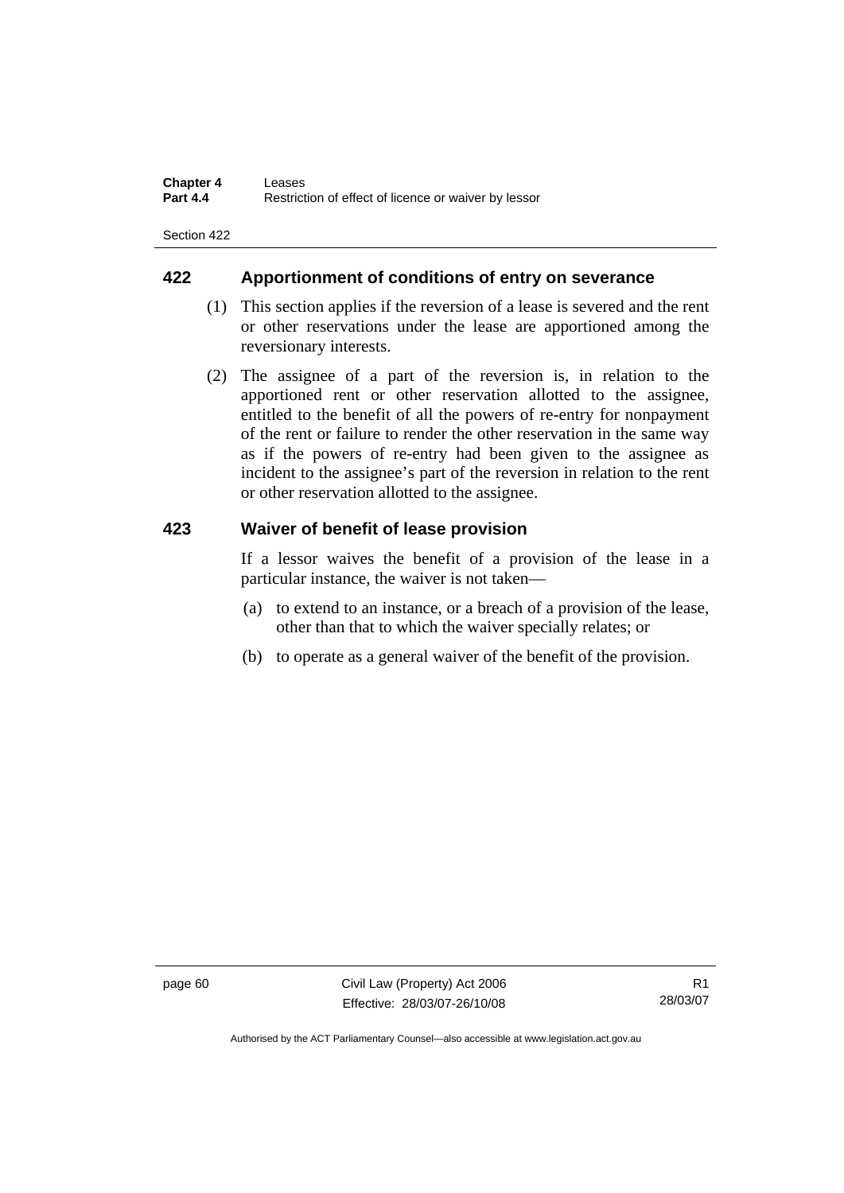## 422 Apportionment of conditions of entry on severance

(1) This section applies if the reversion of a lease is severed and the rent or other reservations under the lease are apportioned among the reversionary interests.

(2) The assignee of a part of the reversion is, in relation to the apportioned rent or other reservation allotted to the assignee, entitled to the benefit of all the powers of re-entry for nonpayment of the rent or failure to render the other reservation in the same way as if the powers of re-entry had been given to the assignee as incident to the assignee's part of the reversion in relation to the rent or other reservation allotted to the assignee.

## 423 Waiver of benefit of lease provision

If a lessor waives the benefit of a provision of the lease in a particular instance, the waiver is not taken—

(a) to extend to an instance, or a breach of a provision of the lease, other than that to which the waiver specially relates; or

(b) to operate as a general waiver of the benefit of the provision.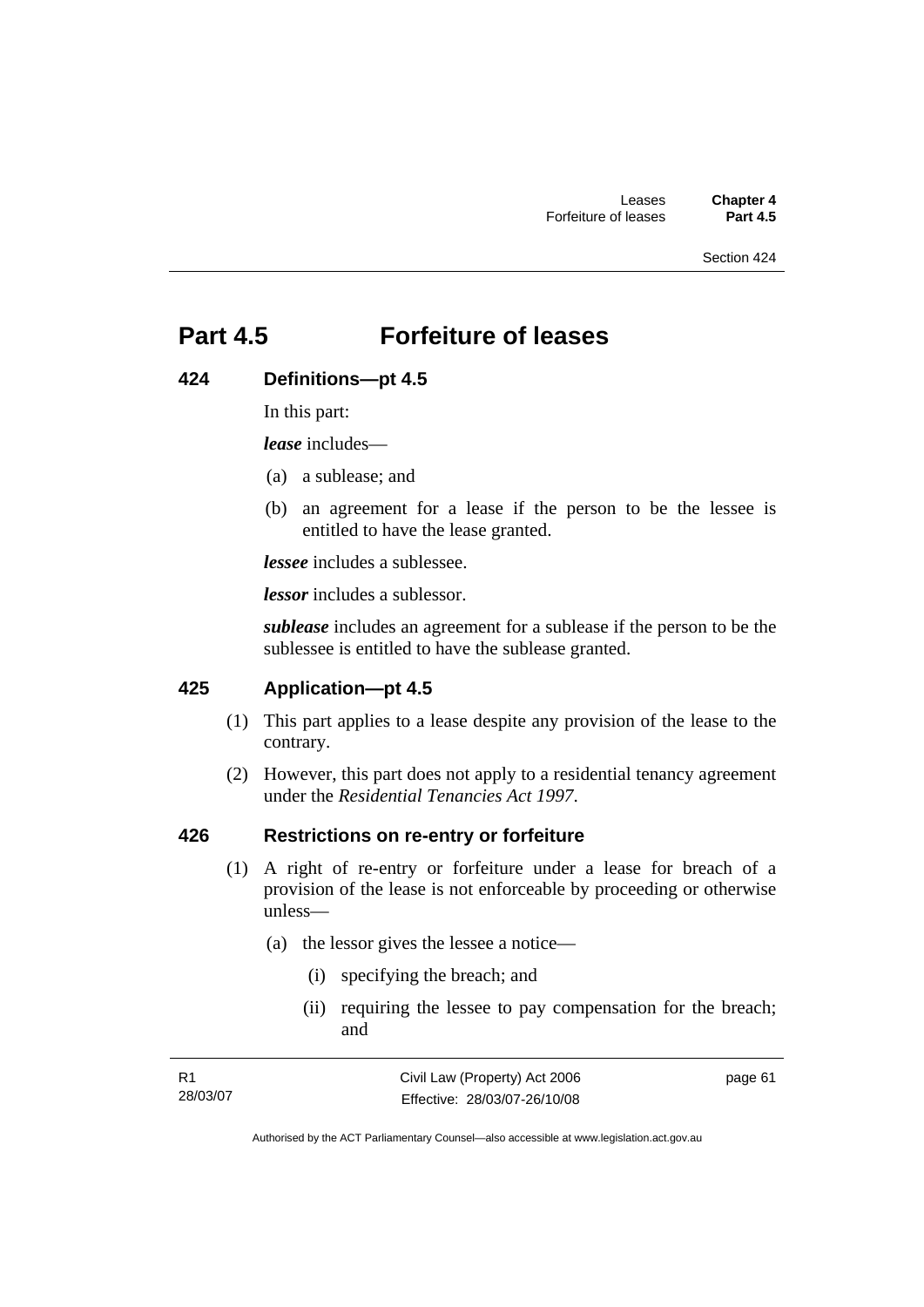# Part 4.5 Forfeiture of leases

## 424 Definitions—pt 4.5

In this part:

***lease*** includes—

(a) a sublease; and

(b) an agreement for a lease if the person to be the lessee is entitled to have the lease granted.

***lessee*** includes a sublessee.

***lessor*** includes a sublessor.

***sublease*** includes an agreement for a sublease if the person to be the sublessee is entitled to have the sublease granted.

## 425 Application—pt 4.5

(1) This part applies to a lease despite any provision of the lease to the contrary.

(2) However, this part does not apply to a residential tenancy agreement under the *Residential Tenancies Act 1997*.

## 426 Restrictions on re-entry or forfeiture

(1) A right of re-entry or forfeiture under a lease for breach of a provision of the lease is not enforceable by proceeding or otherwise unless—

(a) the lessor gives the lessee a notice—

(i) specifying the breach; and

(ii) requiring the lessee to pay compensation for the breach; and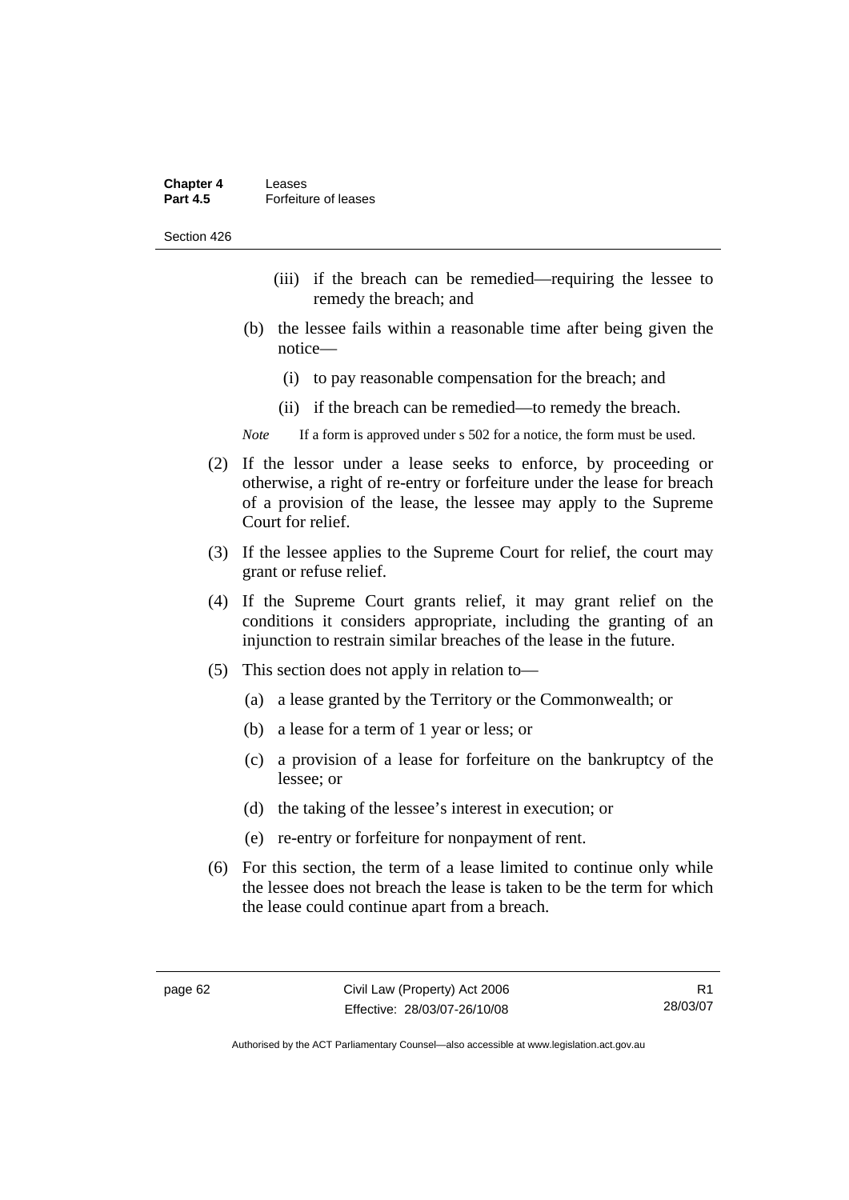(iii) if the breach can be remedied—requiring the lessee to remedy the breach; and

(b) the lessee fails within a reasonable time after being given the notice—

(i) to pay reasonable compensation for the breach; and

(ii) if the breach can be remedied—to remedy the breach.

*Note* If a form is approved under s 502 for a notice, the form must be used.

(2) If the lessor under a lease seeks to enforce, by proceeding or otherwise, a right of re-entry or forfeiture under the lease for breach of a provision of the lease, the lessee may apply to the Supreme Court for relief.

(3) If the lessee applies to the Supreme Court for relief, the court may grant or refuse relief.

(4) If the Supreme Court grants relief, it may grant relief on the conditions it considers appropriate, including the granting of an injunction to restrain similar breaches of the lease in the future.

(5) This section does not apply in relation to—

(a) a lease granted by the Territory or the Commonwealth; or

(b) a lease for a term of 1 year or less; or

(c) a provision of a lease for forfeiture on the bankruptcy of the lessee; or

(d) the taking of the lessee's interest in execution; or

(e) re-entry or forfeiture for nonpayment of rent.

(6) For this section, the term of a lease limited to continue only while the lessee does not breach the lease is taken to be the term for which the lease could continue apart from a breach.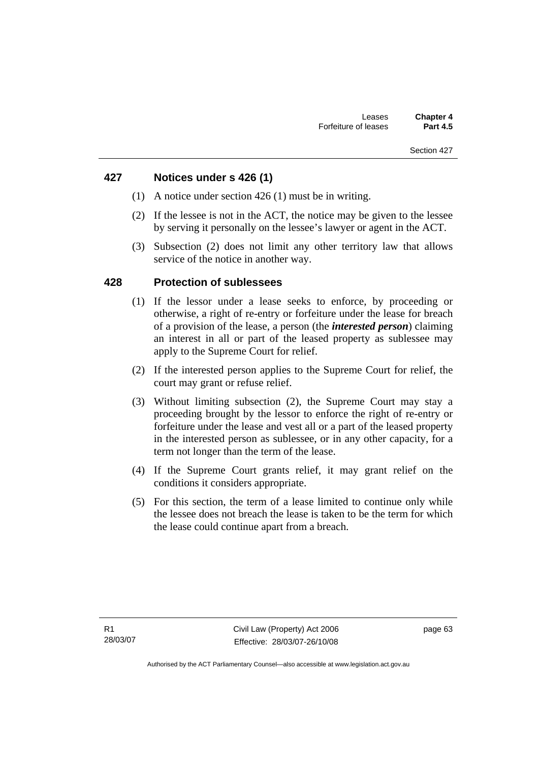## 427 Notices under s 426 (1)

(1) A notice under section 426 (1) must be in writing.

(2) If the lessee is not in the ACT, the notice may be given to the lessee by serving it personally on the lessee's lawyer or agent in the ACT.

(3) Subsection (2) does not limit any other territory law that allows service of the notice in another way.

## 428 Protection of sublessees

(1) If the lessor under a lease seeks to enforce, by proceeding or otherwise, a right of re-entry or forfeiture under the lease for breach of a provision of the lease, a person (the ***interested person***) claiming an interest in all or part of the leased property as sublessee may apply to the Supreme Court for relief.

(2) If the interested person applies to the Supreme Court for relief, the court may grant or refuse relief.

(3) Without limiting subsection (2), the Supreme Court may stay a proceeding brought by the lessor to enforce the right of re-entry or forfeiture under the lease and vest all or a part of the leased property in the interested person as sublessee, or in any other capacity, for a term not longer than the term of the lease.

(4) If the Supreme Court grants relief, it may grant relief on the conditions it considers appropriate.

(5) For this section, the term of a lease limited to continue only while the lessee does not breach the lease is taken to be the term for which the lease could continue apart from a breach.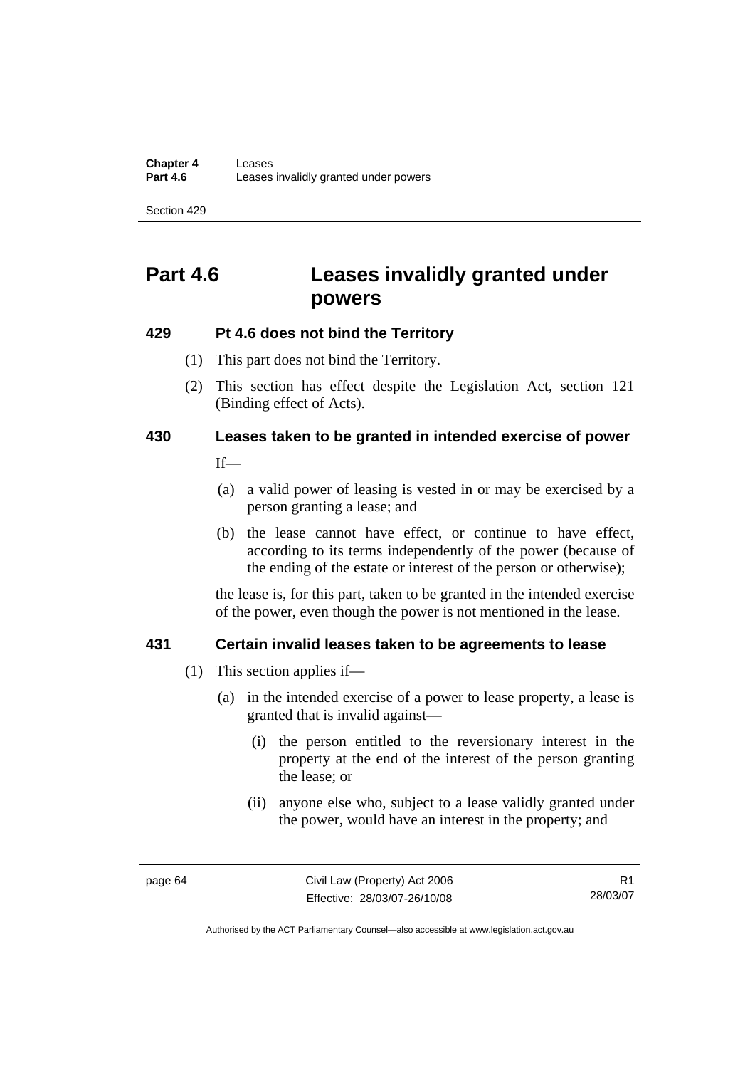# Part 4.6 Leases invalidly granted under powers

### 429 Pt 4.6 does not bind the Territory

(1) This part does not bind the Territory.

(2) This section has effect despite the Legislation Act, section 121 (Binding effect of Acts).

### 430 Leases taken to be granted in intended exercise of power

If—

(a) a valid power of leasing is vested in or may be exercised by a person granting a lease; and

(b) the lease cannot have effect, or continue to have effect, according to its terms independently of the power (because of the ending of the estate or interest of the person or otherwise);

the lease is, for this part, taken to be granted in the intended exercise of the power, even though the power is not mentioned in the lease.

### 431 Certain invalid leases taken to be agreements to lease

(1) This section applies if—

(a) in the intended exercise of a power to lease property, a lease is granted that is invalid against—

(i) the person entitled to the reversionary interest in the property at the end of the interest of the person granting the lease; or

(ii) anyone else who, subject to a lease validly granted under the power, would have an interest in the property; and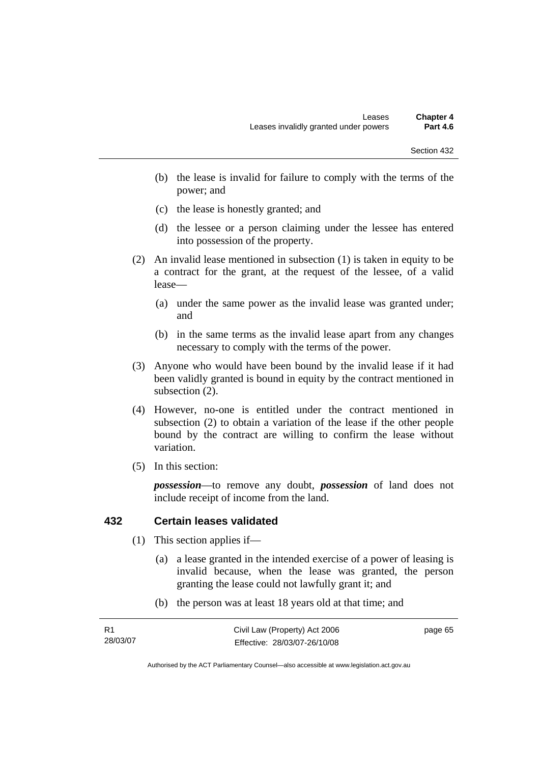(b) the lease is invalid for failure to comply with the terms of the power; and

(c) the lease is honestly granted; and

(d) the lessee or a person claiming under the lessee has entered into possession of the property.

(2) An invalid lease mentioned in subsection (1) is taken in equity to be a contract for the grant, at the request of the lessee, of a valid lease—

(a) under the same power as the invalid lease was granted under; and

(b) in the same terms as the invalid lease apart from any changes necessary to comply with the terms of the power.

(3) Anyone who would have been bound by the invalid lease if it had been validly granted is bound in equity by the contract mentioned in subsection (2).

(4) However, no-one is entitled under the contract mentioned in subsection (2) to obtain a variation of the lease if the other people bound by the contract are willing to confirm the lease without variation.

(5) In this section:

***possession***—to remove any doubt, ***possession*** of land does not include receipt of income from the land.

## 432 Certain leases validated

(1) This section applies if—

(a) a lease granted in the intended exercise of a power of leasing is invalid because, when the lease was granted, the person granting the lease could not lawfully grant it; and

(b) the person was at least 18 years old at that time; and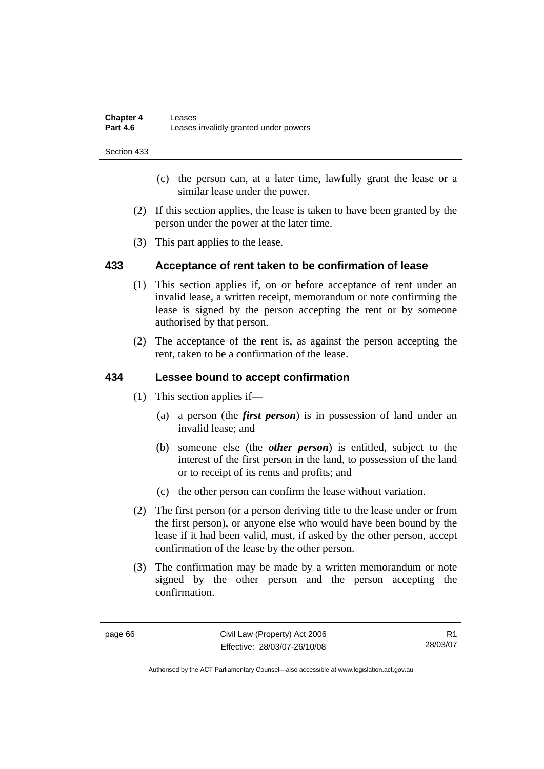(c) the person can, at a later time, lawfully grant the lease or a similar lease under the power.

(2) If this section applies, the lease is taken to have been granted by the person under the power at the later time.

(3) This part applies to the lease.

## 433 Acceptance of rent taken to be confirmation of lease

(1) This section applies if, on or before acceptance of rent under an invalid lease, a written receipt, memorandum or note confirming the lease is signed by the person accepting the rent or by someone authorised by that person.

(2) The acceptance of the rent is, as against the person accepting the rent, taken to be a confirmation of the lease.

## 434 Lessee bound to accept confirmation

(1) This section applies if—

(a) a person (the ***first person***) is in possession of land under an invalid lease; and

(b) someone else (the ***other person***) is entitled, subject to the interest of the first person in the land, to possession of the land or to receipt of its rents and profits; and

(c) the other person can confirm the lease without variation.

(2) The first person (or a person deriving title to the lease under or from the first person), or anyone else who would have been bound by the lease if it had been valid, must, if asked by the other person, accept confirmation of the lease by the other person.

(3) The confirmation may be made by a written memorandum or note signed by the other person and the person accepting the confirmation.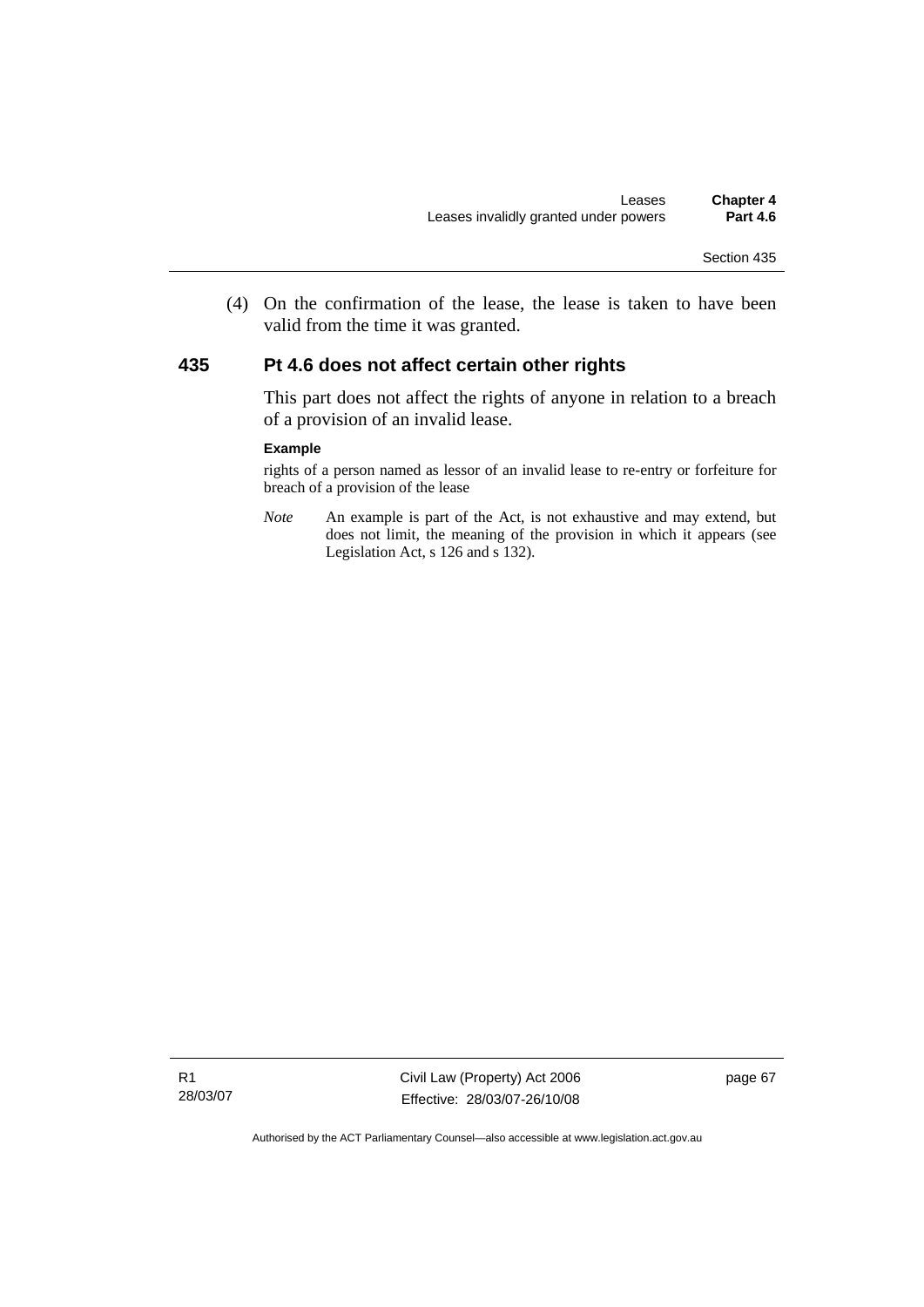(4) On the confirmation of the lease, the lease is taken to have been valid from the time it was granted.

## 435 Pt 4.6 does not affect certain other rights

This part does not affect the rights of anyone in relation to a breach of a provision of an invalid lease.

**Example**

rights of a person named as lessor of an invalid lease to re-entry or forfeiture for breach of a provision of the lease

*Note* An example is part of the Act, is not exhaustive and may extend, but does not limit, the meaning of the provision in which it appears (see Legislation Act, s 126 and s 132).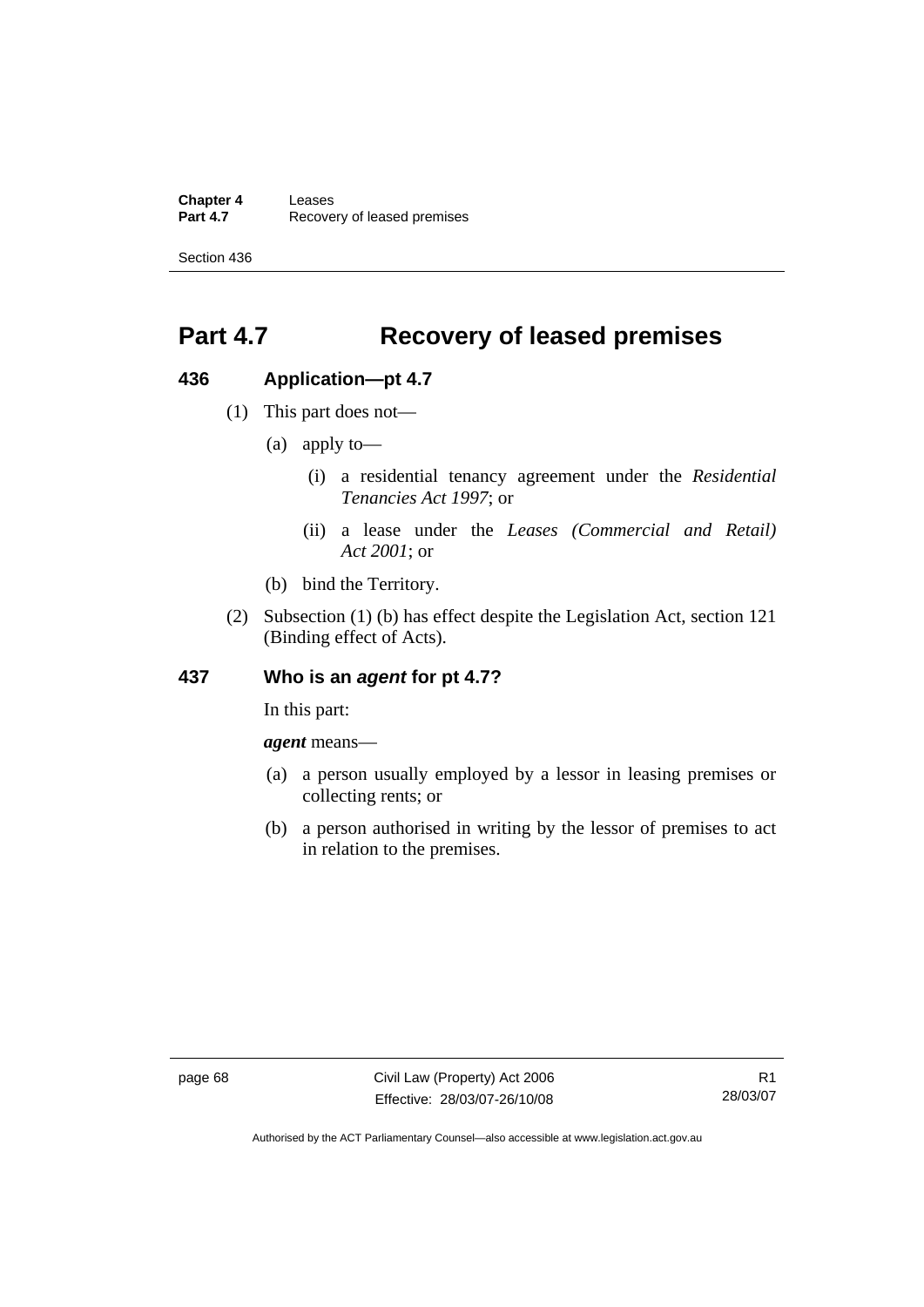# Part 4.7 Recovery of leased premises

## 436 Application—pt 4.7

(1) This part does not—

(a) apply to—

(i) a residential tenancy agreement under the *Residential Tenancies Act 1997*; or

(ii) a lease under the *Leases (Commercial and Retail) Act 2001*; or

(b) bind the Territory.

(2) Subsection (1) (b) has effect despite the Legislation Act, section 121 (Binding effect of Acts).

## 437 Who is an *agent* for pt 4.7?

In this part:

***agent*** means—

(a) a person usually employed by a lessor in leasing premises or collecting rents; or

(b) a person authorised in writing by the lessor of premises to act in relation to the premises.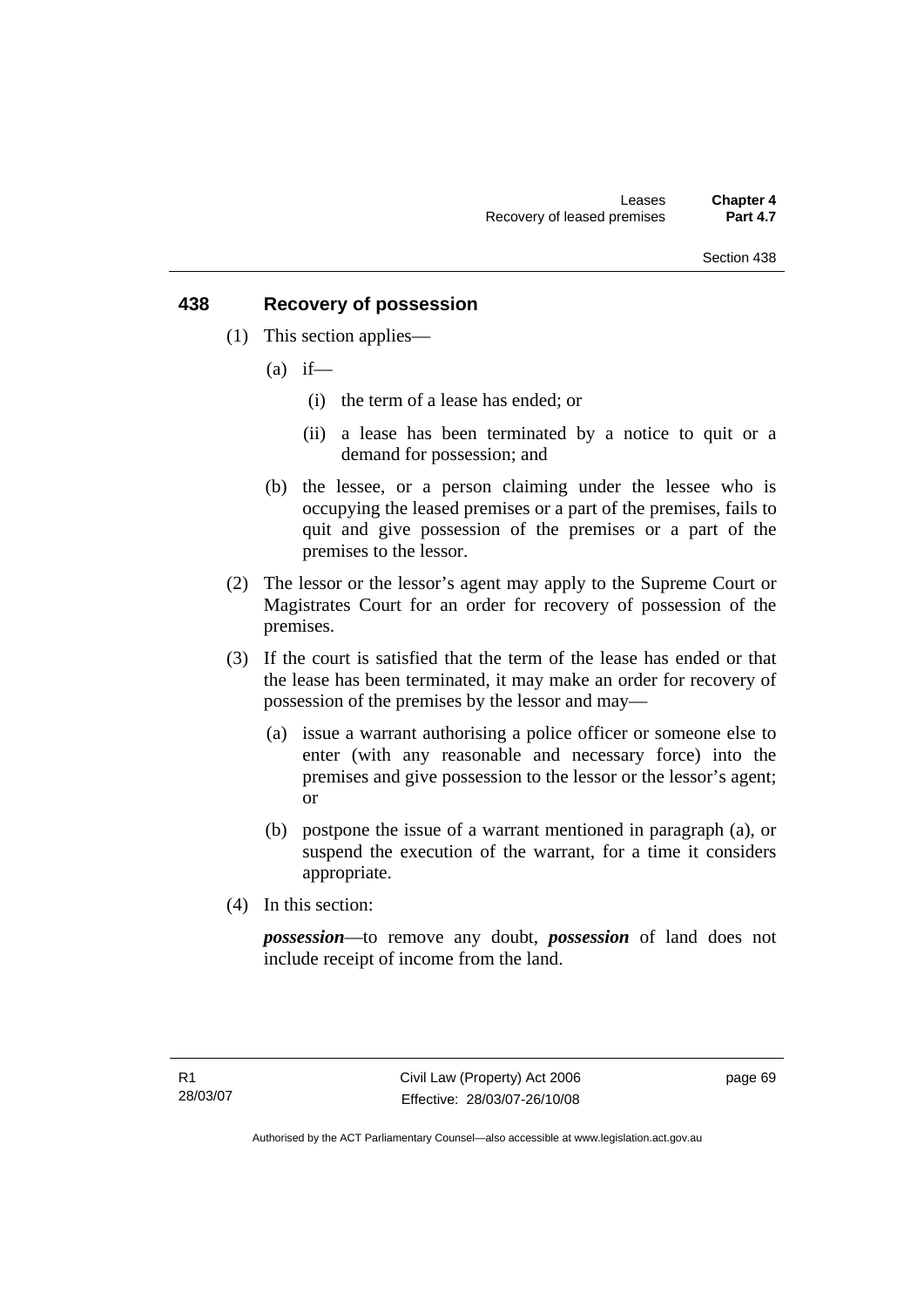## 438 Recovery of possession

(1) This section applies—

(a) if—

(i) the term of a lease has ended; or

(ii) a lease has been terminated by a notice to quit or a demand for possession; and

(b) the lessee, or a person claiming under the lessee who is occupying the leased premises or a part of the premises, fails to quit and give possession of the premises or a part of the premises to the lessor.

(2) The lessor or the lessor's agent may apply to the Supreme Court or Magistrates Court for an order for recovery of possession of the premises.

(3) If the court is satisfied that the term of the lease has ended or that the lease has been terminated, it may make an order for recovery of possession of the premises by the lessor and may—

(a) issue a warrant authorising a police officer or someone else to enter (with any reasonable and necessary force) into the premises and give possession to the lessor or the lessor's agent; or

(b) postpone the issue of a warrant mentioned in paragraph (a), or suspend the execution of the warrant, for a time it considers appropriate.

(4) In this section:

***possession***—to remove any doubt, ***possession*** of land does not include receipt of income from the land.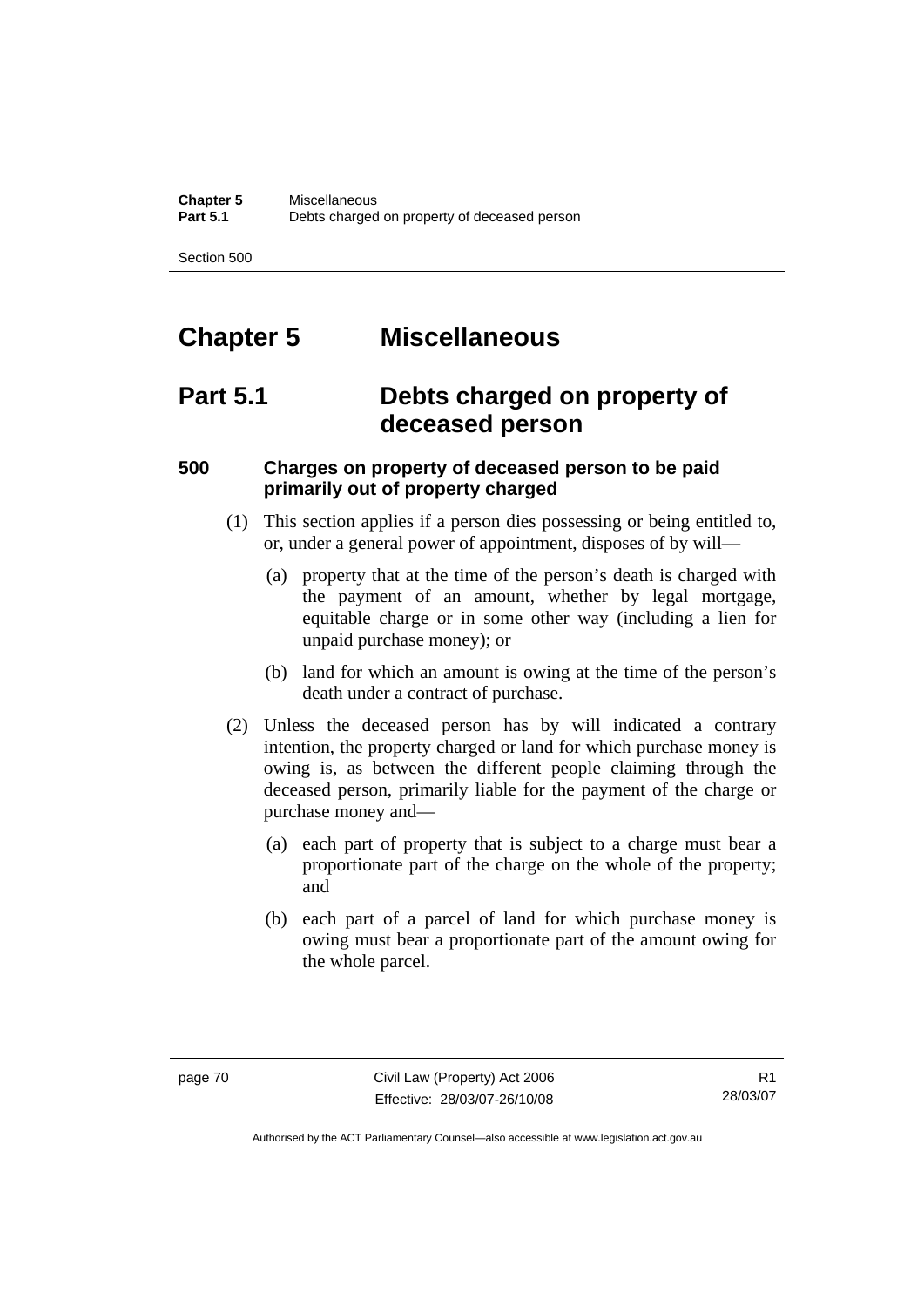# Chapter 5 Miscellaneous

## Part 5.1 Debts charged on property of deceased person

### 500 Charges on property of deceased person to be paid primarily out of property charged

(1) This section applies if a person dies possessing or being entitled to, or, under a general power of appointment, disposes of by will—

(a) property that at the time of the person's death is charged with the payment of an amount, whether by legal mortgage, equitable charge or in some other way (including a lien for unpaid purchase money); or

(b) land for which an amount is owing at the time of the person's death under a contract of purchase.

(2) Unless the deceased person has by will indicated a contrary intention, the property charged or land for which purchase money is owing is, as between the different people claiming through the deceased person, primarily liable for the payment of the charge or purchase money and—

(a) each part of property that is subject to a charge must bear a proportionate part of the charge on the whole of the property; and

(b) each part of a parcel of land for which purchase money is owing must bear a proportionate part of the amount owing for the whole parcel.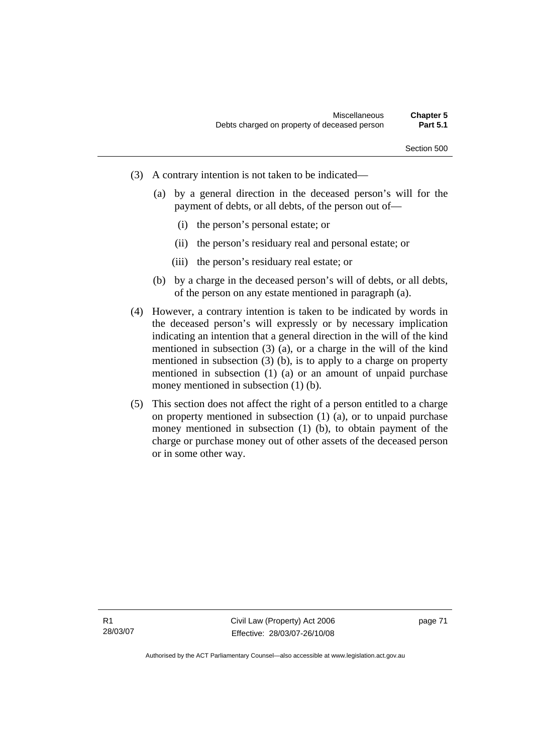(3) A contrary intention is not taken to be indicated—

  (a) by a general direction in the deceased person's will for the payment of debts, or all debts, of the person out of—

    (i) the person's personal estate; or

    (ii) the person's residuary real and personal estate; or

    (iii) the person's residuary real estate; or

  (b) by a charge in the deceased person's will of debts, or all debts, of the person on any estate mentioned in paragraph (a).

(4) However, a contrary intention is taken to be indicated by words in the deceased person's will expressly or by necessary implication indicating an intention that a general direction in the will of the kind mentioned in subsection (3) (a), or a charge in the will of the kind mentioned in subsection (3) (b), is to apply to a charge on property mentioned in subsection (1) (a) or an amount of unpaid purchase money mentioned in subsection (1) (b).

(5) This section does not affect the right of a person entitled to a charge on property mentioned in subsection (1) (a), or to unpaid purchase money mentioned in subsection (1) (b), to obtain payment of the charge or purchase money out of other assets of the deceased person or in some other way.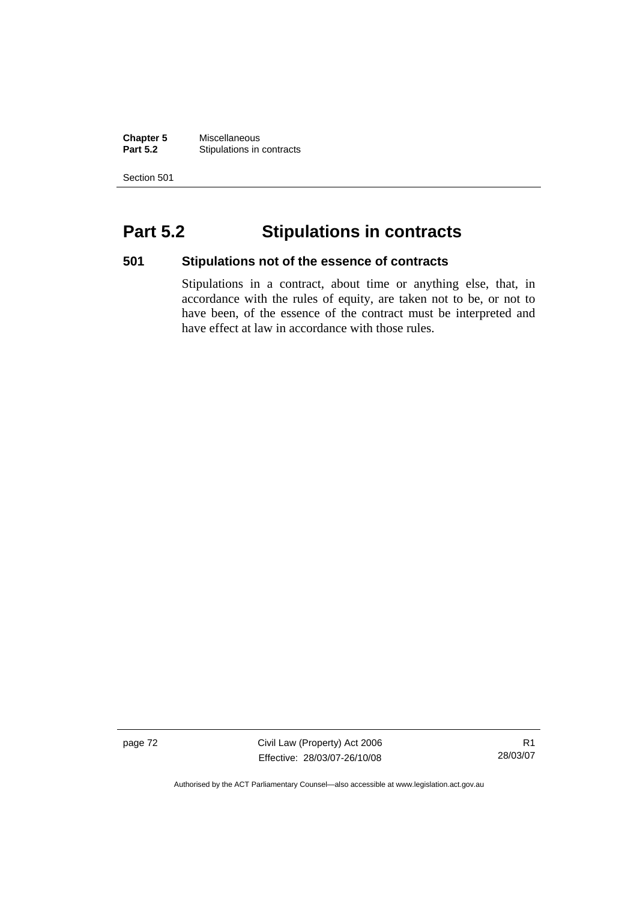# Part 5.2 Stipulations in contracts

## 501 Stipulations not of the essence of contracts

Stipulations in a contract, about time or anything else, that, in accordance with the rules of equity, are taken not to be, or not to have been, of the essence of the contract must be interpreted and have effect at law in accordance with those rules.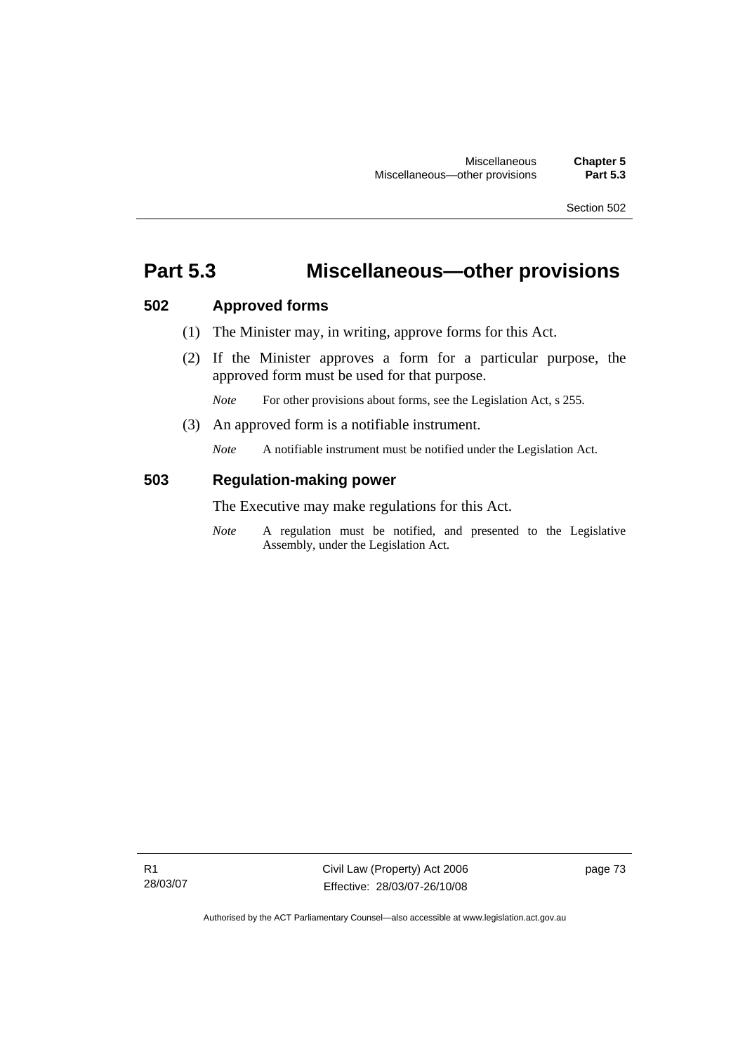# Part 5.3 Miscellaneous—other provisions

## 502 Approved forms

(1) The Minister may, in writing, approve forms for this Act.

(2) If the Minister approves a form for a particular purpose, the approved form must be used for that purpose.

*Note* For other provisions about forms, see the Legislation Act, s 255.

(3) An approved form is a notifiable instrument.

*Note* A notifiable instrument must be notified under the Legislation Act.

## 503 Regulation-making power

The Executive may make regulations for this Act.

*Note* A regulation must be notified, and presented to the Legislative Assembly, under the Legislation Act.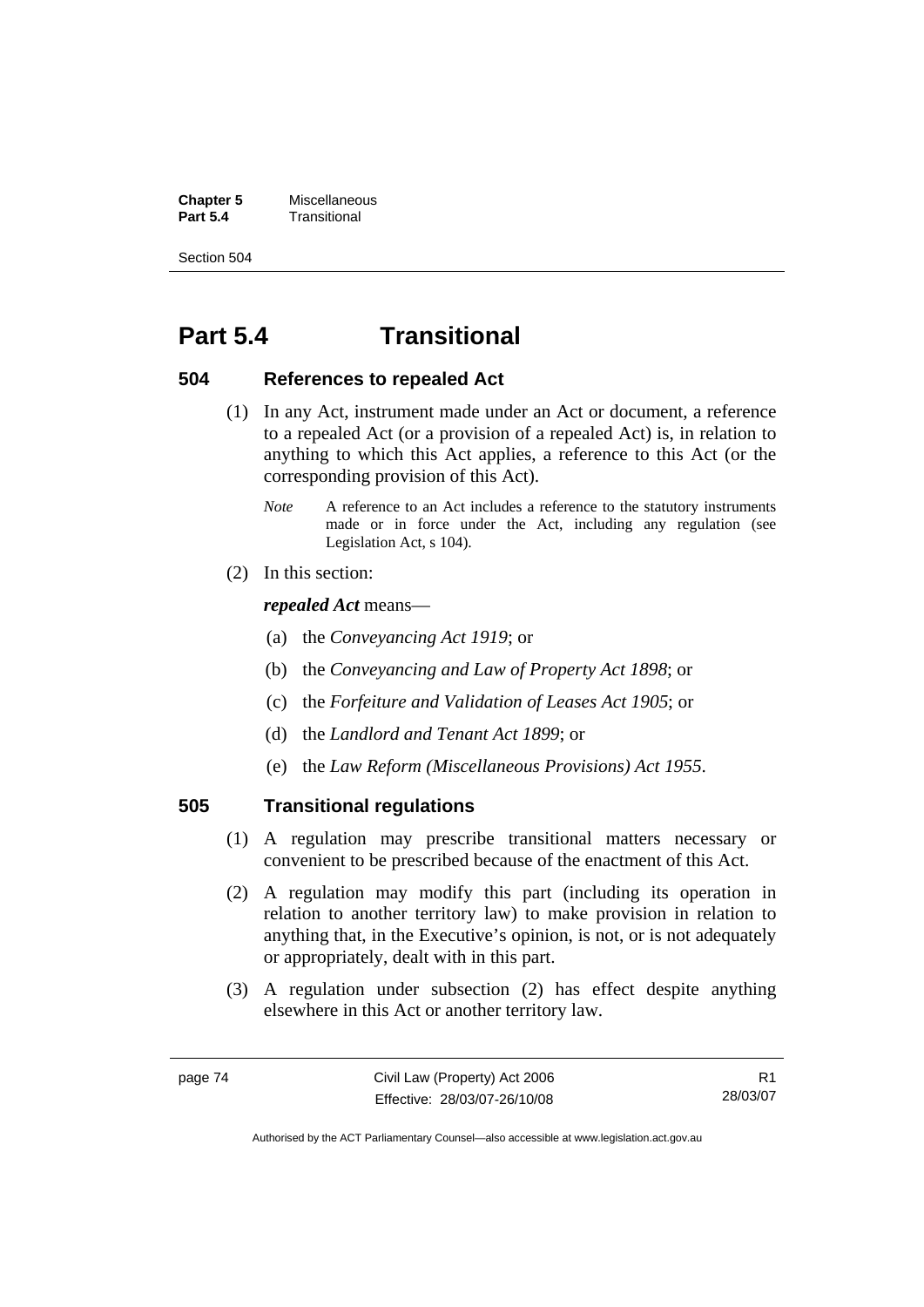# Part 5.4 Transitional

## 504 References to repealed Act

(1) In any Act, instrument made under an Act or document, a reference to a repealed Act (or a provision of a repealed Act) is, in relation to anything to which this Act applies, a reference to this Act (or the corresponding provision of this Act).

*Note* A reference to an Act includes a reference to the statutory instruments made or in force under the Act, including any regulation (see Legislation Act, s 104).

(2) In this section:

***repealed Act*** means—

(a) the *Conveyancing Act 1919*; or

(b) the *Conveyancing and Law of Property Act 1898*; or

(c) the *Forfeiture and Validation of Leases Act 1905*; or

(d) the *Landlord and Tenant Act 1899*; or

(e) the *Law Reform (Miscellaneous Provisions) Act 1955*.

## 505 Transitional regulations

(1) A regulation may prescribe transitional matters necessary or convenient to be prescribed because of the enactment of this Act.

(2) A regulation may modify this part (including its operation in relation to another territory law) to make provision in relation to anything that, in the Executive's opinion, is not, or is not adequately or appropriately, dealt with in this part.

(3) A regulation under subsection (2) has effect despite anything elsewhere in this Act or another territory law.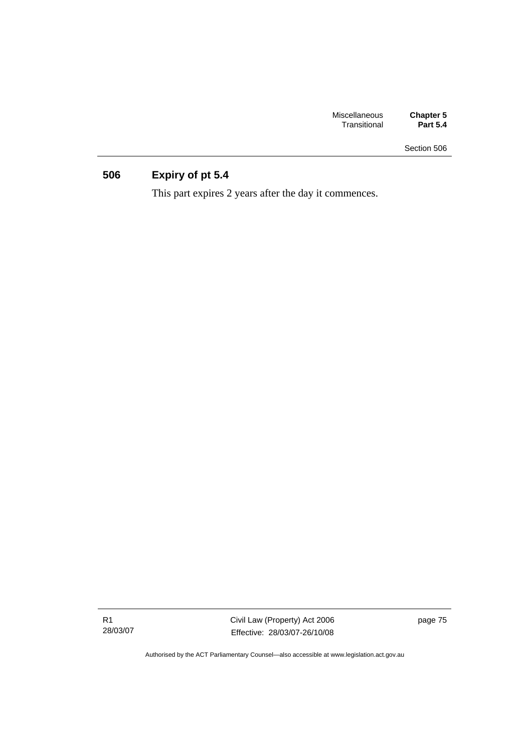## 506 Expiry of pt 5.4

This part expires 2 years after the day it commences.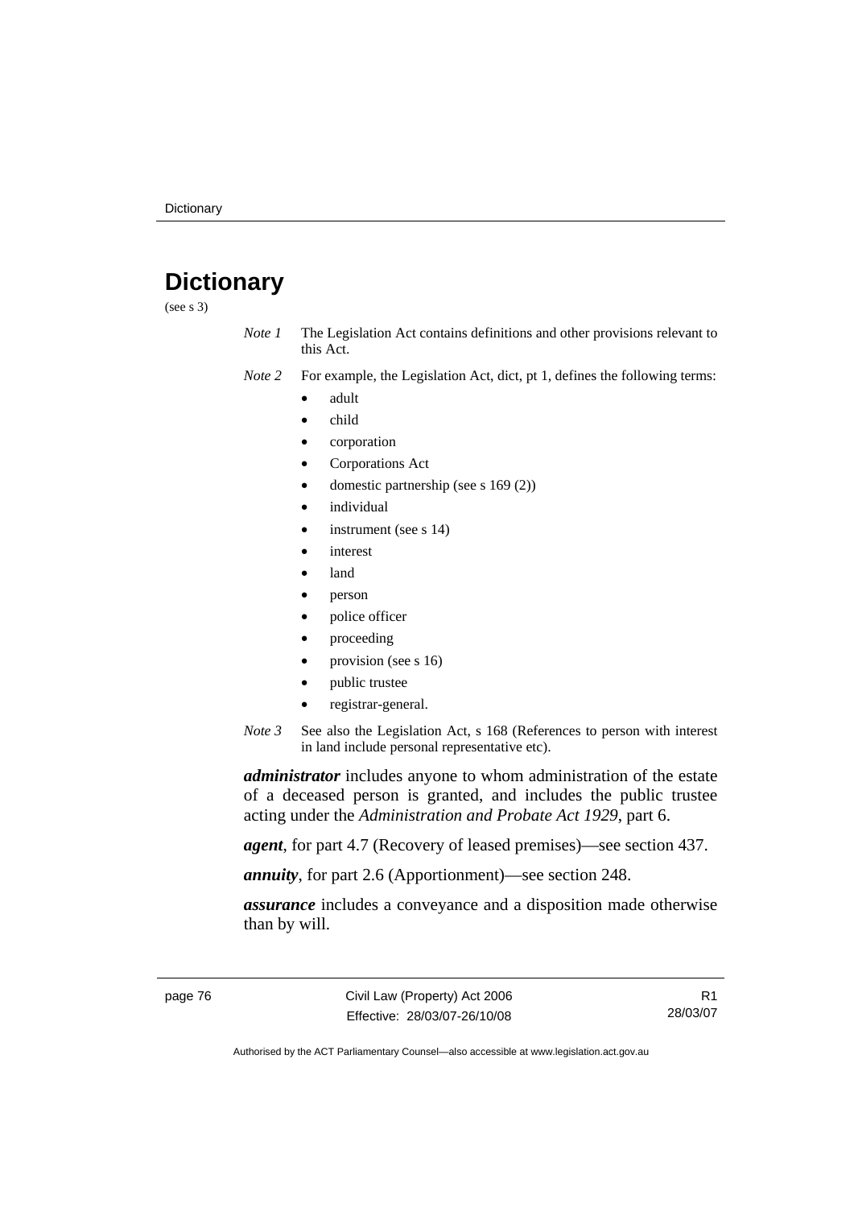# Dictionary

(see s 3)

*Note 1* The Legislation Act contains definitions and other provisions relevant to this Act.

*Note 2* For example, the Legislation Act, dict, pt 1, defines the following terms:

- adult
- child
- corporation
- Corporations Act
- domestic partnership (see s 169 (2))
- individual
- instrument (see s 14)
- interest
- land
- person
- police officer
- proceeding
- provision (see s 16)
- public trustee
- registrar-general.

*Note 3* See also the Legislation Act, s 168 (References to person with interest in land include personal representative etc).

***administrator*** includes anyone to whom administration of the estate of a deceased person is granted, and includes the public trustee acting under the *Administration and Probate Act 1929*, part 6.

***agent***, for part 4.7 (Recovery of leased premises)—see section 437.

***annuity***, for part 2.6 (Apportionment)—see section 248.

***assurance*** includes a conveyance and a disposition made otherwise than by will.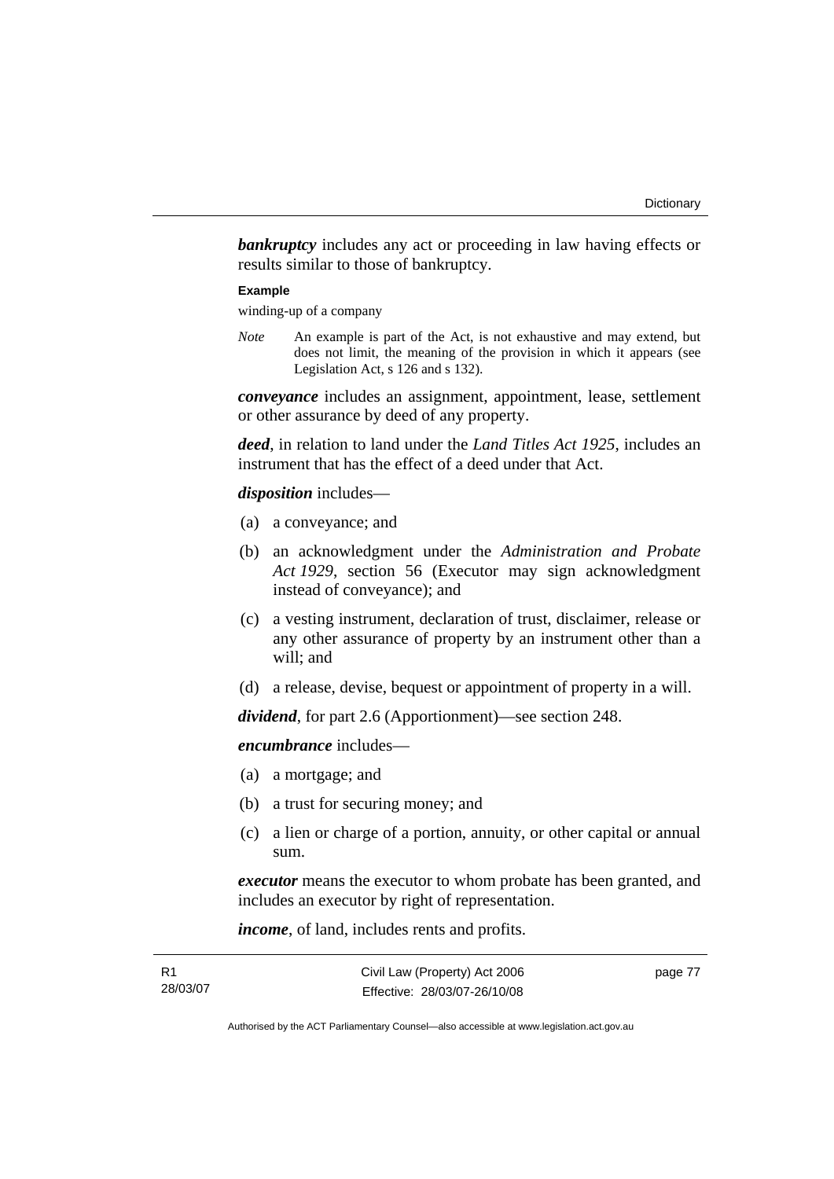***bankruptcy*** includes any act or proceeding in law having effects or results similar to those of bankruptcy.

**Example**

winding-up of a company

*Note* An example is part of the Act, is not exhaustive and may extend, but does not limit, the meaning of the provision in which it appears (see Legislation Act, s 126 and s 132).

***conveyance*** includes an assignment, appointment, lease, settlement or other assurance by deed of any property.

***deed***, in relation to land under the *Land Titles Act 1925*, includes an instrument that has the effect of a deed under that Act.

***disposition*** includes—

(a) a conveyance; and

(b) an acknowledgment under the *Administration and Probate Act 1929*, section 56 (Executor may sign acknowledgment instead of conveyance); and

(c) a vesting instrument, declaration of trust, disclaimer, release or any other assurance of property by an instrument other than a will; and

(d) a release, devise, bequest or appointment of property in a will.

***dividend***, for part 2.6 (Apportionment)—see section 248.

***encumbrance*** includes—

(a) a mortgage; and

(b) a trust for securing money; and

(c) a lien or charge of a portion, annuity, or other capital or annual sum.

***executor*** means the executor to whom probate has been granted, and includes an executor by right of representation.

***income***, of land, includes rents and profits.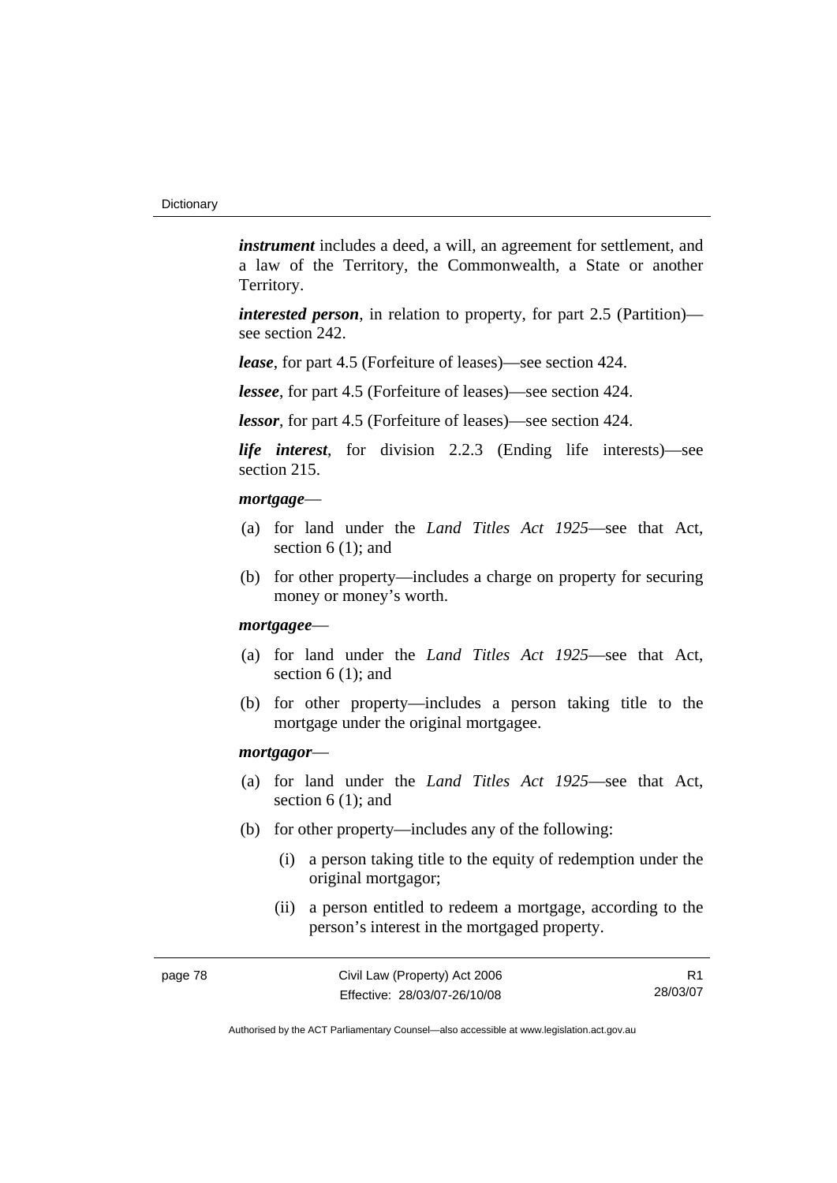***instrument*** includes a deed, a will, an agreement for settlement, and a law of the Territory, the Commonwealth, a State or another Territory.

***interested person***, in relation to property, for part 2.5 (Partition)—see section 242.

***lease***, for part 4.5 (Forfeiture of leases)—see section 424.

***lessee***, for part 4.5 (Forfeiture of leases)—see section 424.

***lessor***, for part 4.5 (Forfeiture of leases)—see section 424.

***life interest***, for division 2.2.3 (Ending life interests)—see section 215.

***mortgage***—

(a) for land under the *Land Titles Act 1925*—see that Act, section 6 (1); and

(b) for other property—includes a charge on property for securing money or money's worth.

***mortgagee***—

(a) for land under the *Land Titles Act 1925*—see that Act, section 6 (1); and

(b) for other property—includes a person taking title to the mortgage under the original mortgagee.

***mortgagor***—

(a) for land under the *Land Titles Act 1925*—see that Act, section 6 (1); and

(b) for other property—includes any of the following:

  (i) a person taking title to the equity of redemption under the original mortgagor;

  (ii) a person entitled to redeem a mortgage, according to the person's interest in the mortgaged property.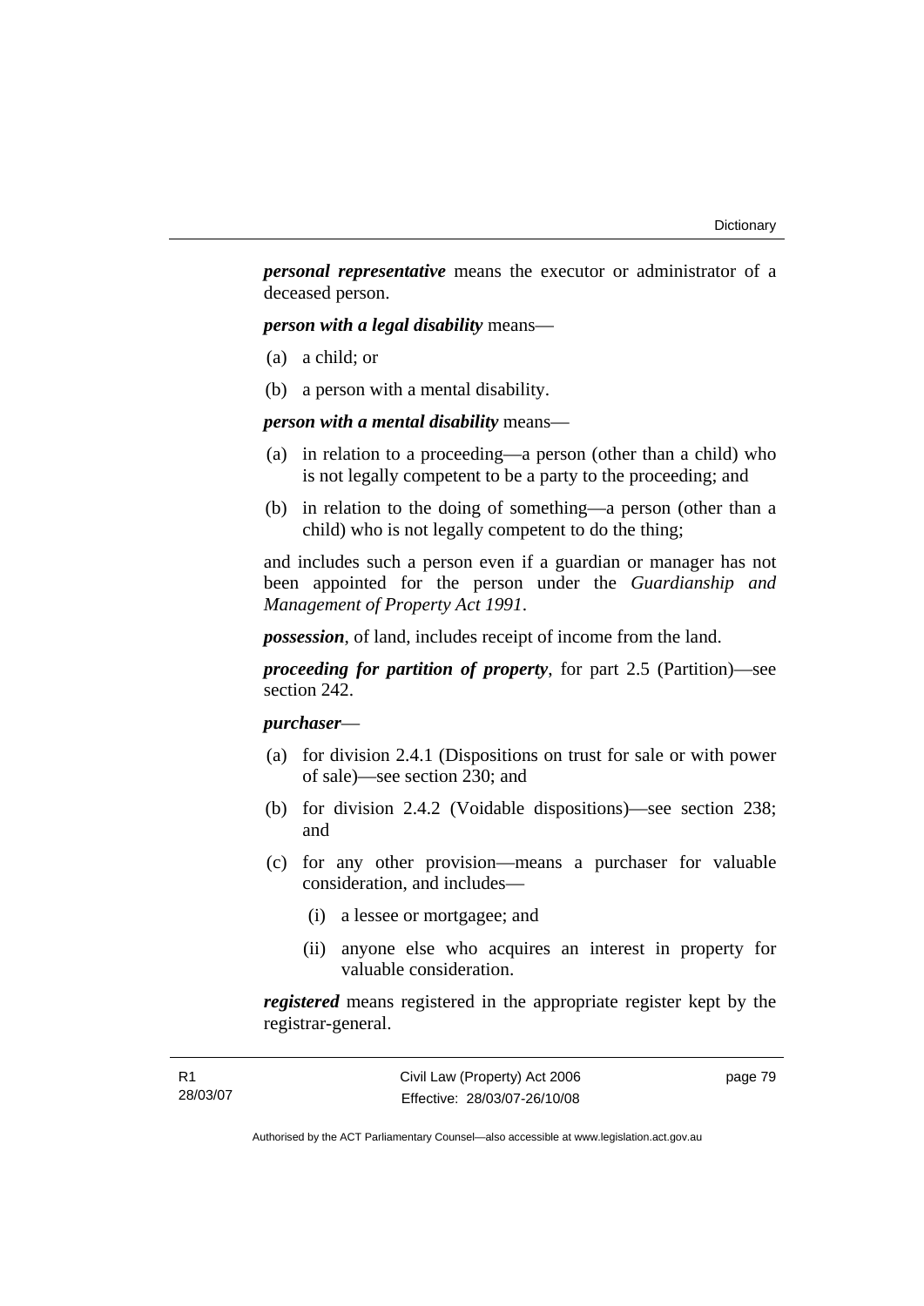***personal representative*** means the executor or administrator of a deceased person.

***person with a legal disability*** means—

(a) a child; or

(b) a person with a mental disability.

***person with a mental disability*** means—

(a) in relation to a proceeding—a person (other than a child) who is not legally competent to be a party to the proceeding; and

(b) in relation to the doing of something—a person (other than a child) who is not legally competent to do the thing;

and includes such a person even if a guardian or manager has not been appointed for the person under the *Guardianship and Management of Property Act 1991*.

***possession***, of land, includes receipt of income from the land.

***proceeding for partition of property***, for part 2.5 (Partition)—see section 242.

***purchaser***—

(a) for division 2.4.1 (Dispositions on trust for sale or with power of sale)—see section 230; and

(b) for division 2.4.2 (Voidable dispositions)—see section 238; and

(c) for any other provision—means a purchaser for valuable consideration, and includes—

  (i) a lessee or mortgagee; and

  (ii) anyone else who acquires an interest in property for valuable consideration.

***registered*** means registered in the appropriate register kept by the registrar-general.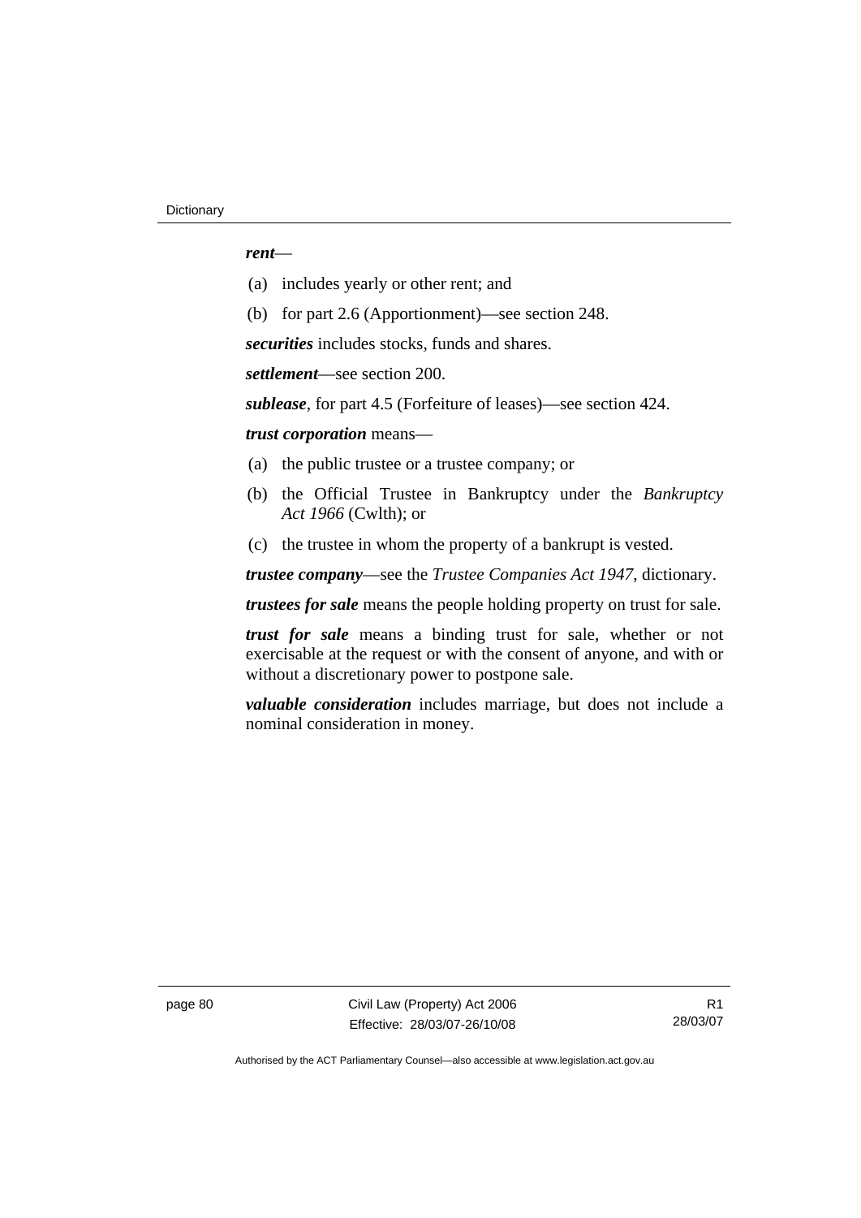***rent***—

(a) includes yearly or other rent; and

(b) for part 2.6 (Apportionment)—see section 248.

***securities*** includes stocks, funds and shares.

***settlement***—see section 200.

***sublease***, for part 4.5 (Forfeiture of leases)—see section 424.

***trust corporation*** means—

(a) the public trustee or a trustee company; or

(b) the Official Trustee in Bankruptcy under the *Bankruptcy Act 1966* (Cwlth); or

(c) the trustee in whom the property of a bankrupt is vested.

***trustee company***—see the *Trustee Companies Act 1947*, dictionary.

***trustees for sale*** means the people holding property on trust for sale.

***trust for sale*** means a binding trust for sale, whether or not exercisable at the request or with the consent of anyone, and with or without a discretionary power to postpone sale.

***valuable consideration*** includes marriage, but does not include a nominal consideration in money.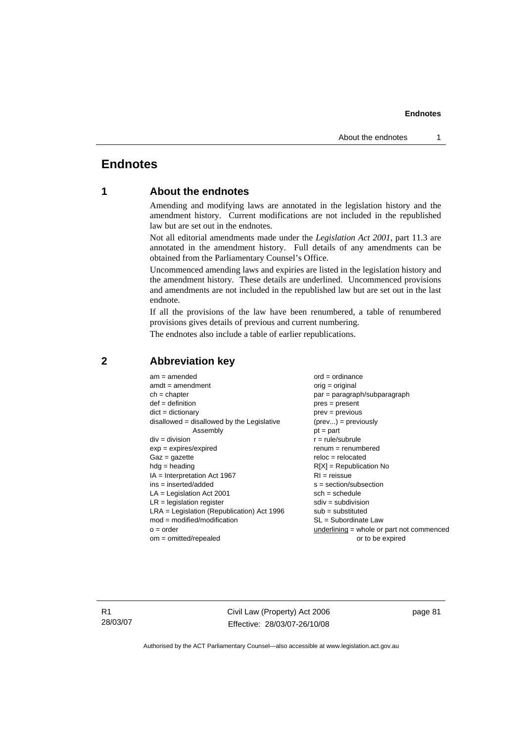# Endnotes

## 1 About the endnotes

Amending and modifying laws are annotated in the legislation history and the amendment history. Current modifications are not included in the republished law but are set out in the endnotes.

Not all editorial amendments made under the *Legislation Act 2001*, part 11.3 are annotated in the amendment history. Full details of any amendments can be obtained from the Parliamentary Counsel's Office.

Uncommenced amending laws and expiries are listed in the legislation history and the amendment history. These details are underlined. Uncommenced provisions and amendments are not included in the republished law but are set out in the last endnote.

If all the provisions of the law have been renumbered, a table of renumbered provisions gives details of previous and current numbering.

The endnotes also include a table of earlier republications.

## 2 Abbreviation key

am = amended
amdt = amendment
ch = chapter
def = definition
dict = dictionary
disallowed = disallowed by the Legislative Assembly
div = division
exp = expires/expired
Gaz = gazette
hdg = heading
IA = Interpretation Act 1967
ins = inserted/added
LA = Legislation Act 2001
LR = legislation register
LRA = Legislation (Republication) Act 1996
mod = modified/modification
o = order
om = omitted/repealed
ord = ordinance
orig = original
par = paragraph/subparagraph
pres = present
prev = previous
(prev...) = previously
pt = part
r = rule/subrule
renum = renumbered
reloc = relocated
R[X] = Republication No
RI = reissue
s = section/subsection
sch = schedule
sdiv = subdivision
sub = substituted
SL = Subordinate Law
<u>underlining</u> = whole or part not commenced or to be expired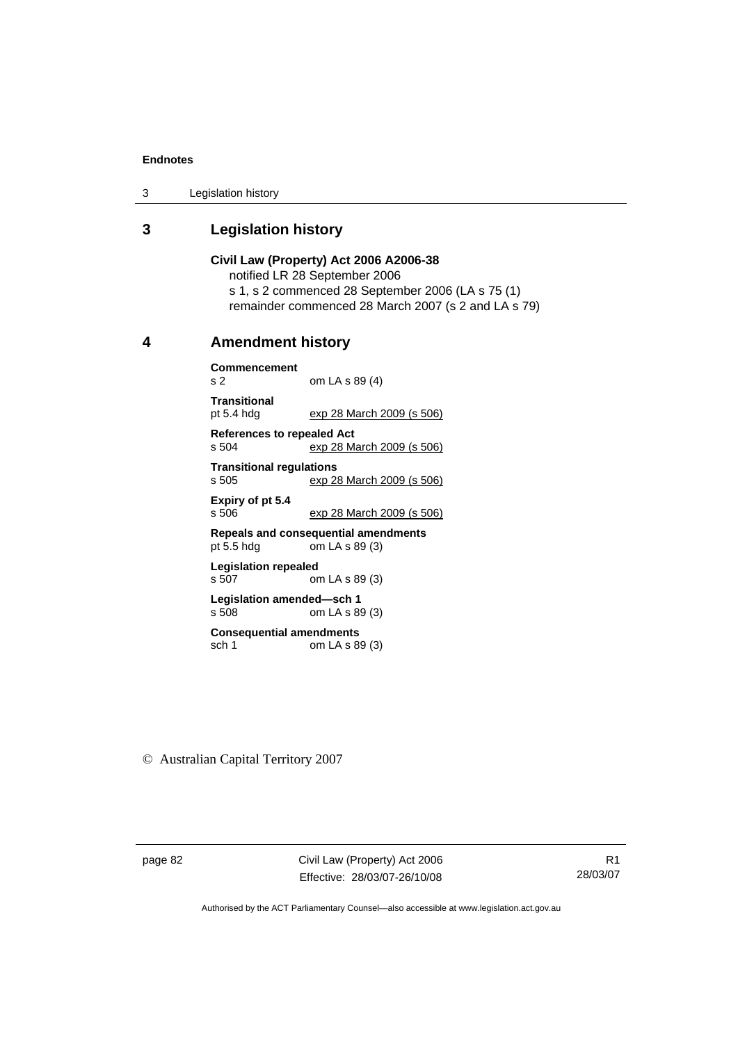## 3 Legislation history

**Civil Law (Property) Act 2006 A2006-38**

notified LR 28 September 2006

s 1, s 2 commenced 28 September 2006 (LA s 75 (1)

remainder commenced 28 March 2007 (s 2 and LA s 79)

## 4 Amendment history

**Commencement**

s 2 om LA s 89 (4)

**Transitional**

pt 5.4 hdg exp 28 March 2009 (s 506)

**References to repealed Act**

s 504 exp 28 March 2009 (s 506)

**Transitional regulations**

s 505 exp 28 March 2009 (s 506)

**Expiry of pt 5.4**

s 506 exp 28 March 2009 (s 506)

**Repeals and consequential amendments**

pt 5.5 hdg om LA s 89 (3)

**Legislation repealed**

s 507 om LA s 89 (3)

**Legislation amended—sch 1**

s 508 om LA s 89 (3)

**Consequential amendments**

sch 1 om LA s 89 (3)

© Australian Capital Territory 2007